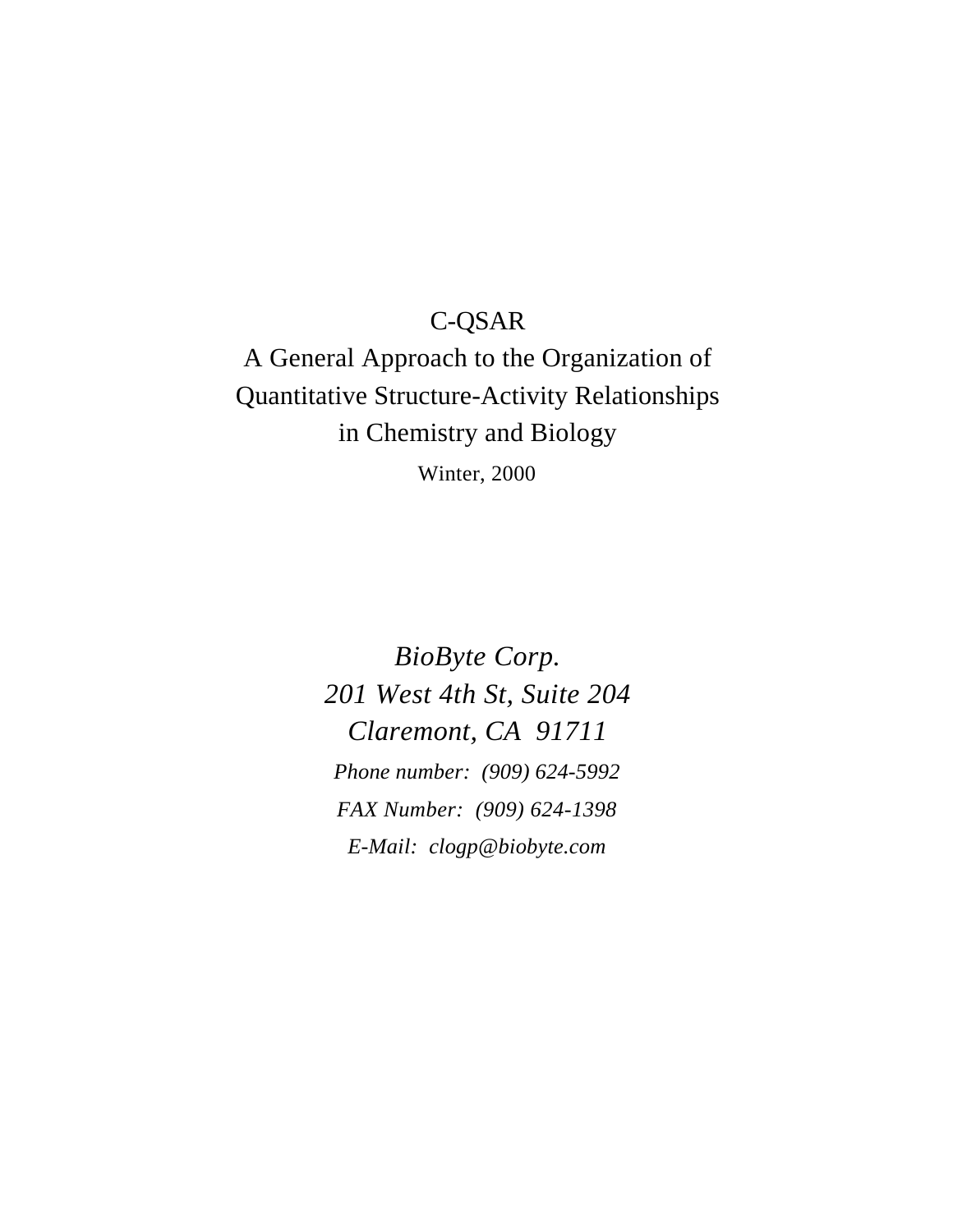# C-QSAR

## A General Approach to the Organization of Quantitative Structure-Activity Relationships in Chemistry and Biology

Winter, 2000

*BioByte Corp.*
*201 West 4th St, Suite 204*
*Claremont, CA 91711*

*Phone number: (909) 624-5992*

*FAX Number: (909) 624-1398*

*E-Mail: clogp@biobyte.com*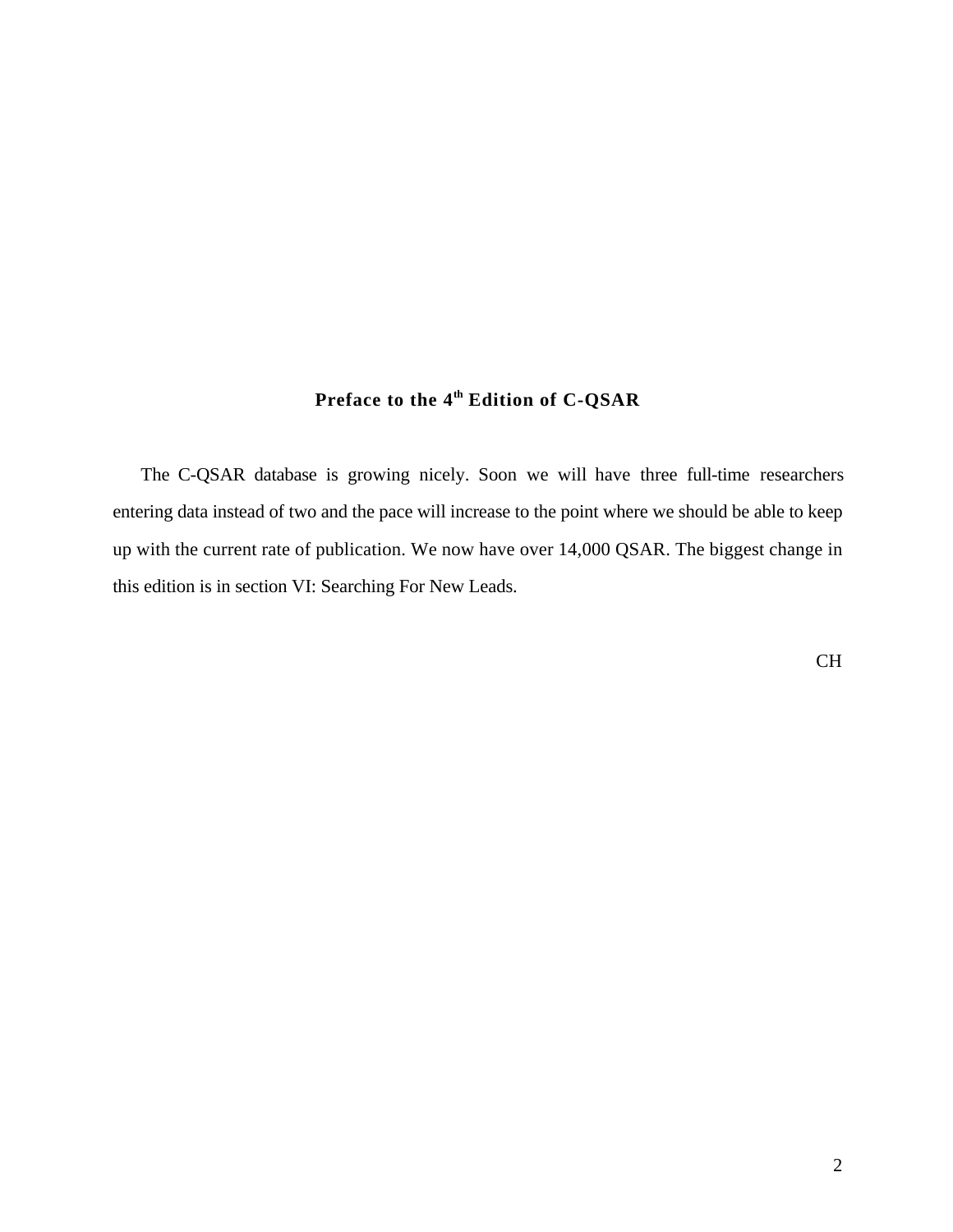# Preface to the 4th Edition of C-QSAR

The C-QSAR database is growing nicely. Soon we will have three full-time researchers entering data instead of two and the pace will increase to the point where we should be able to keep up with the current rate of publication. We now have over 14,000 QSAR. The biggest change in this edition is in section VI: Searching For New Leads.

CH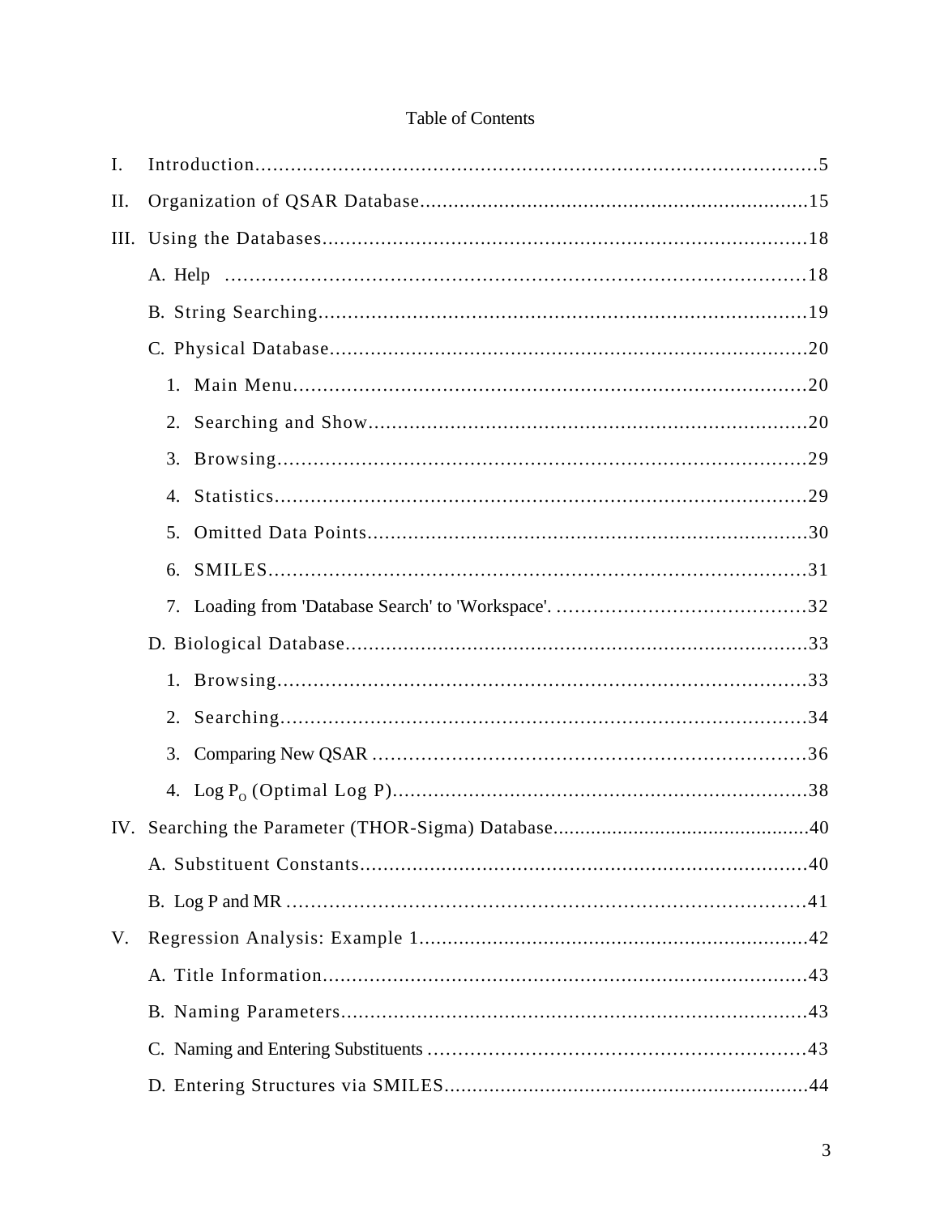# Table of Contents

I. Introduction....................................................................................................5

II. Organization of QSAR Database....................................................................15

III. Using the Databases....................................................................................18

- A. Help ..........................................................................................................18
- B. String Searching..........................................................................................19
- C. Physical Database........................................................................................20
  1. Main Menu...............................................................................................20
  2. Searching and Show....................................................................................20
  3. Browsing...................................................................................................29
  4. Statistics....................................................................................................29
  5. Omitted Data Points....................................................................................30
  6. SMILES......................................................................................................31
  7. Loading from 'Database Search' to 'Workspace'. ..........................................32
- D. Biological Database......................................................................................33
  1. Browsing....................................................................................................33
  2. Searching...................................................................................................34
  3. Comparing New QSAR ...............................................................................36
  4. Log $P_O$ (Optimal Log P)...........................................................................38

IV. Searching the Parameter (THOR-Sigma) Database...............................................40

- A. Substituent Constants....................................................................................40
- B. Log P and MR ............................................................................................41

V. Regression Analysis: Example 1......................................................................42

- A. Title Information..........................................................................................43
- B. Naming Parameters.......................................................................................43
- C. Naming and Entering Substituents ..................................................................43
- D. Entering Structures via SMILES.....................................................................44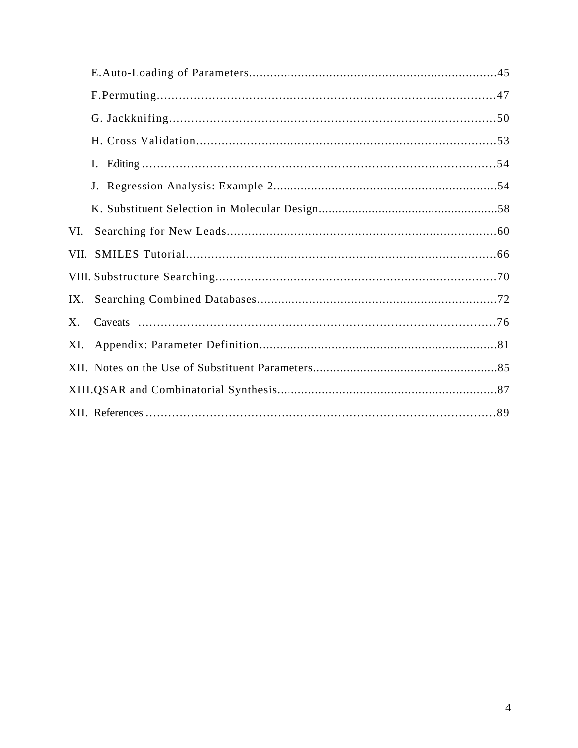E. Auto-Loading of Parameters........................................................................45

F. Permuting...................................................................................................47

G. Jackknifing...............................................................................................50

H. Cross Validation.........................................................................................53

I. Editing ........................................................................................................54

J. Regression Analysis: Example 2..................................................................54

K. Substituent Selection in Molecular Design.......................................................58

VI. Searching for New Leads.............................................................................60

VII. SMILES Tutorial.........................................................................................66

VIII. Substructure Searching................................................................................70

IX. Searching Combined Databases......................................................................72

X. Caveats .......................................................................................................76

XI. Appendix: Parameter Definition......................................................................81

XII. Notes on the Use of Substituent Parameters.......................................................85

XIII. QSAR and Combinatorial Synthesis.................................................................87

XII. References ...................................................................................................89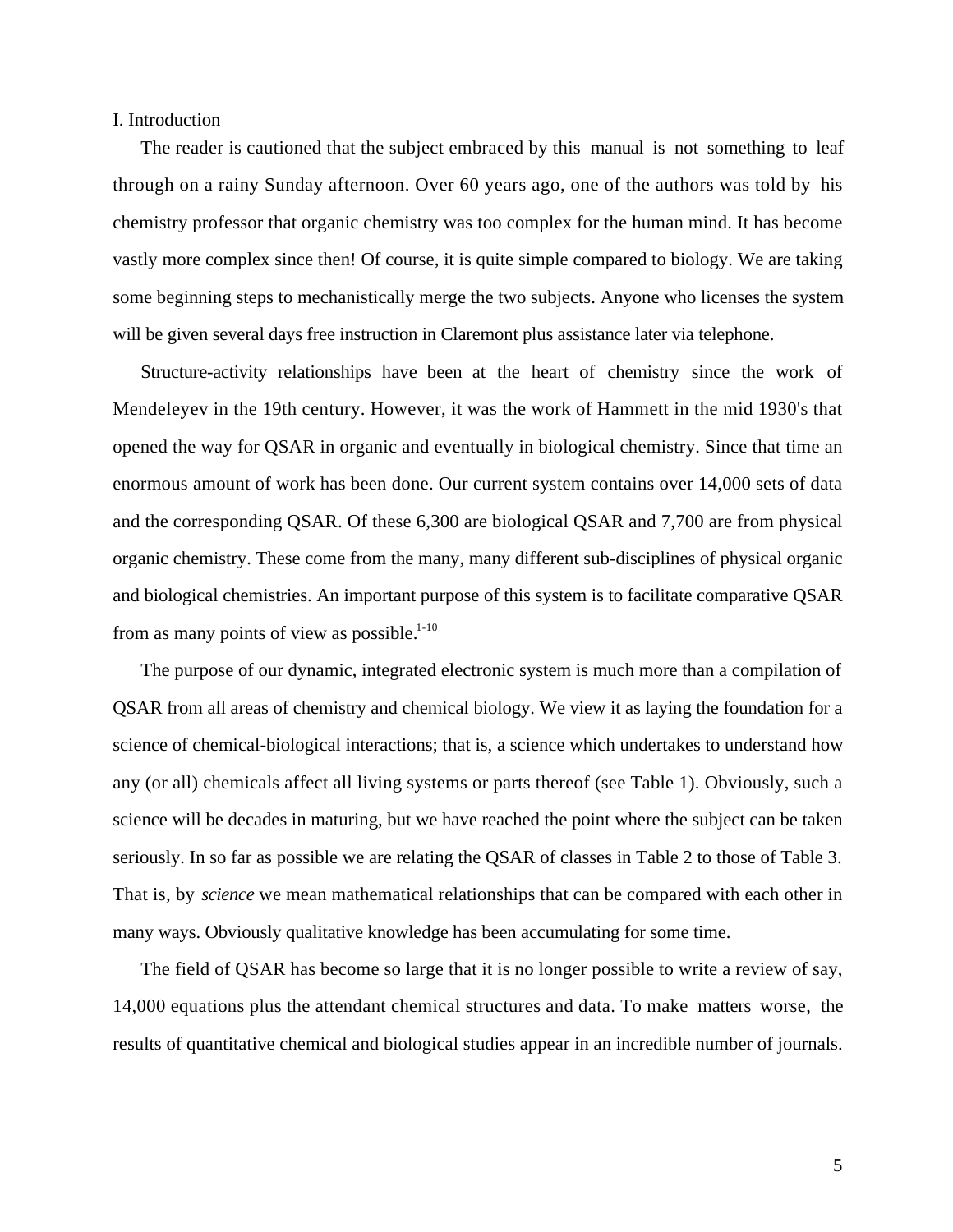# I. Introduction

The reader is cautioned that the subject embraced by this manual is not something to leaf through on a rainy Sunday afternoon. Over 60 years ago, one of the authors was told by his chemistry professor that organic chemistry was too complex for the human mind. It has become vastly more complex since then! Of course, it is quite simple compared to biology. We are taking some beginning steps to mechanistically merge the two subjects. Anyone who licenses the system will be given several days free instruction in Claremont plus assistance later via telephone.

Structure-activity relationships have been at the heart of chemistry since the work of Mendeleyev in the 19th century. However, it was the work of Hammett in the mid 1930's that opened the way for QSAR in organic and eventually in biological chemistry. Since that time an enormous amount of work has been done. Our current system contains over 14,000 sets of data and the corresponding QSAR. Of these 6,300 are biological QSAR and 7,700 are from physical organic chemistry. These come from the many, many different sub-disciplines of physical organic and biological chemistries. An important purpose of this system is to facilitate comparative QSAR from as many points of view as possible.[1-10]

The purpose of our dynamic, integrated electronic system is much more than a compilation of QSAR from all areas of chemistry and chemical biology. We view it as laying the foundation for a science of chemical-biological interactions; that is, a science which undertakes to understand how any (or all) chemicals affect all living systems or parts thereof (see Table 1). Obviously, such a science will be decades in maturing, but we have reached the point where the subject can be taken seriously. In so far as possible we are relating the QSAR of classes in Table 2 to those of Table 3. That is, by *science* we mean mathematical relationships that can be compared with each other in many ways. Obviously qualitative knowledge has been accumulating for some time.

The field of QSAR has become so large that it is no longer possible to write a review of say, 14,000 equations plus the attendant chemical structures and data. To make matters worse, the results of quantitative chemical and biological studies appear in an incredible number of journals.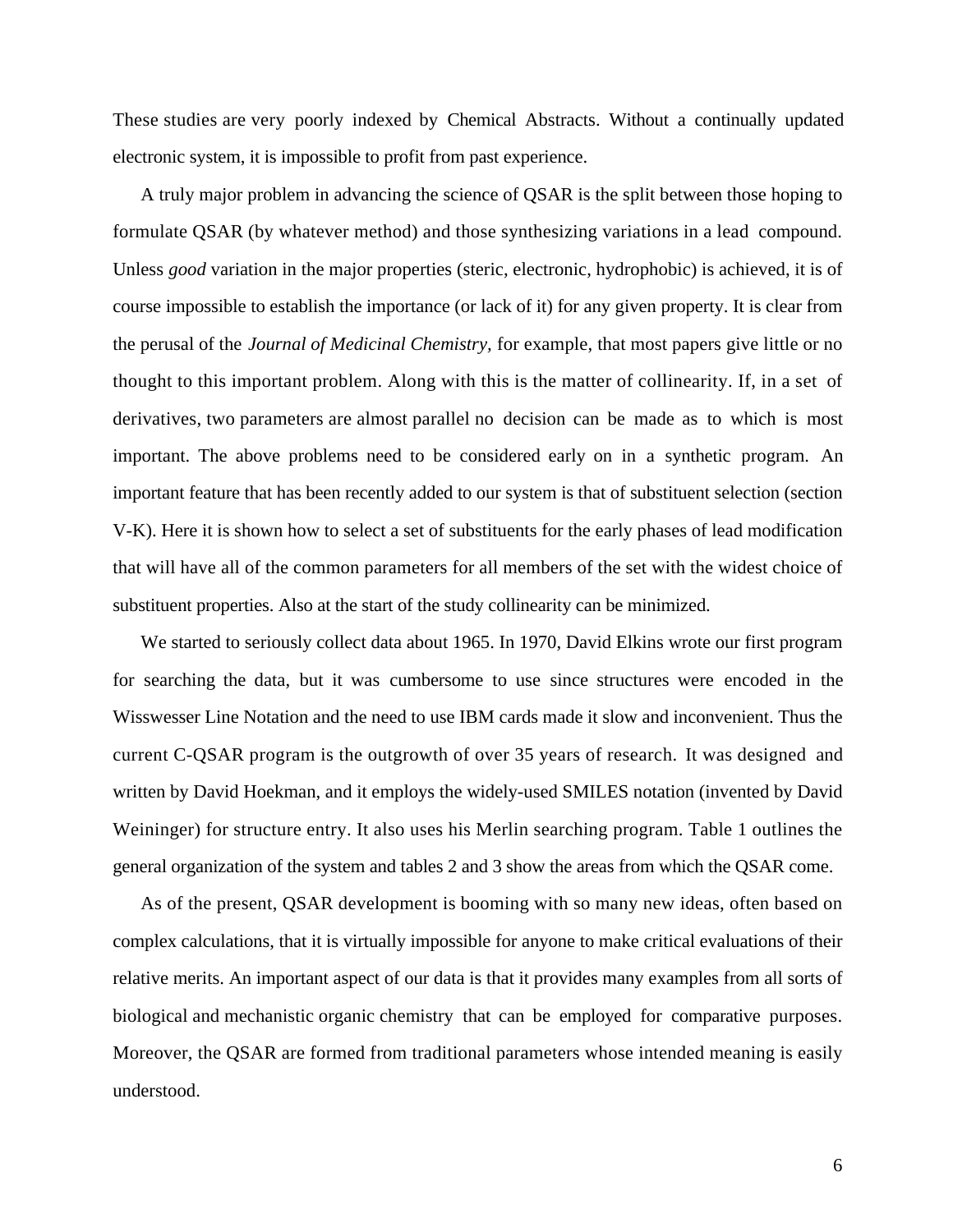These studies are very poorly indexed by Chemical Abstracts. Without a continually updated electronic system, it is impossible to profit from past experience.

A truly major problem in advancing the science of QSAR is the split between those hoping to formulate QSAR (by whatever method) and those synthesizing variations in a lead compound. Unless *good* variation in the major properties (steric, electronic, hydrophobic) is achieved, it is of course impossible to establish the importance (or lack of it) for any given property. It is clear from the perusal of the *Journal of Medicinal Chemistry,* for example, that most papers give little or no thought to this important problem. Along with this is the matter of collinearity. If, in a set of derivatives, two parameters are almost parallel no decision can be made as to which is most important. The above problems need to be considered early on in a synthetic program. An important feature that has been recently added to our system is that of substituent selection (section V-K). Here it is shown how to select a set of substituents for the early phases of lead modification that will have all of the common parameters for all members of the set with the widest choice of substituent properties. Also at the start of the study collinearity can be minimized.

We started to seriously collect data about 1965. In 1970, David Elkins wrote our first program for searching the data, but it was cumbersome to use since structures were encoded in the Wisswesser Line Notation and the need to use IBM cards made it slow and inconvenient. Thus the current C-QSAR program is the outgrowth of over 35 years of research. It was designed and written by David Hoekman, and it employs the widely-used SMILES notation (invented by David Weininger) for structure entry. It also uses his Merlin searching program. Table 1 outlines the general organization of the system and tables 2 and 3 show the areas from which the QSAR come.

As of the present, QSAR development is booming with so many new ideas, often based on complex calculations, that it is virtually impossible for anyone to make critical evaluations of their relative merits. An important aspect of our data is that it provides many examples from all sorts of biological and mechanistic organic chemistry that can be employed for comparative purposes. Moreover, the QSAR are formed from traditional parameters whose intended meaning is easily understood.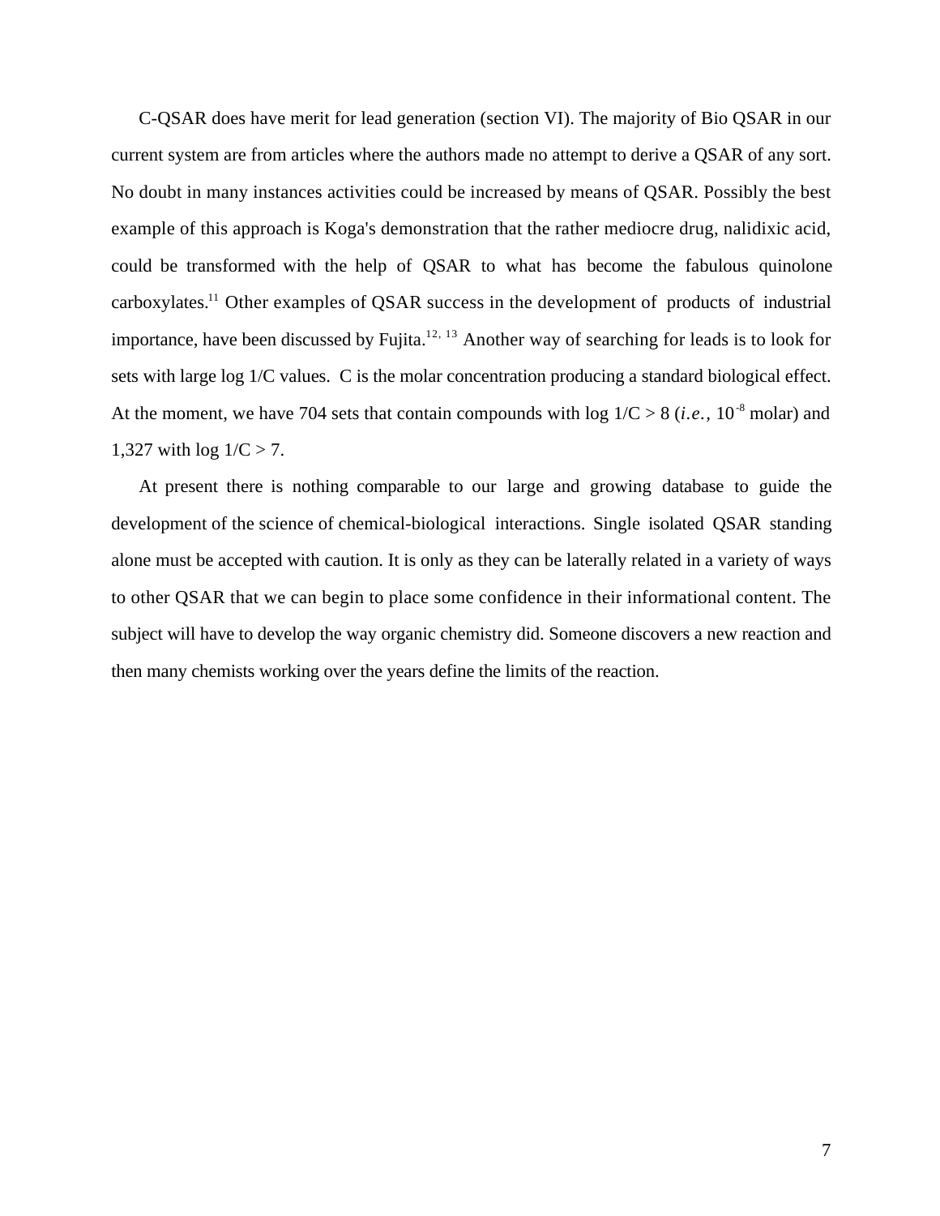C-QSAR does have merit for lead generation (section VI). The majority of Bio QSAR in our current system are from articles where the authors made no attempt to derive a QSAR of any sort. No doubt in many instances activities could be increased by means of QSAR. Possibly the best example of this approach is Koga's demonstration that the rather mediocre drug, nalidixic acid, could be transformed with the help of QSAR to what has become the fabulous quinolone carboxylates.[11] Other examples of QSAR success in the development of products of industrial importance, have been discussed by Fujita.[12, 13] Another way of searching for leads is to look for sets with large log 1/C values. C is the molar concentration producing a standard biological effect. At the moment, we have 704 sets that contain compounds with log 1/C > 8 (*i.e.*, $10^{-8}$ molar) and 1,327 with log 1/C > 7.

At present there is nothing comparable to our large and growing database to guide the development of the science of chemical-biological interactions. Single isolated QSAR standing alone must be accepted with caution. It is only as they can be laterally related in a variety of ways to other QSAR that we can begin to place some confidence in their informational content. The subject will have to develop the way organic chemistry did. Someone discovers a new reaction and then many chemists working over the years define the limits of the reaction.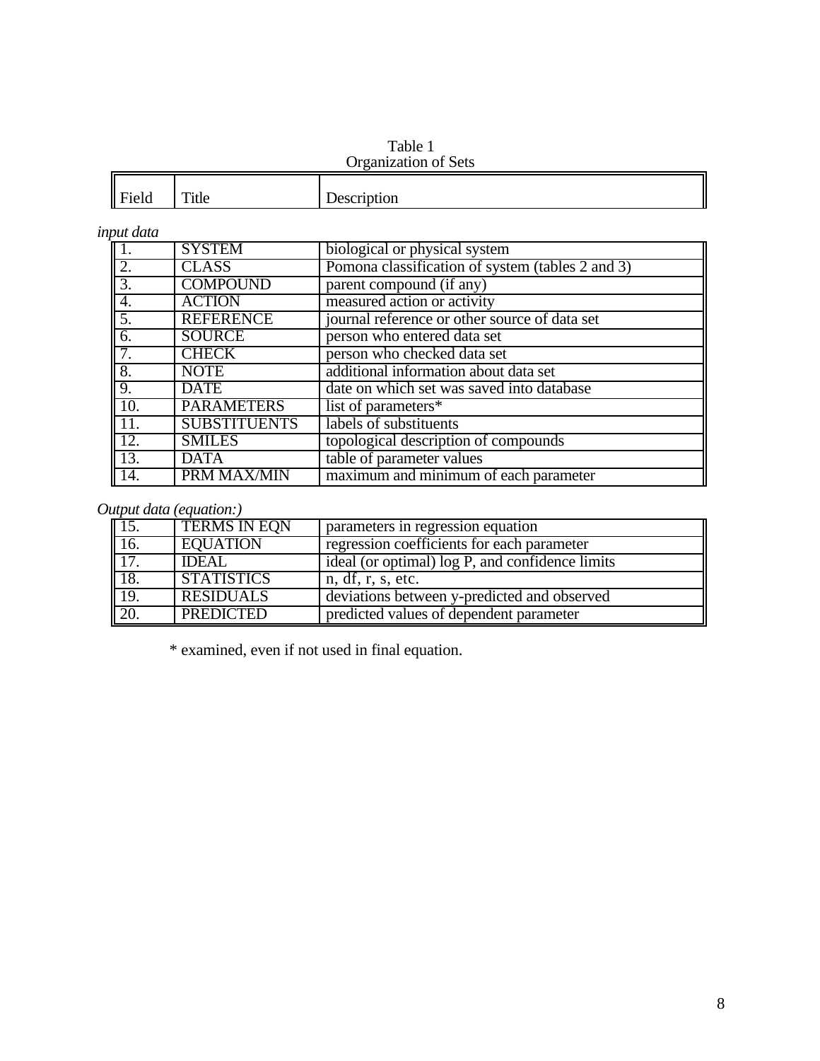Table 1
Organization of Sets

| Field | Title | Description |
|---|---|---|
| *input data* | | |
| 1. | SYSTEM | biological or physical system |
| 2. | CLASS | Pomona classification of system (tables 2 and 3) |
| 3. | COMPOUND | parent compound (if any) |
| 4. | ACTION | measured action or activity |
| 5. | REFERENCE | journal reference or other source of data set |
| 6. | SOURCE | person who entered data set |
| 7. | CHECK | person who checked data set |
| 8. | NOTE | additional information about data set |
| 9. | DATE | date on which set was saved into database |
| 10. | PARAMETERS | list of parameters* |
| 11. | SUBSTITUENTS | labels of substituents |
| 12. | SMILES | topological description of compounds |
| 13. | DATA | table of parameter values |
| 14. | PRM MAX/MIN | maximum and minimum of each parameter |
| *Output data (equation:)* | | |
| 15. | TERMS IN EQN | parameters in regression equation |
| 16. | EQUATION | regression coefficients for each parameter |
| 17. | IDEAL | ideal (or optimal) log P, and confidence limits |
| 18. | STATISTICS | n, df, r, s, etc. |
| 19. | RESIDUALS | deviations between y-predicted and observed |
| 20. | PREDICTED | predicted values of dependent parameter |

* examined, even if not used in final equation.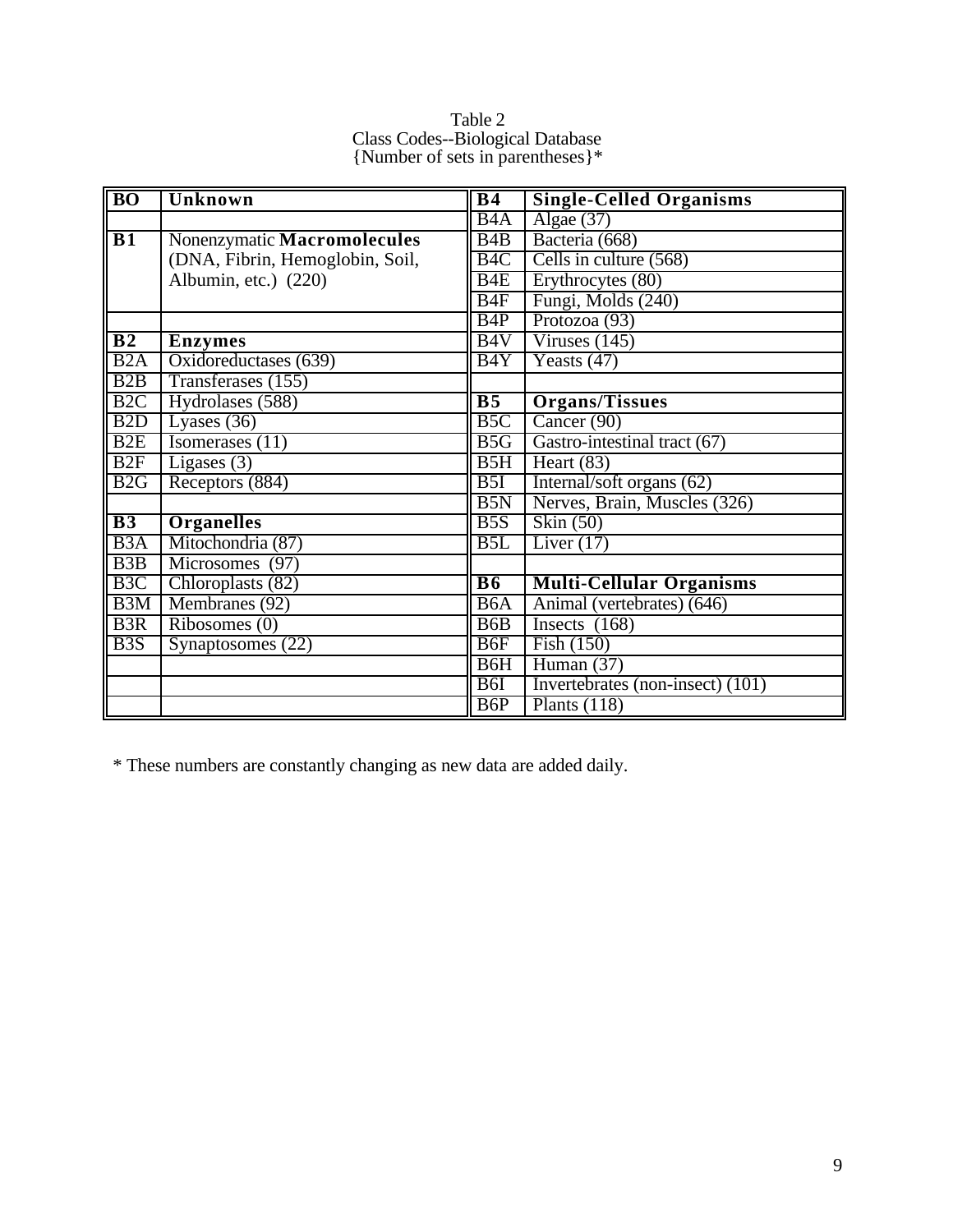Table 2
Class Codes--Biological Database
{Number of sets in parentheses}*

| **BO** | **Unknown** | **B4** | **Single-Celled Organisms** |
|---|---|---|---|
| | | B4A | Algae (37) |
| **B1** | Nonenzymatic **Macromolecules** (DNA, Fibrin, Hemoglobin, Soil, Albumin, etc.) (220) | B4B | Bacteria (668) |
| | | B4C | Cells in culture (568) |
| | | B4E | Erythrocytes (80) |
| | | B4F | Fungi, Molds (240) |
| | | B4P | Protozoa (93) |
| **B2** | **Enzymes** | B4V | Viruses (145) |
| B2A | Oxidoreductases (639) | B4Y | Yeasts (47) |
| B2B | Transferases (155) | | |
| B2C | Hydrolases (588) | **B5** | **Organs/Tissues** |
| B2D | Lyases (36) | B5C | Cancer (90) |
| B2E | Isomerases (11) | B5G | Gastro-intestinal tract (67) |
| B2F | Ligases (3) | B5H | Heart (83) |
| B2G | Receptors (884) | B5I | Internal/soft organs (62) |
| | | B5N | Nerves, Brain, Muscles (326) |
| **B3** | **Organelles** | B5S | Skin (50) |
| B3A | Mitochondria (87) | B5L | Liver (17) |
| B3B | Microsomes (97) | | |
| B3C | Chloroplasts (82) | **B6** | **Multi-Cellular Organisms** |
| B3M | Membranes (92) | B6A | Animal (vertebrates) (646) |
| B3R | Ribosomes (0) | B6B | Insects (168) |
| B3S | Synaptosomes (22) | B6F | Fish (150) |
| | | B6H | Human (37) |
| | | B6I | Invertebrates (non-insect) (101) |
| | | B6P | Plants (118) |

* These numbers are constantly changing as new data are added daily.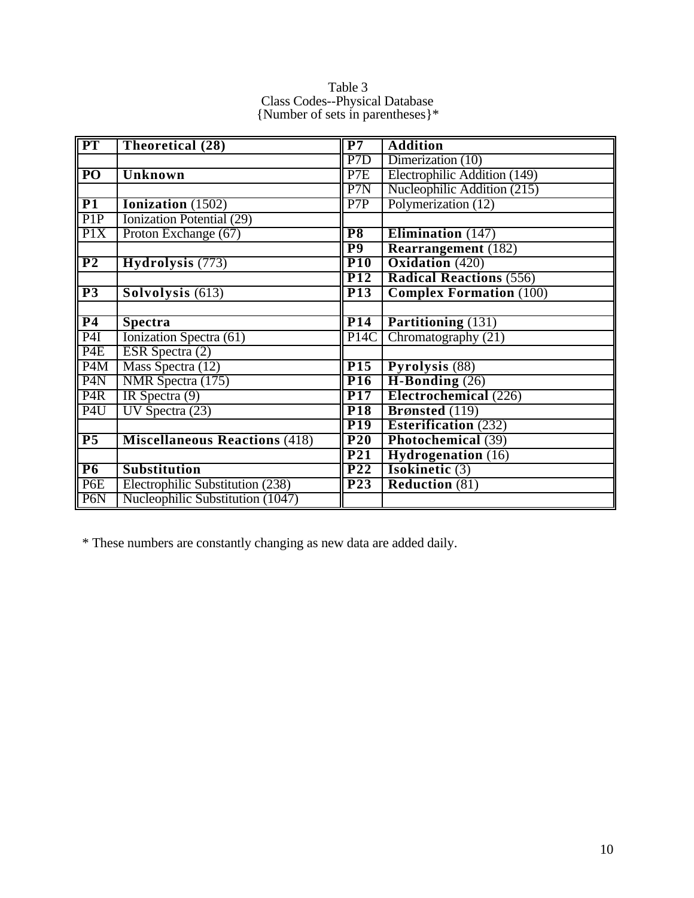Table 3
Class Codes--Physical Database
{Number of sets in parentheses}*

| | | | |
|---|---|---|---|
| **PT** | **Theoretical (28)** | **P7** | **Addition** |
| | | P7D | Dimerization (10) |
| **PO** | **Unknown** | P7E | Electrophilic Addition (149) |
| | | P7N | Nucleophilic Addition (215) |
| **P1** | **Ionization** (1502) | P7P | Polymerization (12) |
| P1P | Ionization Potential (29) | | |
| P1X | Proton Exchange (67) | **P8** | **Elimination** (147) |
| | | **P9** | **Rearrangement** (182) |
| **P2** | **Hydrolysis** (773) | **P10** | **Oxidation** (420) |
| | | **P12** | **Radical Reactions** (556) |
| **P3** | **Solvolysis** (613) | **P13** | **Complex Formation** (100) |
| | | | |
| **P4** | **Spectra** | **P14** | **Partitioning** (131) |
| P4I | Ionization Spectra (61) | P14C | Chromatography (21) |
| P4E | ESR Spectra (2) | | |
| P4M | Mass Spectra (12) | **P15** | **Pyrolysis** (88) |
| P4N | NMR Spectra (175) | **P16** | **H-Bonding** (26) |
| P4R | IR Spectra (9) | **P17** | **Electrochemical** (226) |
| P4U | UV Spectra (23) | **P18** | **Brønsted** (119) |
| | | **P19** | **Esterification** (232) |
| **P5** | **Miscellaneous Reactions** (418) | **P20** | **Photochemical** (39) |
| | | **P21** | **Hydrogenation** (16) |
| **P6** | **Substitution** | **P22** | **Isokinetic** (3) |
| P6E | Electrophilic Substitution (238) | **P23** | **Reduction** (81) |
| P6N | Nucleophilic Substitution (1047) | | |

* These numbers are constantly changing as new data are added daily.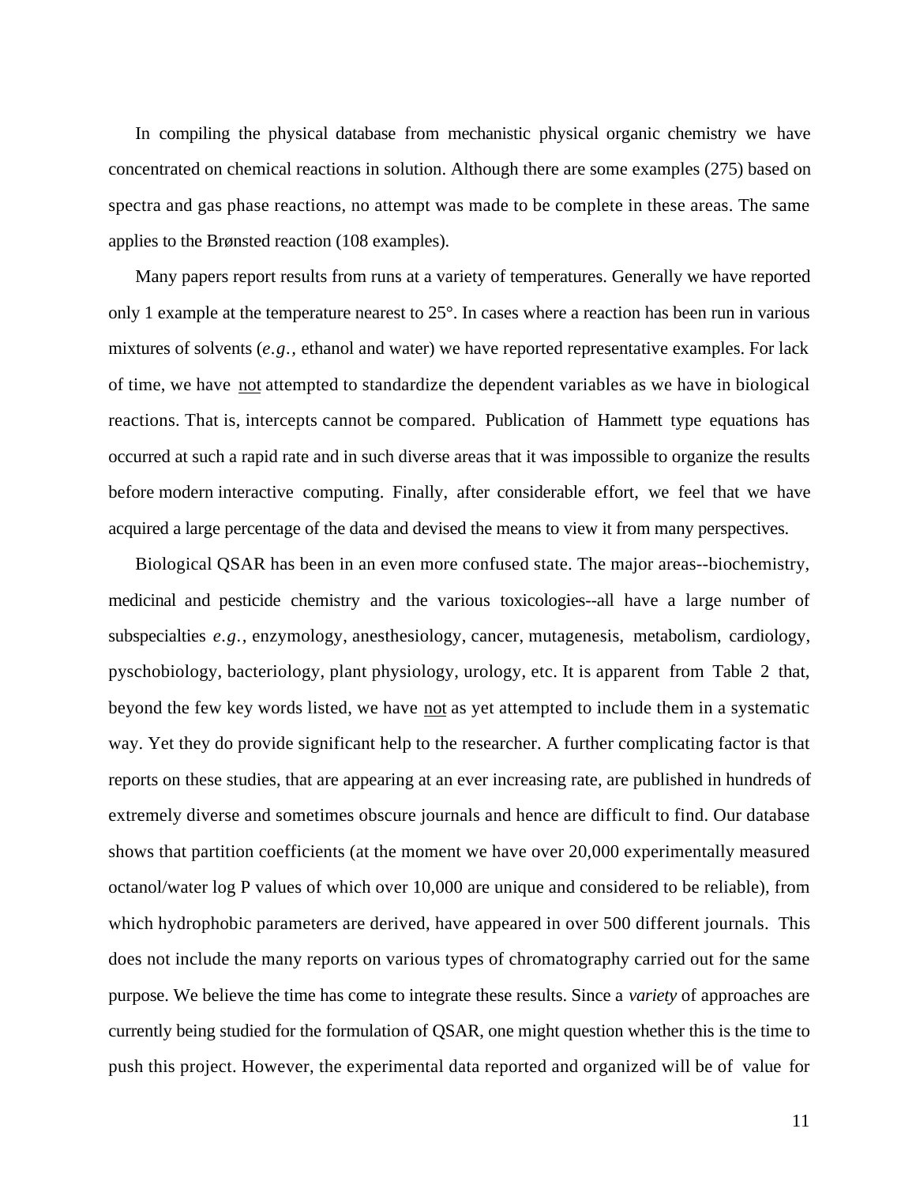In compiling the physical database from mechanistic physical organic chemistry we have concentrated on chemical reactions in solution. Although there are some examples (275) based on spectra and gas phase reactions, no attempt was made to be complete in these areas. The same applies to the Brønsted reaction (108 examples).

Many papers report results from runs at a variety of temperatures. Generally we have reported only 1 example at the temperature nearest to 25°. In cases where a reaction has been run in various mixtures of solvents (*e.g.*, ethanol and water) we have reported representative examples. For lack of time, we have not attempted to standardize the dependent variables as we have in biological reactions. That is, intercepts cannot be compared. Publication of Hammett type equations has occurred at such a rapid rate and in such diverse areas that it was impossible to organize the results before modern interactive computing. Finally, after considerable effort, we feel that we have acquired a large percentage of the data and devised the means to view it from many perspectives.

Biological QSAR has been in an even more confused state. The major areas--biochemistry, medicinal and pesticide chemistry and the various toxicologies--all have a large number of subspecialties *e.g.*, enzymology, anesthesiology, cancer, mutagenesis, metabolism, cardiology, pyschobiology, bacteriology, plant physiology, urology, etc. It is apparent from Table 2 that, beyond the few key words listed, we have not as yet attempted to include them in a systematic way. Yet they do provide significant help to the researcher. A further complicating factor is that reports on these studies, that are appearing at an ever increasing rate, are published in hundreds of extremely diverse and sometimes obscure journals and hence are difficult to find. Our database shows that partition coefficients (at the moment we have over 20,000 experimentally measured octanol/water log P values of which over 10,000 are unique and considered to be reliable), from which hydrophobic parameters are derived, have appeared in over 500 different journals. This does not include the many reports on various types of chromatography carried out for the same purpose. We believe the time has come to integrate these results. Since a *variety* of approaches are currently being studied for the formulation of QSAR, one might question whether this is the time to push this project. However, the experimental data reported and organized will be of value for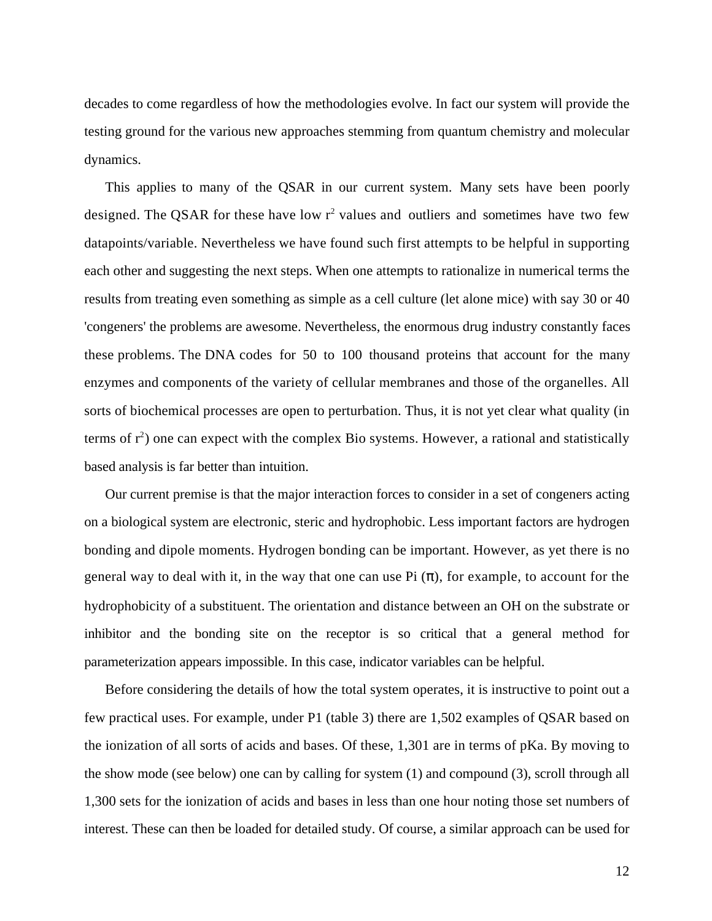decades to come regardless of how the methodologies evolve. In fact our system will provide the testing ground for the various new approaches stemming from quantum chemistry and molecular dynamics.

This applies to many of the QSAR in our current system. Many sets have been poorly designed. The QSAR for these have low $r^2$ values and outliers and sometimes have two few datapoints/variable. Nevertheless we have found such first attempts to be helpful in supporting each other and suggesting the next steps. When one attempts to rationalize in numerical terms the results from treating even something as simple as a cell culture (let alone mice) with say 30 or 40 'congeners' the problems are awesome. Nevertheless, the enormous drug industry constantly faces these problems. The DNA codes for 50 to 100 thousand proteins that account for the many enzymes and components of the variety of cellular membranes and those of the organelles. All sorts of biochemical processes are open to perturbation. Thus, it is not yet clear what quality (in terms of $r^2$) one can expect with the complex Bio systems. However, a rational and statistically based analysis is far better than intuition.

Our current premise is that the major interaction forces to consider in a set of congeners acting on a biological system are electronic, steric and hydrophobic. Less important factors are hydrogen bonding and dipole moments. Hydrogen bonding can be important. However, as yet there is no general way to deal with it, in the way that one can use Pi ($\pi$), for example, to account for the hydrophobicity of a substituent. The orientation and distance between an OH on the substrate or inhibitor and the bonding site on the receptor is so critical that a general method for parameterization appears impossible. In this case, indicator variables can be helpful.

Before considering the details of how the total system operates, it is instructive to point out a few practical uses. For example, under P1 (table 3) there are 1,502 examples of QSAR based on the ionization of all sorts of acids and bases. Of these, 1,301 are in terms of pKa. By moving to the show mode (see below) one can by calling for system (1) and compound (3), scroll through all 1,300 sets for the ionization of acids and bases in less than one hour noting those set numbers of interest. These can then be loaded for detailed study. Of course, a similar approach can be used for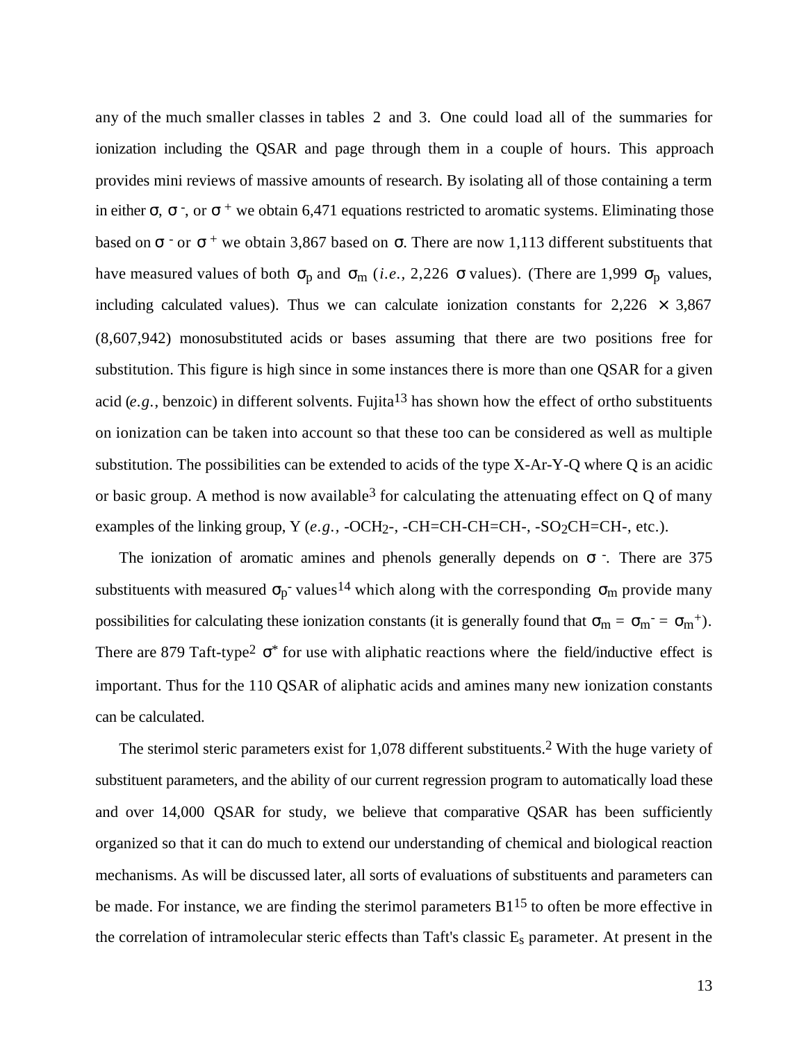any of the much smaller classes in tables 2 and 3. One could load all of the summaries for ionization including the QSAR and page through them in a couple of hours. This approach provides mini reviews of massive amounts of research. By isolating all of those containing a term in either $\sigma$, $\sigma^-$, or $\sigma^+$ we obtain 6,471 equations restricted to aromatic systems. Eliminating those based on $\sigma^-$ or $\sigma^+$ we obtain 3,867 based on $\sigma$. There are now 1,113 different substituents that have measured values of both $\sigma_p$ and $\sigma_m$ (*i.e.*, 2,226 $\sigma$ values). (There are 1,999 $\sigma_p$ values, including calculated values). Thus we can calculate ionization constants for 2,226 $\times$ 3,867 (8,607,942) monosubstituted acids or bases assuming that there are two positions free for substitution. This figure is high since in some instances there is more than one QSAR for a given acid (*e.g.*, benzoic) in different solvents. Fujita[13] has shown how the effect of ortho substituents on ionization can be taken into account so that these too can be considered as well as multiple substitution. The possibilities can be extended to acids of the type X-Ar-Y-Q where Q is an acidic or basic group. A method is now available[3] for calculating the attenuating effect on Q of many examples of the linking group, Y (*e.g.*, $-OCH_2-$, -CH=CH-CH=CH-, $-SO_2CH=CH-$, etc.).

The ionization of aromatic amines and phenols generally depends on $\sigma^-$. There are 375 substituents with measured $\sigma_p^-$ values[14] which along with the corresponding $\sigma_m$ provide many possibilities for calculating these ionization constants (it is generally found that $\sigma_m = \sigma_m^- = \sigma_m^+$). There are 879 Taft-type[2] $\sigma^*$ for use with aliphatic reactions where the field/inductive effect is important. Thus for the 110 QSAR of aliphatic acids and amines many new ionization constants can be calculated.

The sterimol steric parameters exist for 1,078 different substituents.[2] With the huge variety of substituent parameters, and the ability of our current regression program to automatically load these and over 14,000 QSAR for study, we believe that comparative QSAR has been sufficiently organized so that it can do much to extend our understanding of chemical and biological reaction mechanisms. As will be discussed later, all sorts of evaluations of substituents and parameters can be made. For instance, we are finding the sterimol parameters B1[15] to often be more effective in the correlation of intramolecular steric effects than Taft's classic $E_s$ parameter. At present in the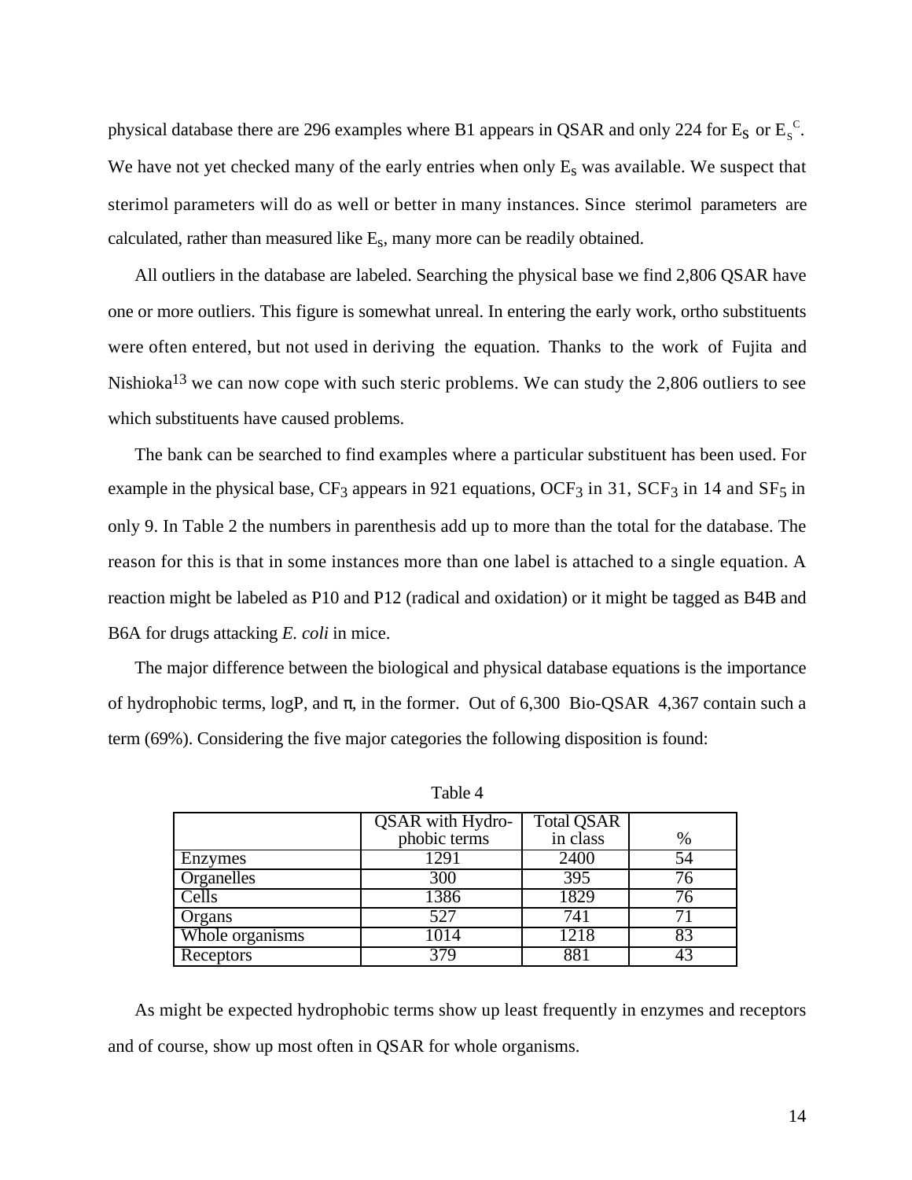physical database there are 296 examples where B1 appears in QSAR and only 224 for $E_S$ or $E_S^C$. We have not yet checked many of the early entries when only $E_s$ was available. We suspect that sterimol parameters will do as well or better in many instances. Since sterimol parameters are calculated, rather than measured like $E_s$, many more can be readily obtained.

All outliers in the database are labeled. Searching the physical base we find 2,806 QSAR have one or more outliers. This figure is somewhat unreal. In entering the early work, ortho substituents were often entered, but not used in deriving the equation. Thanks to the work of Fujita and Nishioka[13] we can now cope with such steric problems. We can study the 2,806 outliers to see which substituents have caused problems.

The bank can be searched to find examples where a particular substituent has been used. For example in the physical base, $CF_3$ appears in 921 equations, $OCF_3$ in 31, $SCF_3$ in 14 and $SF_5$ in only 9. In Table 2 the numbers in parenthesis add up to more than the total for the database. The reason for this is that in some instances more than one label is attached to a single equation. A reaction might be labeled as P10 and P12 (radical and oxidation) or it might be tagged as B4B and B6A for drugs attacking *E. coli* in mice.

The major difference between the biological and physical database equations is the importance of hydrophobic terms, logP, and π, in the former. Out of 6,300 Bio-QSAR 4,367 contain such a term (69%). Considering the five major categories the following disposition is found:

Table 4

| | QSAR with Hydrophobic terms | Total QSAR in class | % |
|---|---|---|---|
| Enzymes | 1291 | 2400 | 54 |
| Organelles | 300 | 395 | 76 |
| Cells | 1386 | 1829 | 76 |
| Organs | 527 | 741 | 71 |
| Whole organisms | 1014 | 1218 | 83 |
| Receptors | 379 | 881 | 43 |

As might be expected hydrophobic terms show up least frequently in enzymes and receptors and of course, show up most often in QSAR for whole organisms.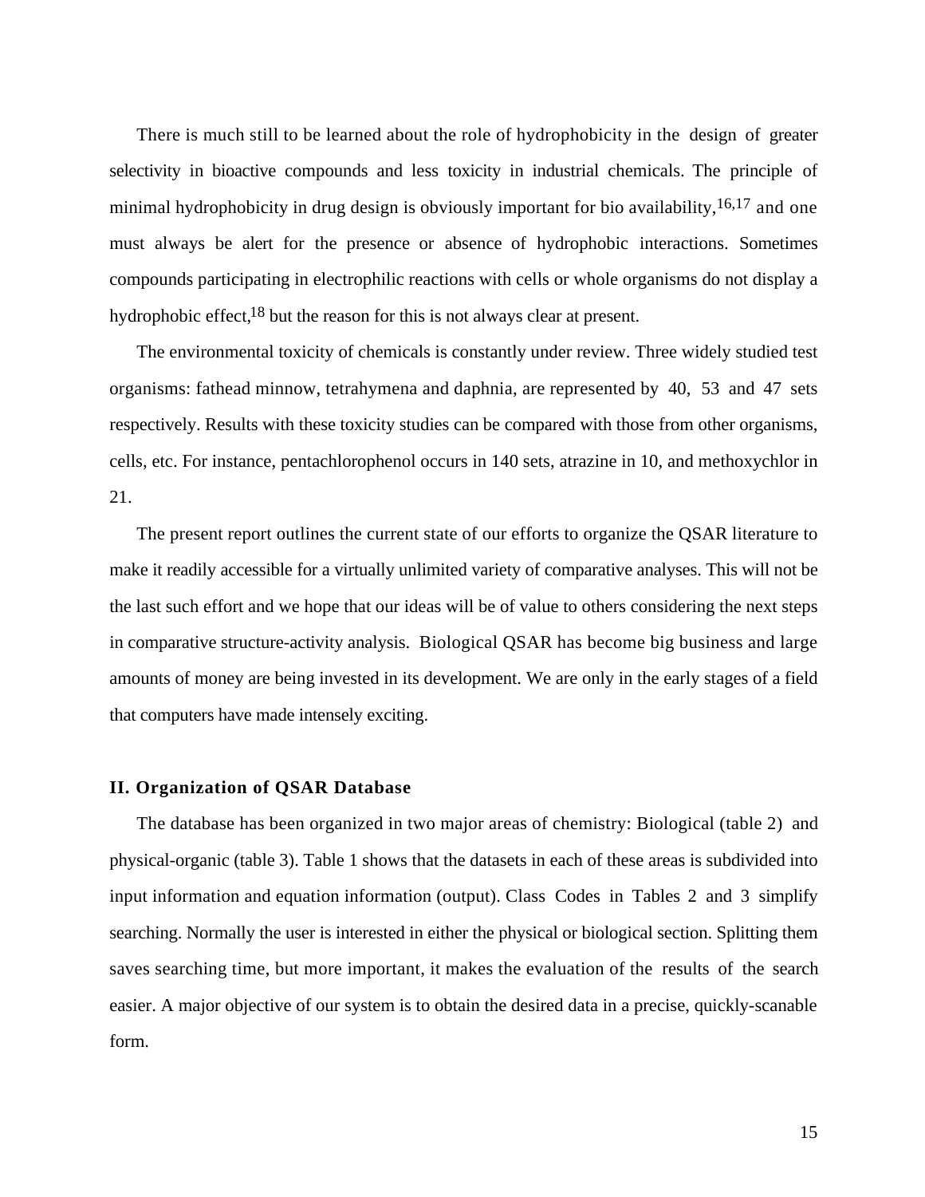There is much still to be learned about the role of hydrophobicity in the design of greater selectivity in bioactive compounds and less toxicity in industrial chemicals. The principle of minimal hydrophobicity in drug design is obviously important for bio availability,[16,17] and one must always be alert for the presence or absence of hydrophobic interactions. Sometimes compounds participating in electrophilic reactions with cells or whole organisms do not display a hydrophobic effect,[18] but the reason for this is not always clear at present.

The environmental toxicity of chemicals is constantly under review. Three widely studied test organisms: fathead minnow, tetrahymena and daphnia, are represented by 40, 53 and 47 sets respectively. Results with these toxicity studies can be compared with those from other organisms, cells, etc. For instance, pentachlorophenol occurs in 140 sets, atrazine in 10, and methoxychlor in 21.

The present report outlines the current state of our efforts to organize the QSAR literature to make it readily accessible for a virtually unlimited variety of comparative analyses. This will not be the last such effort and we hope that our ideas will be of value to others considering the next steps in comparative structure-activity analysis. Biological QSAR has become big business and large amounts of money are being invested in its development. We are only in the early stages of a field that computers have made intensely exciting.

## II. Organization of QSAR Database

The database has been organized in two major areas of chemistry: Biological (table 2) and physical-organic (table 3). Table 1 shows that the datasets in each of these areas is subdivided into input information and equation information (output). Class Codes in Tables 2 and 3 simplify searching. Normally the user is interested in either the physical or biological section. Splitting them saves searching time, but more important, it makes the evaluation of the results of the search easier. A major objective of our system is to obtain the desired data in a precise, quickly-scanable form.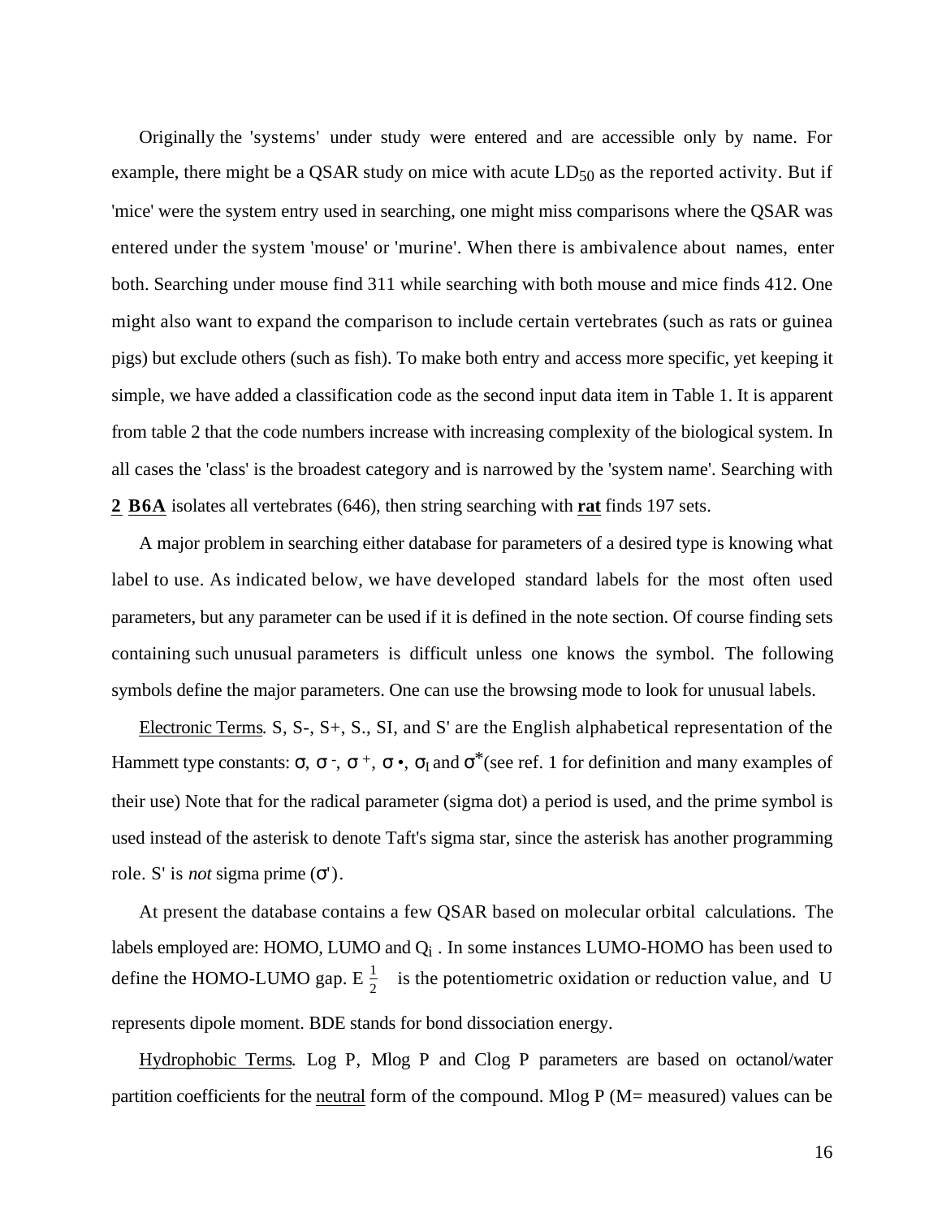Originally the 'systems' under study were entered and are accessible only by name. For example, there might be a QSAR study on mice with acute $LD_{50}$ as the reported activity. But if 'mice' were the system entry used in searching, one might miss comparisons where the QSAR was entered under the system 'mouse' or 'murine'. When there is ambivalence about names, enter both. Searching under mouse find 311 while searching with both mouse and mice finds 412. One might also want to expand the comparison to include certain vertebrates (such as rats or guinea pigs) but exclude others (such as fish). To make both entry and access more specific, yet keeping it simple, we have added a classification code as the second input data item in Table 1. It is apparent from table 2 that the code numbers increase with increasing complexity of the biological system. In all cases the 'class' is the broadest category and is narrowed by the 'system name'. Searching with **2** **B6A** isolates all vertebrates (646), then string searching with **rat** finds 197 sets.

A major problem in searching either database for parameters of a desired type is knowing what label to use. As indicated below, we have developed standard labels for the most often used parameters, but any parameter can be used if it is defined in the note section. Of course finding sets containing such unusual parameters is difficult unless one knows the symbol. The following symbols define the major parameters. One can use the browsing mode to look for unusual labels.

Electronic Terms. S, S-, S+, S., SI, and S' are the English alphabetical representation of the Hammett type constants: $\sigma$, $\sigma^-$, $\sigma^+$, $\sigma\bullet$, $\sigma_I$ and $\sigma^*$(see ref. 1 for definition and many examples of their use) Note that for the radical parameter (sigma dot) a period is used, and the prime symbol is used instead of the asterisk to denote Taft's sigma star, since the asterisk has another programming role. S' is *not* sigma prime ($\sigma'$).

At present the database contains a few QSAR based on molecular orbital calculations. The labels employed are: HOMO, LUMO and $Q_i$ . In some instances LUMO-HOMO has been used to define the HOMO-LUMO gap. $E_{\frac{1}{2}}$ is the potentiometric oxidation or reduction value, and U represents dipole moment. BDE stands for bond dissociation energy.

Hydrophobic Terms. Log P, Mlog P and Clog P parameters are based on octanol/water partition coefficients for the neutral form of the compound. Mlog P (M= measured) values can be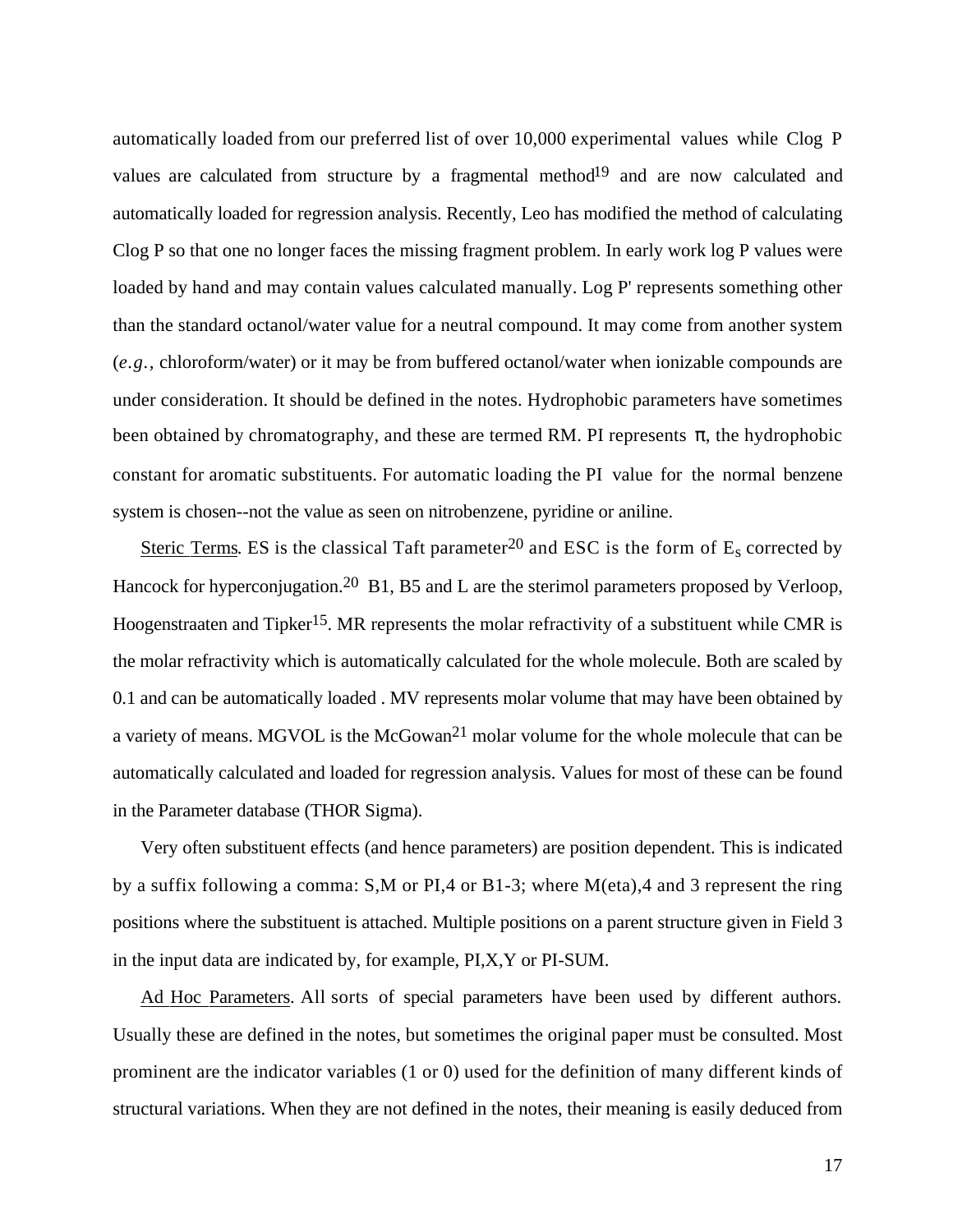automatically loaded from our preferred list of over 10,000 experimental values while Clog P values are calculated from structure by a fragmental method[19] and are now calculated and automatically loaded for regression analysis. Recently, Leo has modified the method of calculating Clog P so that one no longer faces the missing fragment problem. In early work log P values were loaded by hand and may contain values calculated manually. Log P' represents something other than the standard octanol/water value for a neutral compound. It may come from another system (*e.g.*, chloroform/water) or it may be from buffered octanol/water when ionizable compounds are under consideration. It should be defined in the notes. Hydrophobic parameters have sometimes been obtained by chromatography, and these are termed RM. PI represents $\pi$, the hydrophobic constant for aromatic substituents. For automatic loading the PI value for the normal benzene system is chosen--not the value as seen on nitrobenzene, pyridine or aniline.

Steric Terms. ES is the classical Taft parameter[20] and ESC is the form of $E_s$ corrected by Hancock for hyperconjugation.[20] B1, B5 and L are the sterimol parameters proposed by Verloop, Hoogenstraaten and Tipker[15]. MR represents the molar refractivity of a substituent while CMR is the molar refractivity which is automatically calculated for the whole molecule. Both are scaled by 0.1 and can be automatically loaded . MV represents molar volume that may have been obtained by a variety of means. MGVOL is the McGowan[21] molar volume for the whole molecule that can be automatically calculated and loaded for regression analysis. Values for most of these can be found in the Parameter database (THOR Sigma).

Very often substituent effects (and hence parameters) are position dependent. This is indicated by a suffix following a comma: S,M or PI,4 or B1-3; where M(eta),4 and 3 represent the ring positions where the substituent is attached. Multiple positions on a parent structure given in Field 3 in the input data are indicated by, for example, PI,X,Y or PI-SUM.

Ad Hoc Parameters. All sorts of special parameters have been used by different authors. Usually these are defined in the notes, but sometimes the original paper must be consulted. Most prominent are the indicator variables (1 or 0) used for the definition of many different kinds of structural variations. When they are not defined in the notes, their meaning is easily deduced from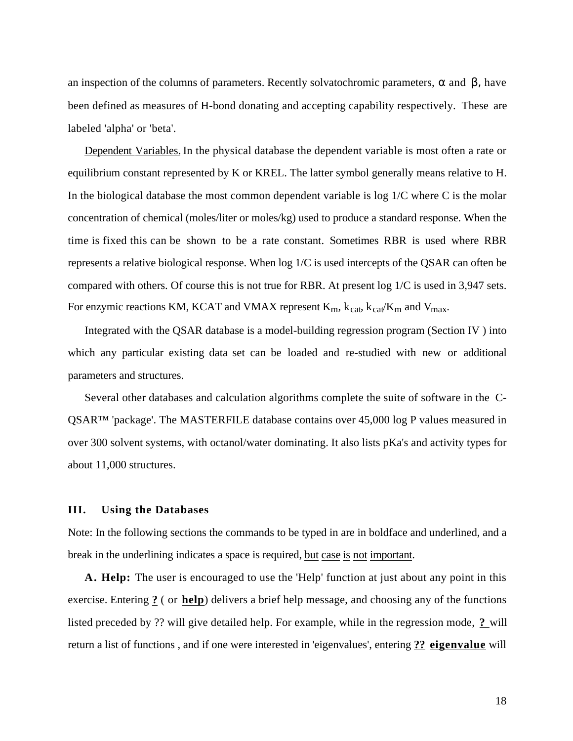an inspection of the columns of parameters. Recently solvatochromic parameters, $\alpha$ and $\beta$, have been defined as measures of H-bond donating and accepting capability respectively. These are labeled 'alpha' or 'beta'.

Dependent Variables. In the physical database the dependent variable is most often a rate or equilibrium constant represented by K or KREL. The latter symbol generally means relative to H. In the biological database the most common dependent variable is log 1/C where C is the molar concentration of chemical (moles/liter or moles/kg) used to produce a standard response. When the time is fixed this can be shown to be a rate constant. Sometimes RBR is used where RBR represents a relative biological response. When log 1/C is used intercepts of the QSAR can often be compared with others. Of course this is not true for RBR. At present log 1/C is used in 3,947 sets. For enzymic reactions KM, KCAT and VMAX represent $K_m$, $k_{cat}$, $k_{cat}/K_m$ and $V_{max}$.

Integrated with the QSAR database is a model-building regression program (Section IV ) into which any particular existing data set can be loaded and re-studied with new or additional parameters and structures.

Several other databases and calculation algorithms complete the suite of software in the C-QSAR™ 'package'. The MASTERFILE database contains over 45,000 log P values measured in over 300 solvent systems, with octanol/water dominating. It also lists pKa's and activity types for about 11,000 structures.

## III. Using the Databases

Note: In the following sections the commands to be typed in are in boldface and underlined, and a break in the underlining indicates a space is required, but case is not important.

**A. Help:** The user is encouraged to use the 'Help' function at just about any point in this exercise. Entering **?** ( or **help**) delivers a brief help message, and choosing any of the functions listed preceded by ?? will give detailed help. For example, while in the regression mode, **?** will return a list of functions , and if one were interested in 'eigenvalues', entering **?? eigenvalue** will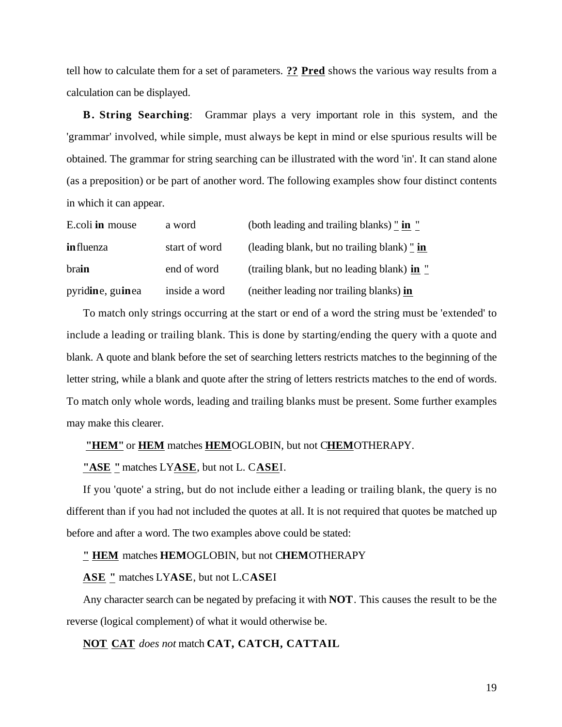tell how to calculate them for a set of parameters. **??** **Pred** shows the various way results from a calculation can be displayed.

**B. String Searching**: Grammar plays a very important role in this system, and the 'grammar' involved, while simple, must always be kept in mind or else spurious results will be obtained. The grammar for string searching can be illustrated with the word 'in'. It can stand alone (as a preposition) or be part of another word. The following examples show four distinct contents in which it can appear.

| | | |
|---|---|---|
| E.coli **in** mouse | a word | (both leading and trailing blanks) " **in** " |
| **in**fluenza | start of word | (leading blank, but no trailing blank) " **in** |
| bra**in** | end of word | (trailing blank, but no leading blank) **in** " |
| pyrid**in**e, gu**in**ea | inside a word | (neither leading nor trailing blanks) **in** |

To match only strings occurring at the start or end of a word the string must be 'extended' to include a leading or trailing blank. This is done by starting/ending the query with a quote and blank. A quote and blank before the set of searching letters restricts matches to the beginning of the letter string, while a blank and quote after the string of letters restricts matches to the end of words. To match only whole words, leading and trailing blanks must be present. Some further examples may make this clearer.

**"HEM"** or **HEM** matches **HEM**OGLOBIN, but not C**HEM**OTHERAPY.

**"ASE "** matches LY**ASE**, but not L. C**ASE**I.

If you 'quote' a string, but do not include either a leading or trailing blank, the query is no different than if you had not included the quotes at all. It is not required that quotes be matched up before and after a word. The two examples above could be stated:

**" HEM** matches **HEM**OGLOBIN, but not C**HEM**OTHERAPY

**ASE "** matches LY**ASE**, but not L.C**ASE**I

Any character search can be negated by prefacing it with **NOT**. This causes the result to be the reverse (logical complement) of what it would otherwise be.

**NOT CAT** *does not* match **CAT, CATCH, CATTAIL**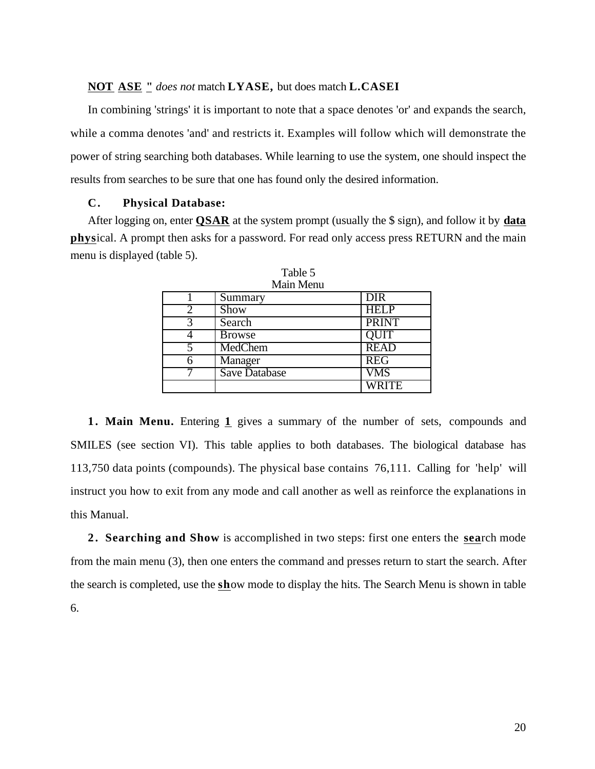**NOT ASE "** *does not* match **LYASE,** but does match **L.CASEI**

In combining 'strings' it is important to note that a space denotes 'or' and expands the search, while a comma denotes 'and' and restricts it. Examples will follow which will demonstrate the power of string searching both databases. While learning to use the system, one should inspect the results from searches to be sure that one has found only the desired information.

### C. Physical Database:

After logging on, enter **QSAR** at the system prompt (usually the $ sign), and follow it by **data phys**ical. A prompt then asks for a password. For read only access press RETURN and the main menu is displayed (table 5).

Table 5
Main Menu

| | | |
|---|---|---|
| 1 | Summary | DIR |
| 2 | Show | HELP |
| 3 | Search | PRINT |
| 4 | Browse | QUIT |
| 5 | MedChem | READ |
| 6 | Manager | REG |
| 7 | Save Database | VMS |
| | | WRITE |

**1. Main Menu.** Entering **1** gives a summary of the number of sets, compounds and SMILES (see section VI). This table applies to both databases. The biological database has 113,750 data points (compounds). The physical base contains 76,111. Calling for 'help' will instruct you how to exit from any mode and call another as well as reinforce the explanations in this Manual.

**2. Searching and Show** is accomplished in two steps: first one enters the **sea**rch mode from the main menu (3), then one enters the command and presses return to start the search. After the search is completed, use the **sh**ow mode to display the hits. The Search Menu is shown in table 6.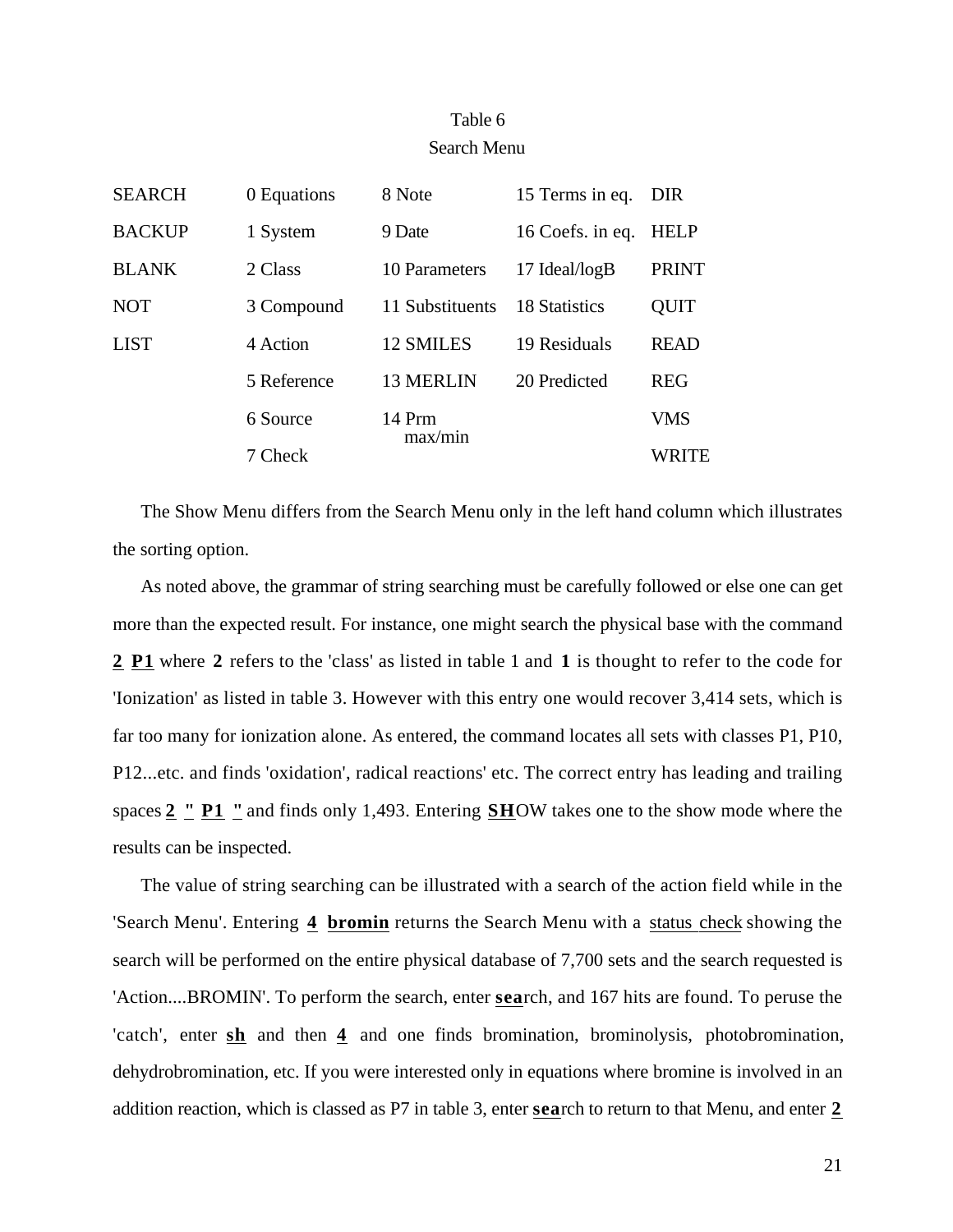Table 6

Search Menu

| | | | | |
|---|---|---|---|---|
| SEARCH | 0 Equations | 8 Note | 15 Terms in eq. | DIR |
| BACKUP | 1 System | 9 Date | 16 Coefs. in eq. | HELP |
| BLANK | 2 Class | 10 Parameters | 17 Ideal/logB | PRINT |
| NOT | 3 Compound | 11 Substituents | 18 Statistics | QUIT |
| LIST | 4 Action | 12 SMILES | 19 Residuals | READ |
| | 5 Reference | 13 MERLIN | 20 Predicted | REG |
| | 6 Source | 14 Prm max/min | | VMS |
| | 7 Check | | | WRITE |

The Show Menu differs from the Search Menu only in the left hand column which illustrates the sorting option.

As noted above, the grammar of string searching must be carefully followed or else one can get more than the expected result. For instance, one might search the physical base with the command **2 P1** where **2** refers to the 'class' as listed in table 1 and **1** is thought to refer to the code for 'Ionization' as listed in table 3. However with this entry one would recover 3,414 sets, which is far too many for ionization alone. As entered, the command locates all sets with classes P1, P10, P12...etc. and finds 'oxidation', radical reactions' etc. The correct entry has leading and trailing spaces **2 " P1 "** and finds only 1,493. Entering **SH**OW takes one to the show mode where the results can be inspected.

The value of string searching can be illustrated with a search of the action field while in the 'Search Menu'. Entering **4 bromin** returns the Search Menu with a status check showing the search will be performed on the entire physical database of 7,700 sets and the search requested is 'Action....BROMIN'. To perform the search, enter **sea**rch, and 167 hits are found. To peruse the 'catch', enter **sh** and then **4** and one finds bromination, brominolysis, photobromination, dehydrobromination, etc. If you were interested only in equations where bromine is involved in an addition reaction, which is classed as P7 in table 3, enter **sea**rch to return to that Menu, and enter **2**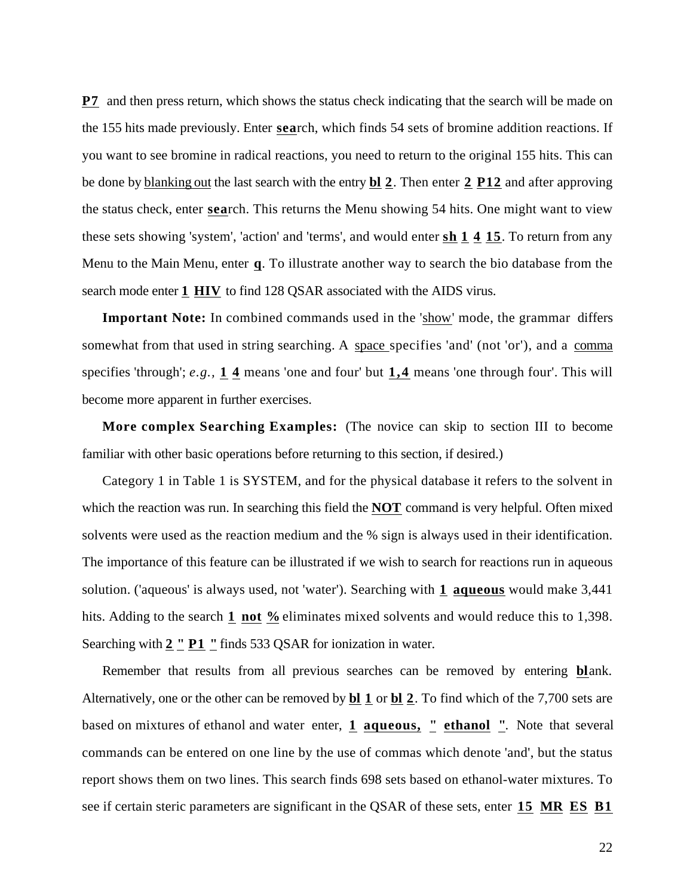**P7** and then press return, which shows the status check indicating that the search will be made on the 155 hits made previously. Enter **sea**rch, which finds 54 sets of bromine addition reactions. If you want to see bromine in radical reactions, you need to return to the original 155 hits. This can be done by blanking out the last search with the entry **bl 2**. Then enter **2 P12** and after approving the status check, enter **sea**rch. This returns the Menu showing 54 hits. One might want to view these sets showing 'system', 'action' and 'terms', and would enter **sh 1 4 15**. To return from any Menu to the Main Menu, enter **q**. To illustrate another way to search the bio database from the search mode enter **1 HIV** to find 128 QSAR associated with the AIDS virus.

**Important Note:** In combined commands used in the 'show' mode, the grammar differs somewhat from that used in string searching. A space specifies 'and' (not 'or'), and a comma specifies 'through'; *e.g.,* **1 4** means 'one and four' but **1,4** means 'one through four'. This will become more apparent in further exercises.

**More complex Searching Examples:** (The novice can skip to section III to become familiar with other basic operations before returning to this section, if desired.)

Category 1 in Table 1 is SYSTEM, and for the physical database it refers to the solvent in which the reaction was run. In searching this field the **NOT** command is very helpful. Often mixed solvents were used as the reaction medium and the % sign is always used in their identification. The importance of this feature can be illustrated if we wish to search for reactions run in aqueous solution. ('aqueous' is always used, not 'water'). Searching with **1 aqueous** would make 3,441 hits. Adding to the search **1 not %** eliminates mixed solvents and would reduce this to 1,398. Searching with **2 " P1 "** finds 533 QSAR for ionization in water.

Remember that results from all previous searches can be removed by entering **bl**ank. Alternatively, one or the other can be removed by **bl 1** or **bl 2**. To find which of the 7,700 sets are based on mixtures of ethanol and water enter, **1 aqueous, " ethanol "**. Note that several commands can be entered on one line by the use of commas which denote 'and', but the status report shows them on two lines. This search finds 698 sets based on ethanol-water mixtures. To see if certain steric parameters are significant in the QSAR of these sets, enter **15 MR ES B1**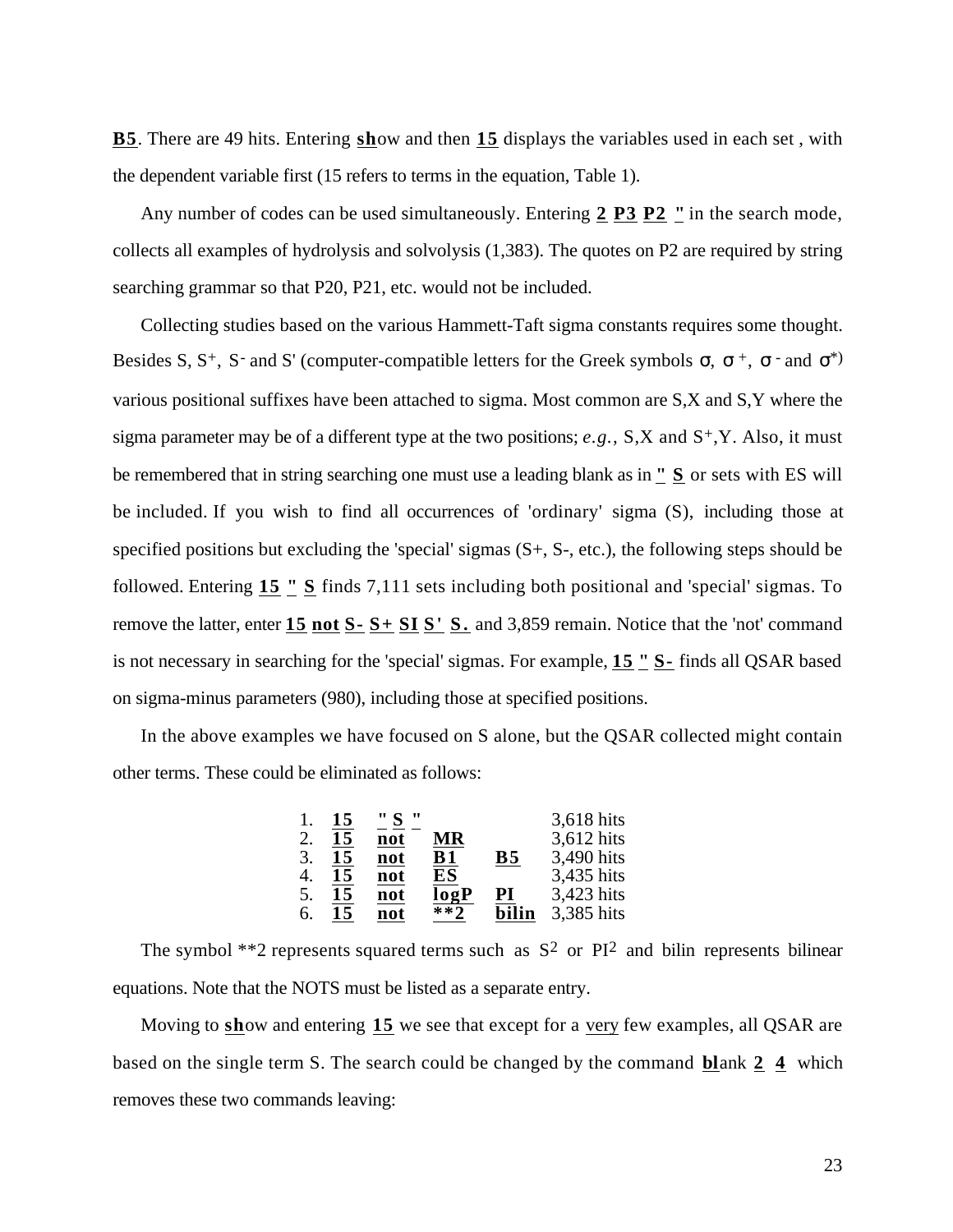**B5**. There are 49 hits. Entering **sh**ow and then **15** displays the variables used in each set , with the dependent variable first (15 refers to terms in the equation, Table 1).

Any number of codes can be used simultaneously. Entering **2** **P3** **P2** **"** in the search mode, collects all examples of hydrolysis and solvolysis (1,383). The quotes on P2 are required by string searching grammar so that P20, P21, etc. would not be included.

Collecting studies based on the various Hammett-Taft sigma constants requires some thought. Besides S, $S^+$, $S^-$ and S' (computer-compatible letters for the Greek symbols $\sigma$, $\sigma^+$, $\sigma^-$ and $\sigma^*$) various positional suffixes have been attached to sigma. Most common are S,X and S,Y where the sigma parameter may be of a different type at the two positions; *e.g.*, S,X and $S^+$,Y. Also, it must be remembered that in string searching one must use a leading blank as in **"** **S** or sets with ES will be included. If you wish to find all occurrences of 'ordinary' sigma (S), including those at specified positions but excluding the 'special' sigmas (S+, S-, etc.), the following steps should be followed. Entering **15** **"** **S** finds 7,111 sets including both positional and 'special' sigmas. To remove the latter, enter **15** **not** **S-** **S+** **SI** **S'** **S.** and 3,859 remain. Notice that the 'not' command is not necessary in searching for the 'special' sigmas. For example, **15** **"** **S-** finds all QSAR based on sigma-minus parameters (980), including those at specified positions.

In the above examples we have focused on S alone, but the QSAR collected might contain other terms. These could be eliminated as follows:

| | | | | | |
|---|---|---|---|---|---|
| 1. | **15** | **" S "** | | | 3,618 hits |
| 2. | **15** | **not** | **MR** | | 3,612 hits |
| 3. | **15** | **not** | **B1** | **B5** | 3,490 hits |
| 4. | **15** | **not** | **ES** | | 3,435 hits |
| 5. | **15** | **not** | **logP** | **PI** | 3,423 hits |
| 6. | **15** | **not** | **\*\*2** | **bilin** | 3,385 hits |

The symbol **2 represents squared terms such as $S^2$ or $PI^2$ and bilin represents bilinear equations. Note that the NOTS must be listed as a separate entry.

Moving to **sh**ow and entering **15** we see that except for a very few examples, all QSAR are based on the single term S. The search could be changed by the command **bl**ank **2** **4** which removes these two commands leaving: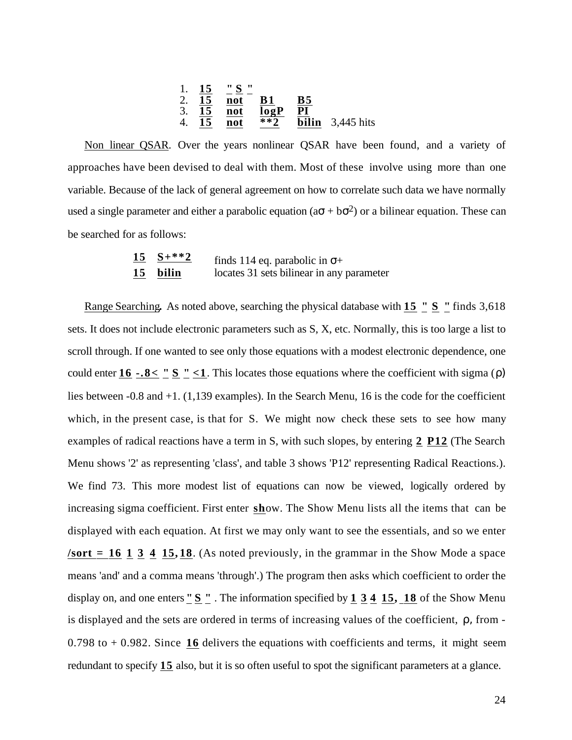1. **15** **" S "**
2. **15** **not** **B1** **B5**
3. **15** **not** **logP** **PI**
4. **15** **not** **\*\*2** **bilin** 3,445 hits

Non linear QSAR. Over the years nonlinear QSAR have been found, and a variety of approaches have been devised to deal with them. Most of these involve using more than one variable. Because of the lack of general agreement on how to correlate such data we have normally used a single parameter and either a parabolic equation ($a\sigma + b\sigma^2$) or a bilinear equation. These can be searched for as follows:

| | |
|---|---|
| **15** **S+\*\*2** | finds 114 eq. parabolic in $\sigma$+ |
| **15** **bilin** | locates 31 sets bilinear in any parameter |

Range Searching. As noted above, searching the physical database with **15** **"** **S** **"** finds 3,618 sets. It does not include electronic parameters such as S, X, etc. Normally, this is too large a list to scroll through. If one wanted to see only those equations with a modest electronic dependence, one could enter **16** **-.8<** **"** **S** **"** **<1**. This locates those equations where the coefficient with sigma ($\rho$) lies between -0.8 and +1. (1,139 examples). In the Search Menu, 16 is the code for the coefficient which, in the present case, is that for S. We might now check these sets to see how many examples of radical reactions have a term in S, with such slopes, by entering **2** **P12** (The Search Menu shows '2' as representing 'class', and table 3 shows 'P12' representing Radical Reactions.). We find 73. This more modest list of equations can now be viewed, logically ordered by increasing sigma coefficient. First enter **sh**ow. The Show Menu lists all the items that can be displayed with each equation. At first we may only want to see the essentials, and so we enter **/sort =** **16** **1** **3** **4** **15,18**. (As noted previously, in the grammar in the Show Mode a space means 'and' and a comma means 'through'.) The program then asks which coefficient to order the display on, and one enters **" S "** . The information specified by **1** **3** **4** **15,** **18** of the Show Menu is displayed and the sets are ordered in terms of increasing values of the coefficient, $\rho$, from -0.798 to + 0.982. Since **16** delivers the equations with coefficients and terms, it might seem redundant to specify **15** also, but it is so often useful to spot the significant parameters at a glance.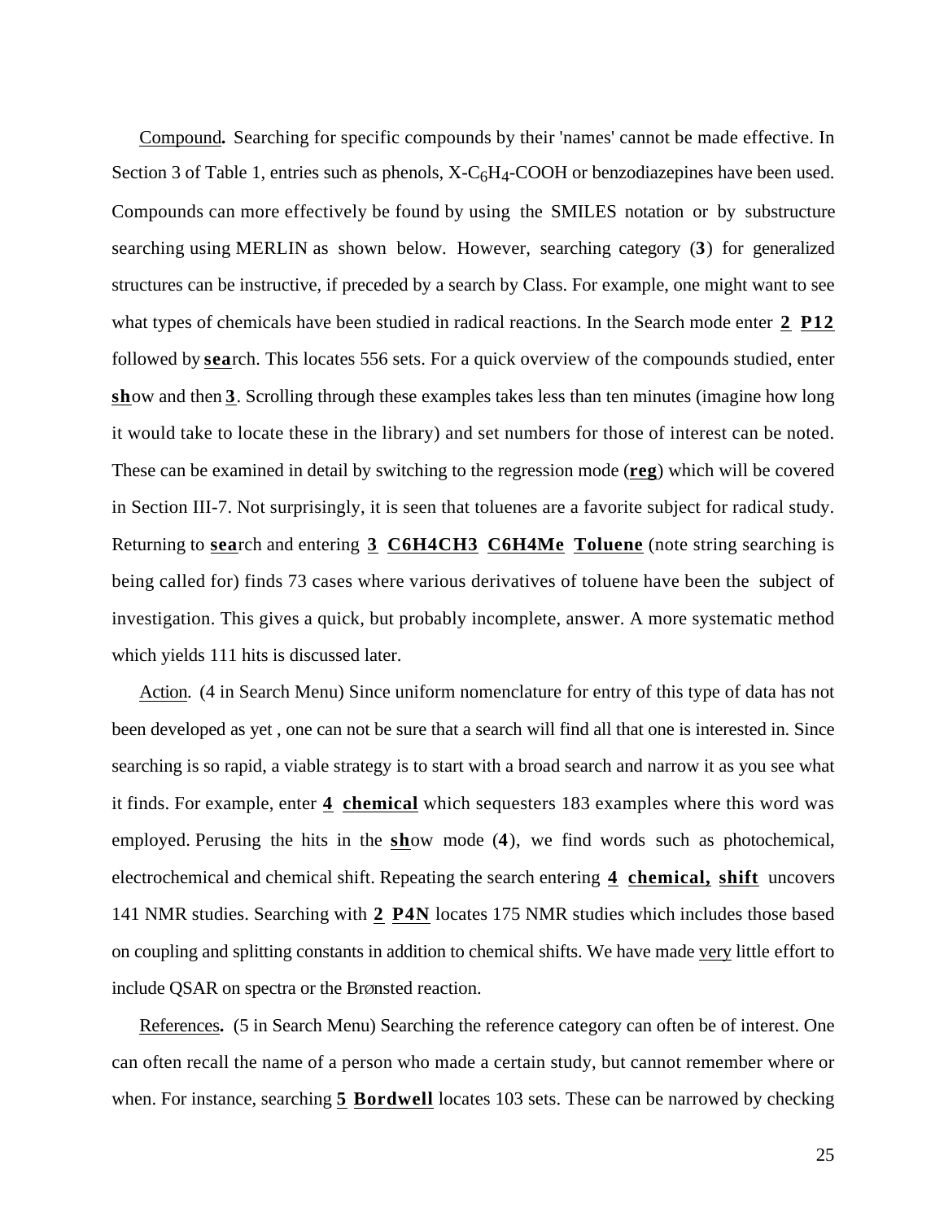Compound. Searching for specific compounds by their 'names' cannot be made effective. In Section 3 of Table 1, entries such as phenols, X-$C_6H_4$-COOH or benzodiazepines have been used. Compounds can more effectively be found by using the SMILES notation or by substructure searching using MERLIN as shown below. However, searching category (**3**) for generalized structures can be instructive, if preceded by a search by Class. For example, one might want to see what types of chemicals have been studied in radical reactions. In the Search mode enter **2 P12** followed by **sea**rch. This locates 556 sets. For a quick overview of the compounds studied, enter **sh**ow and then **3**. Scrolling through these examples takes less than ten minutes (imagine how long it would take to locate these in the library) and set numbers for those of interest can be noted. These can be examined in detail by switching to the regression mode (**reg**) which will be covered in Section III-7. Not surprisingly, it is seen that toluenes are a favorite subject for radical study. Returning to **sea**rch and entering **3 C6H4CH3 C6H4Me Toluene** (note string searching is being called for) finds 73 cases where various derivatives of toluene have been the subject of investigation. This gives a quick, but probably incomplete, answer. A more systematic method which yields 111 hits is discussed later.

Action. (4 in Search Menu) Since uniform nomenclature for entry of this type of data has not been developed as yet , one can not be sure that a search will find all that one is interested in. Since searching is so rapid, a viable strategy is to start with a broad search and narrow it as you see what it finds. For example, enter **4 chemical** which sequesters 183 examples where this word was employed. Perusing the hits in the **sh**ow mode (**4**), we find words such as photochemical, electrochemical and chemical shift. Repeating the search entering **4 chemical, shift** uncovers 141 NMR studies. Searching with **2 P4N** locates 175 NMR studies which includes those based on coupling and splitting constants in addition to chemical shifts. We have made very little effort to include QSAR on spectra or the Brønsted reaction.

References. (5 in Search Menu) Searching the reference category can often be of interest. One can often recall the name of a person who made a certain study, but cannot remember where or when. For instance, searching **5 Bordwell** locates 103 sets. These can be narrowed by checking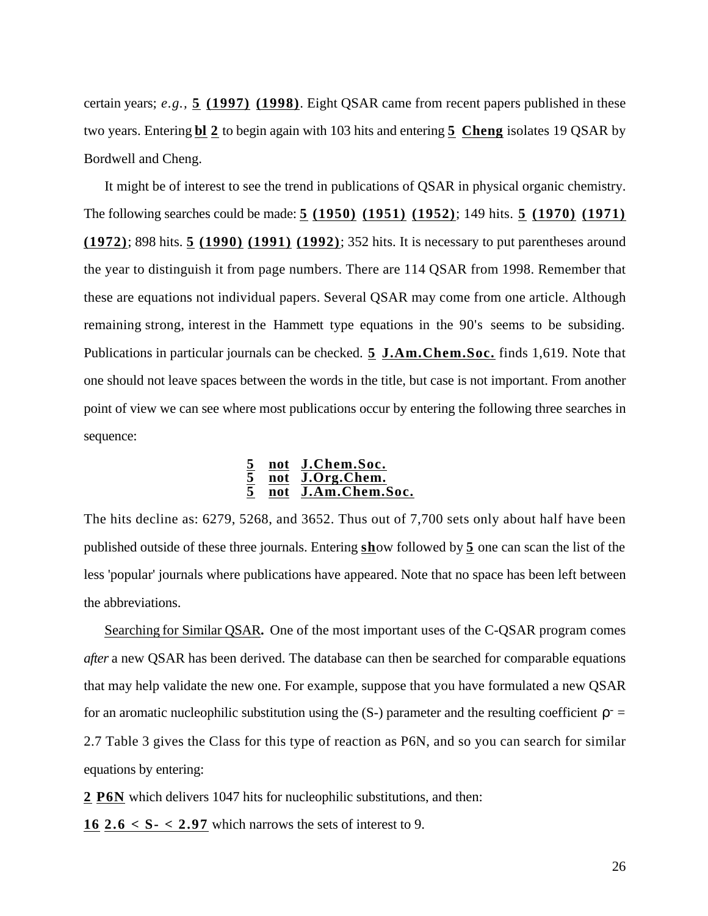certain years; *e.g.*, **5 (1997) (1998)**. Eight QSAR came from recent papers published in these two years. Entering **bl 2** to begin again with 103 hits and entering **5 Cheng** isolates 19 QSAR by Bordwell and Cheng.

It might be of interest to see the trend in publications of QSAR in physical organic chemistry. The following searches could be made: **5 (1950) (1951) (1952)**; 149 hits. **5 (1970) (1971) (1972)**; 898 hits. **5 (1990) (1991) (1992)**; 352 hits. It is necessary to put parentheses around the year to distinguish it from page numbers. There are 114 QSAR from 1998. Remember that these are equations not individual papers. Several QSAR may come from one article. Although remaining strong, interest in the Hammett type equations in the 90's seems to be subsiding. Publications in particular journals can be checked. **5 J.Am.Chem.Soc.** finds 1,619. Note that one should not leave spaces between the words in the title, but case is not important. From another point of view we can see where most publications occur by entering the following three searches in sequence:

```
5  not  J.Chem.Soc.
5  not  J.Org.Chem.
5  not  J.Am.Chem.Soc.
```

The hits decline as: 6279, 5268, and 3652. Thus out of 7,700 sets only about half have been published outside of these three journals. Entering **sh**ow followed by **5** one can scan the list of the less 'popular' journals where publications have appeared. Note that no space has been left between the abbreviations.

Searching for Similar QSAR**.** One of the most important uses of the C-QSAR program comes *after* a new QSAR has been derived. The database can then be searched for comparable equations that may help validate the new one. For example, suppose that you have formulated a new QSAR for an aromatic nucleophilic substitution using the (S-) parameter and the resulting coefficient $\rho^- = 2.7$ Table 3 gives the Class for this type of reaction as P6N, and so you can search for similar equations by entering:

**2 P6N** which delivers 1047 hits for nucleophilic substitutions, and then:

**16 2.6 < S- < 2.97** which narrows the sets of interest to 9.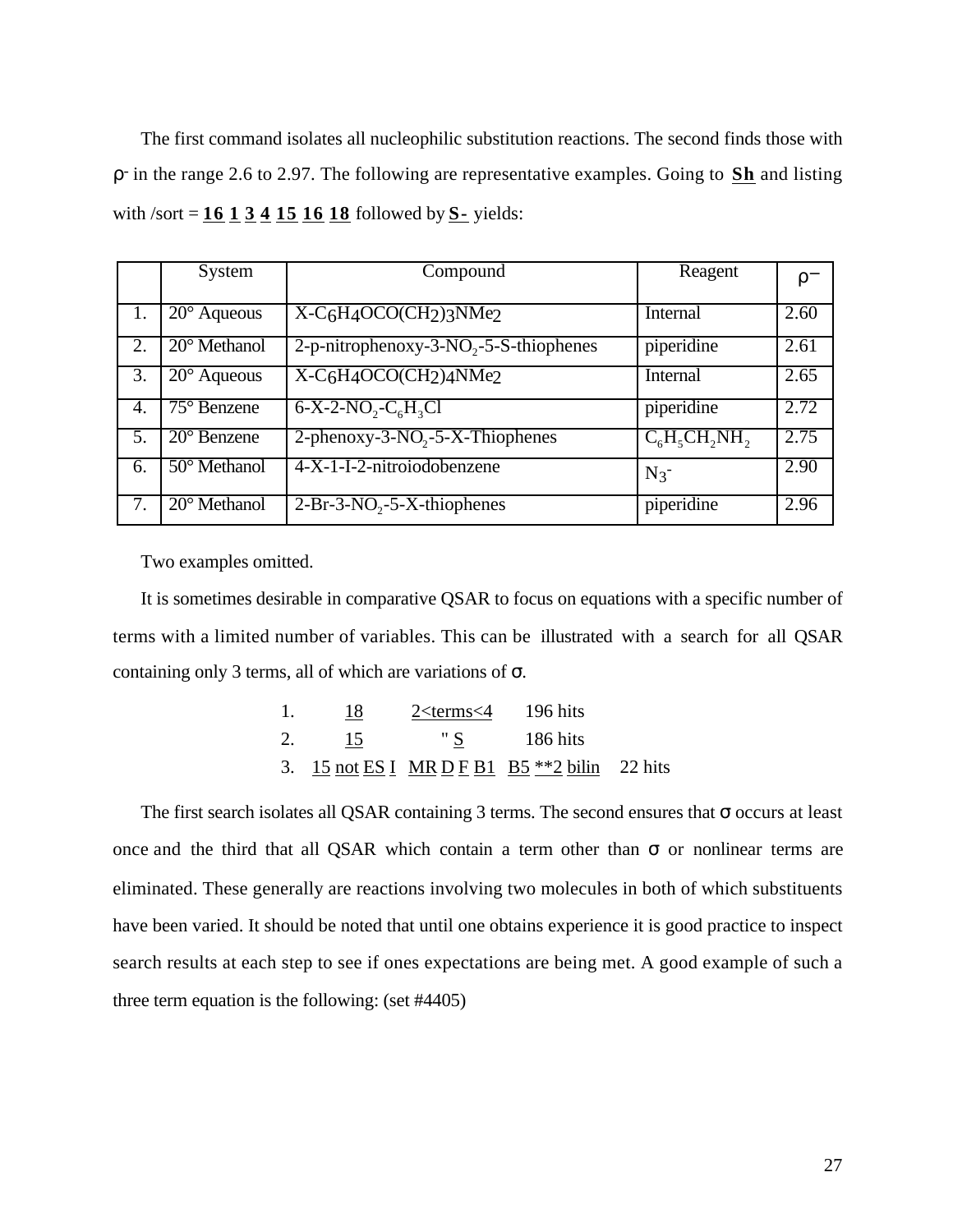The first command isolates all nucleophilic substitution reactions. The second finds those with $\rho^-$ in the range 2.6 to 2.97. The following are representative examples. Going to **<u>Sh</u>** and listing with /sort = **<u>16</u> <u>1</u> <u>3</u> <u>4</u> <u>15</u> <u>16</u> <u>18</u>** followed by **<u>S-</u>** yields:

| | System | Compound | Reagent | $\rho^-$ |
|---|---|---|---|---|
| 1. | 20° Aqueous | X-$C_6H_4OCO(CH_2)_3NMe_2$ | Internal | 2.60 |
| 2. | 20° Methanol | 2-p-nitrophenoxy-3-$NO_2$-5-S-thiophenes | piperidine | 2.61 |
| 3. | 20° Aqueous | X-$C_6H_4OCO(CH_2)_4NMe_2$ | Internal | 2.65 |
| 4. | 75° Benzene | 6-X-2-$NO_2$-$C_6H_3Cl$ | piperidine | 2.72 |
| 5. | 20° Benzene | 2-phenoxy-3-$NO_2$-5-X-Thiophenes | $C_6H_5CH_2NH_2$ | 2.75 |
| 6. | 50° Methanol | 4-X-1-I-2-nitroiodobenzene | $N_3^-$ | 2.90 |
| 7. | 20° Methanol | 2-Br-3-$NO_2$-5-X-thiophenes | piperidine | 2.96 |

Two examples omitted.

It is sometimes desirable in comparative QSAR to focus on equations with a specific number of terms with a limited number of variables. This can be illustrated with a search for all QSAR containing only 3 terms, all of which are variations of σ.

1. <u>18</u> <u>2<terms<4</u> 196 hits
2. <u>15</u> " <u>S</u> 186 hits
3. <u>15</u> <u>not</u> <u>ES</u> <u>I</u> <u>MR</u> <u>D</u> <u>F</u> <u>B1</u> <u>B5</u> <u>**2</u> <u>bilin</u> 22 hits

The first search isolates all QSAR containing 3 terms. The second ensures that σ occurs at least once and the third that all QSAR which contain a term other than σ or nonlinear terms are eliminated. These generally are reactions involving two molecules in both of which substituents have been varied. It should be noted that until one obtains experience it is good practice to inspect search results at each step to see if ones expectations are being met. A good example of such a three term equation is the following: (set #4405)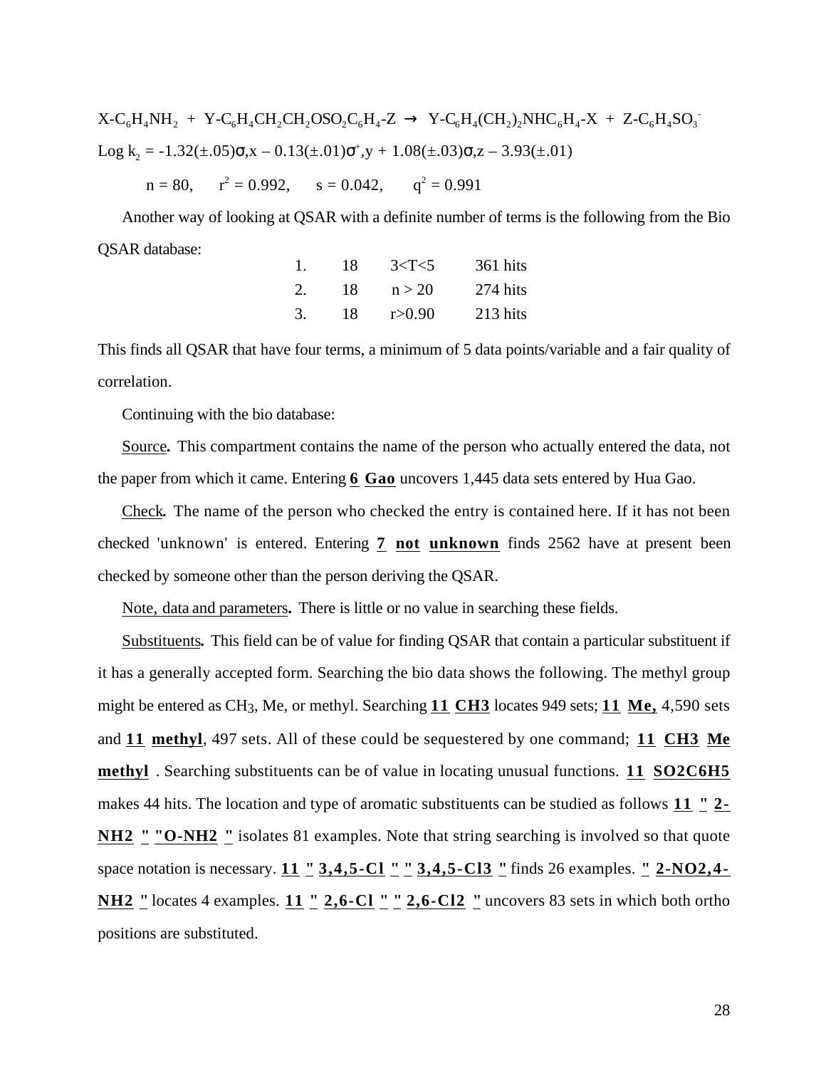$X\text{-}C_6H_4NH_2 + Y\text{-}C_6H_4CH_2CH_2OSO_2C_6H_4\text{-}Z \rightarrow Y\text{-}C_6H_4(CH_2)_2NHC_6H_4\text{-}X + Z\text{-}C_6H_4SO_3^-$

$\text{Log } k_2 = -1.32(\pm.05)\sigma,x - 0.13(\pm.01)\sigma^+,y + 1.08(\pm.03)\sigma,z - 3.93(\pm.01)$

$n = 80, \quad r^2 = 0.992, \quad s = 0.042, \quad q^2 = 0.991$

Another way of looking at QSAR with a definite number of terms is the following from the Bio QSAR database:

| | | | |
|---|---|---|---|
| 1. | 18 | 3<T<5 | 361 hits |
| 2. | 18 | n > 20 | 274 hits |
| 3. | 18 | r>0.90 | 213 hits |

This finds all QSAR that have four terms, a minimum of 5 data points/variable and a fair quality of correlation.

Continuing with the bio database:

Source**.** This compartment contains the name of the person who actually entered the data, not the paper from which it came. Entering **6 Gao** uncovers 1,445 data sets entered by Hua Gao.

Check**.** The name of the person who checked the entry is contained here. If it has not been checked 'unknown' is entered. Entering **7 not unknown** finds 2562 have at present been checked by someone other than the person deriving the QSAR.

Note, data and parameters**.** There is little or no value in searching these fields.

Substituents**.** This field can be of value for finding QSAR that contain a particular substituent if it has a generally accepted form. Searching the bio data shows the following. The methyl group might be entered as $CH_3$, Me, or methyl. Searching **11 CH3** locates 949 sets; **11 Me,** 4,590 sets and **11 methyl**, 497 sets. All of these could be sequestered by one command; **11 CH3 Me methyl** . Searching substituents can be of value in locating unusual functions. **11 SO2C6H5** makes 44 hits. The location and type of aromatic substituents can be studied as follows **11 " 2-NH2 " "O-NH2 "** isolates 81 examples. Note that string searching is involved so that quote space notation is necessary. **11 " 3,4,5-Cl " " 3,4,5-Cl3 "** finds 26 examples. **" 2-NO2,4-NH2 "** locates 4 examples. **11 " 2,6-Cl " " 2,6-Cl2 "** uncovers 83 sets in which both ortho positions are substituted.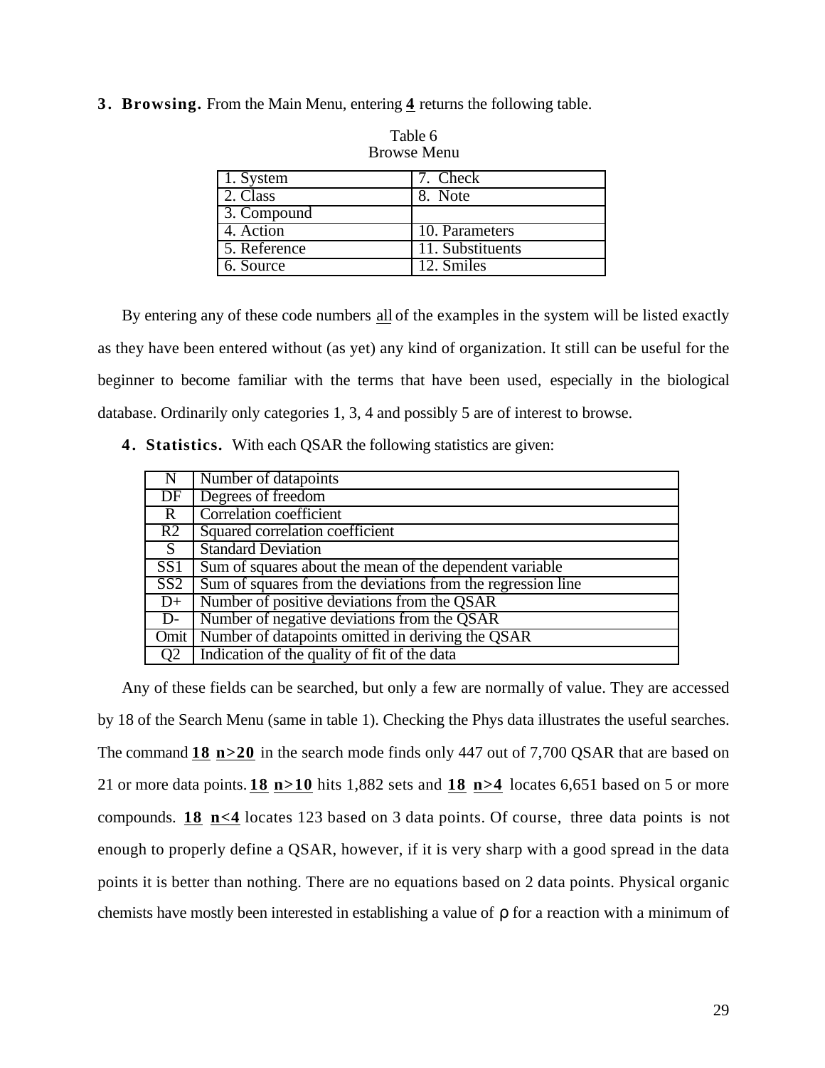**3. Browsing.** From the Main Menu, entering **4** returns the following table.

Table 6
Browse Menu

| | |
|---|---|
| 1. System | 7. Check |
| 2. Class | 8. Note |
| 3. Compound | |
| 4. Action | 10. Parameters |
| 5. Reference | 11. Substituents |
| 6. Source | 12. Smiles |

By entering any of these code numbers all of the examples in the system will be listed exactly as they have been entered without (as yet) any kind of organization. It still can be useful for the beginner to become familiar with the terms that have been used, especially in the biological database. Ordinarily only categories 1, 3, 4 and possibly 5 are of interest to browse.

**4. Statistics.** With each QSAR the following statistics are given:

| | |
|---|---|
| N | Number of datapoints |
| DF | Degrees of freedom |
| R | Correlation coefficient |
| R2 | Squared correlation coefficient |
| S | Standard Deviation |
| SS1 | Sum of squares about the mean of the dependent variable |
| SS2 | Sum of squares from the deviations from the regression line |
| D+ | Number of positive deviations from the QSAR |
| D- | Number of negative deviations from the QSAR |
| Omit | Number of datapoints omitted in deriving the QSAR |
| Q2 | Indication of the quality of fit of the data |

Any of these fields can be searched, but only a few are normally of value. They are accessed by 18 of the Search Menu (same in table 1). Checking the Phys data illustrates the useful searches. The command **18 n>20** in the search mode finds only 447 out of 7,700 QSAR that are based on 21 or more data points. **18 n>10** hits 1,882 sets and **18 n>4** locates 6,651 based on 5 or more compounds. **18 n<4** locates 123 based on 3 data points. Of course, three data points is not enough to properly define a QSAR, however, if it is very sharp with a good spread in the data points it is better than nothing. There are no equations based on 2 data points. Physical organic chemists have mostly been interested in establishing a value of $\rho$ for a reaction with a minimum of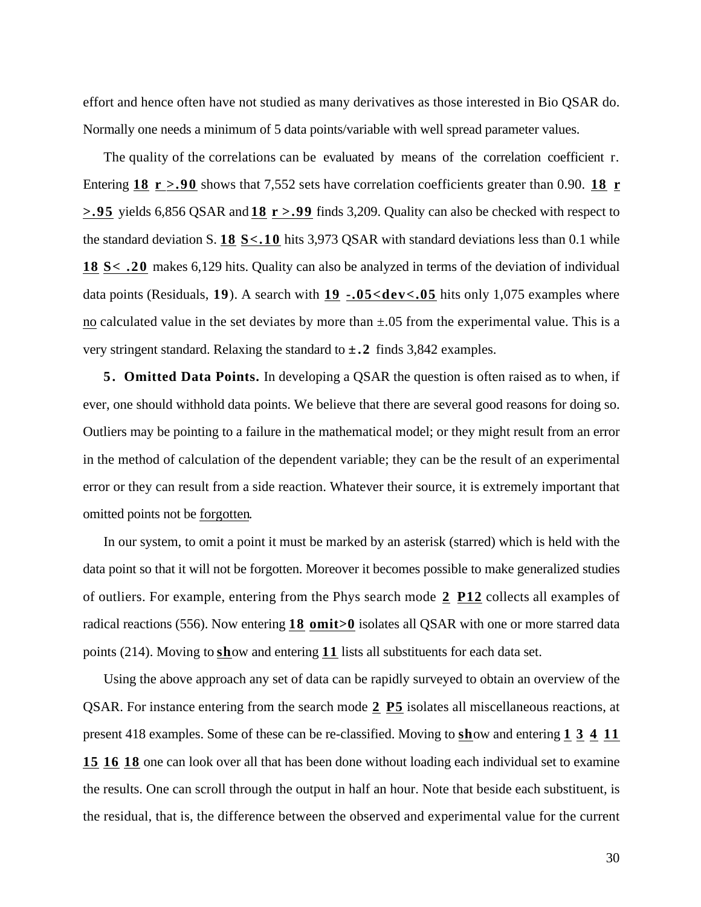effort and hence often have not studied as many derivatives as those interested in Bio QSAR do. Normally one needs a minimum of 5 data points/variable with well spread parameter values.

The quality of the correlations can be evaluated by means of the correlation coefficient r. Entering **18** **r >.90** shows that 7,552 sets have correlation coefficients greater than 0.90. **18** **r >.95** yields 6,856 QSAR and **18** **r >.99** finds 3,209. Quality can also be checked with respect to the standard deviation S. **18** **S<.10** hits 3,973 QSAR with standard deviations less than 0.1 while **18** **S< .20** makes 6,129 hits. Quality can also be analyzed in terms of the deviation of individual data points (Residuals, **19**). A search with **19** **-.05<dev<.05** hits only 1,075 examples where no calculated value in the set deviates by more than ±.05 from the experimental value. This is a very stringent standard. Relaxing the standard to **±.2** finds 3,842 examples.

**5. Omitted Data Points.** In developing a QSAR the question is often raised as to when, if ever, one should withhold data points. We believe that there are several good reasons for doing so. Outliers may be pointing to a failure in the mathematical model; or they might result from an error in the method of calculation of the dependent variable; they can be the result of an experimental error or they can result from a side reaction. Whatever their source, it is extremely important that omitted points not be forgotten.

In our system, to omit a point it must be marked by an asterisk (starred) which is held with the data point so that it will not be forgotten. Moreover it becomes possible to make generalized studies of outliers. For example, entering from the Phys search mode **2** **P12** collects all examples of radical reactions (556). Now entering **18** **omit>0** isolates all QSAR with one or more starred data points (214). Moving to **sh**ow and entering **11** lists all substituents for each data set.

Using the above approach any set of data can be rapidly surveyed to obtain an overview of the QSAR. For instance entering from the search mode **2** **P5** isolates all miscellaneous reactions, at present 418 examples. Some of these can be re-classified. Moving to **sh**ow and entering **1** **3** **4** **11** **15** **16** **18** one can look over all that has been done without loading each individual set to examine the results. One can scroll through the output in half an hour. Note that beside each substituent, is the residual, that is, the difference between the observed and experimental value for the current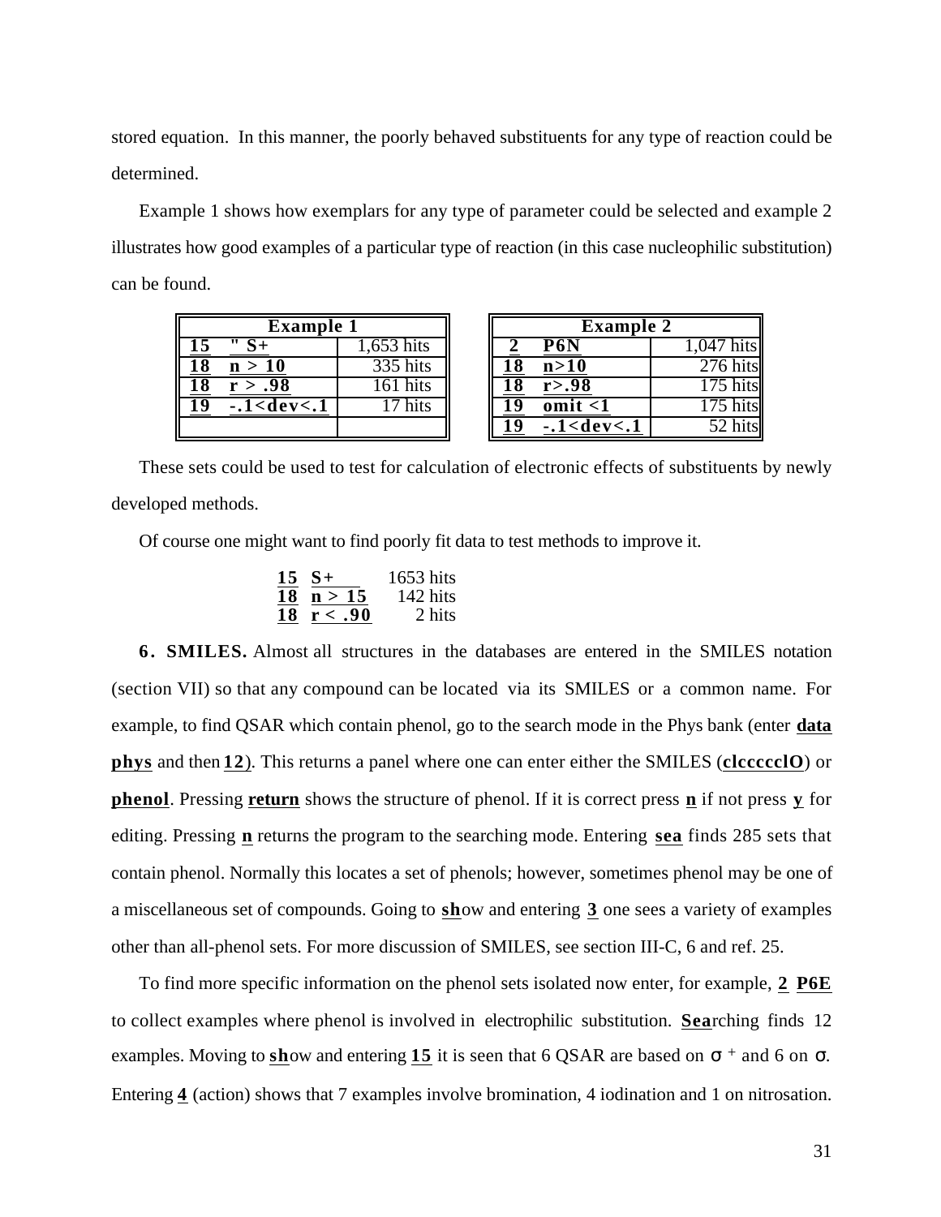stored equation. In this manner, the poorly behaved substituents for any type of reaction could be determined.

Example 1 shows how exemplars for any type of parameter could be selected and example 2 illustrates how good examples of a particular type of reaction (in this case nucleophilic substitution) can be found.

| Example 1 | | |
|---|---|---|
| **15** | **" S+** | 1,653 hits |
| **18** | **n > 10** | 335 hits |
| **18** | **r > .98** | 161 hits |
| **19** | **-.1<dev<.1** | 17 hits |

| Example 2 | | |
|---|---|---|
| **2** | **P6N** | 1,047 hits |
| **18** | **n>10** | 276 hits |
| **18** | **r>.98** | 175 hits |
| **19** | **omit <1** | 175 hits |
| **19** | **-.1<dev<.1** | 52 hits |

These sets could be used to test for calculation of electronic effects of substituents by newly developed methods.

Of course one might want to find poorly fit data to test methods to improve it.

| | | |
|---|---|---|
| **15** | **S+** | 1653 hits |
| **18** | **n > 15** | 142 hits |
| **18** | **r < .90** | 2 hits |

**6. SMILES.** Almost all structures in the databases are entered in the SMILES notation (section VII) so that any compound can be located via its SMILES or a common name. For example, to find QSAR which contain phenol, go to the search mode in the Phys bank (enter **data phys** and then **12**). This returns a panel where one can enter either the SMILES (**clccccclO**) or **phenol**. Pressing **return** shows the structure of phenol. If it is correct press **n** if not press **y** for editing. Pressing **n** returns the program to the searching mode. Entering **sea** finds 285 sets that contain phenol. Normally this locates a set of phenols; however, sometimes phenol may be one of a miscellaneous set of compounds. Going to **sh**ow and entering **3** one sees a variety of examples other than all-phenol sets. For more discussion of SMILES, see section III-C, 6 and ref. 25.

To find more specific information on the phenol sets isolated now enter, for example, **2 P6E** to collect examples where phenol is involved in electrophilic substitution. **Sea**rching finds 12 examples. Moving to **sh**ow and entering **15** it is seen that 6 QSAR are based on $\sigma^+$ and 6 on $\sigma$. Entering **4** (action) shows that 7 examples involve bromination, 4 iodination and 1 on nitrosation.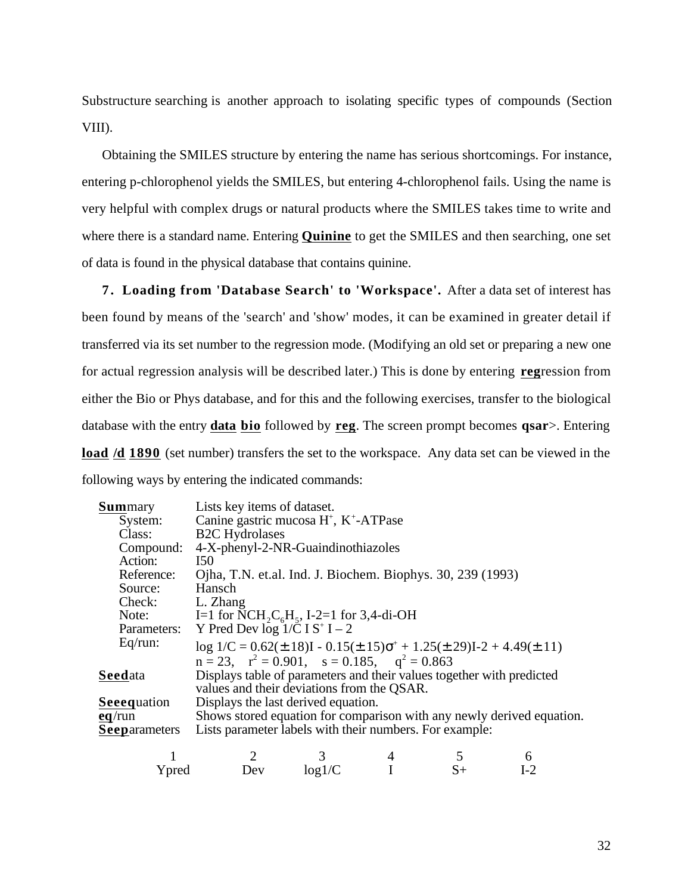Substructure searching is another approach to isolating specific types of compounds (Section VIII).

Obtaining the SMILES structure by entering the name has serious shortcomings. For instance, entering p-chlorophenol yields the SMILES, but entering 4-chlorophenol fails. Using the name is very helpful with complex drugs or natural products where the SMILES takes time to write and where there is a standard name. Entering **Quinine** to get the SMILES and then searching, one set of data is found in the physical database that contains quinine.

**7. Loading from 'Database Search' to 'Workspace'.** After a data set of interest has been found by means of the 'search' and 'show' modes, it can be examined in greater detail if transferred via its set number to the regression mode. (Modifying an old set or preparing a new one for actual regression analysis will be described later.) This is done by entering **reg**ression from either the Bio or Phys database, and for this and the following exercises, transfer to the biological database with the entry **data bio** followed by **reg**. The screen prompt becomes **qsar**>. Entering **load /d 1890** (set number) transfers the set to the workspace. Any data set can be viewed in the following ways by entering the indicated commands:

**Sum**mary — Lists key items of dataset.

- System: Canine gastric mucosa $H^+$, $K^+$-ATPase
- Class: B2C Hydrolases
- Compound: 4-X-phenyl-2-NR-Guaindinothiazoles
- Action: I50
- Reference: Ojha, T.N. et.al. Ind. J. Biochem. Biophys. 30, 239 (1993)
- Source: Hansch
- Check: L. Zhang
- Note: I=1 for $NCH_2C_6H_5$, I-2=1 for 3,4-di-OH
- Parameters: Y Pred Dev log 1/C I $S^+$ I – 2
- Eq/run: $\log 1/C = 0.62(\pm 18)I - 0.15(\pm 15)\sigma^+ + 1.25(\pm 29)I\text{-}2 + 4.49(\pm 11)$

  $n = 23, \quad r^2 = 0.901, \quad s = 0.185, \quad q^2 = 0.863$

**Seed**ata — Displays table of parameters and their values together with predicted values and their deviations from the QSAR.

**Seeeq**uation — Displays the last derived equation.

**eq**/run — Shows stored equation for comparison with any newly derived equation.

**Seep**arameters — Lists parameter labels with their numbers. For example:

| 1 | 2 | 3 | 4 | 5 | 6 |
|---|---|---|---|---|---|
| Ypred | Dev | log1/C | I | S+ | I-2 |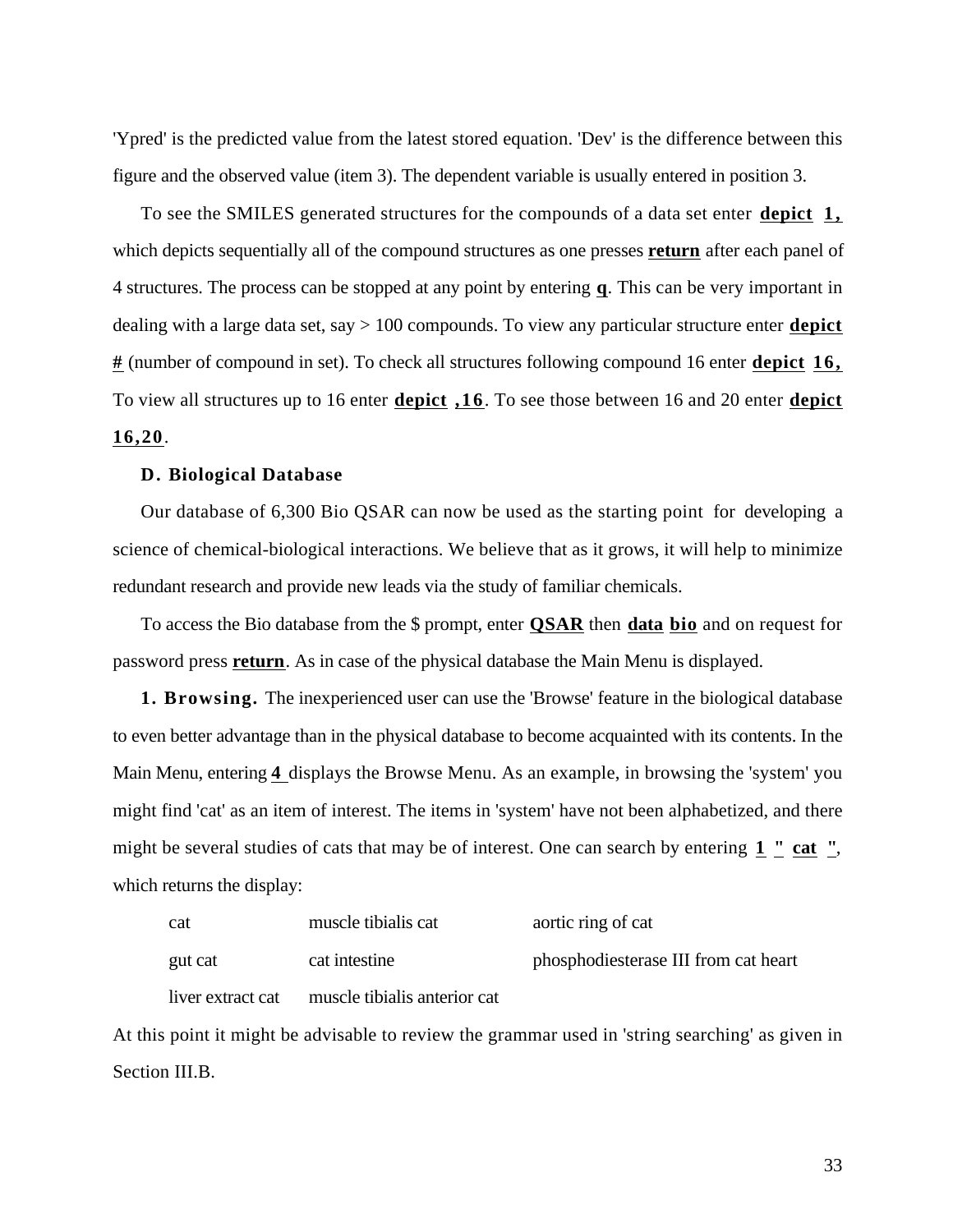'Ypred' is the predicted value from the latest stored equation. 'Dev' is the difference between this figure and the observed value (item 3). The dependent variable is usually entered in position 3.

To see the SMILES generated structures for the compounds of a data set enter **depict 1,** which depicts sequentially all of the compound structures as one presses **return** after each panel of 4 structures. The process can be stopped at any point by entering **q**. This can be very important in dealing with a large data set, say > 100 compounds. To view any particular structure enter **depict #** (number of compound in set). To check all structures following compound 16 enter **depict 16,** To view all structures up to 16 enter **depict ,16**. To see those between 16 and 20 enter **depict 16,20**.

### D. Biological Database

Our database of 6,300 Bio QSAR can now be used as the starting point for developing a science of chemical-biological interactions. We believe that as it grows, it will help to minimize redundant research and provide new leads via the study of familiar chemicals.

To access the Bio database from the $ prompt, enter **QSAR** then **data bio** and on request for password press **return**. As in case of the physical database the Main Menu is displayed.

**1. Browsing.** The inexperienced user can use the 'Browse' feature in the biological database to even better advantage than in the physical database to become acquainted with its contents. In the Main Menu, entering **4** displays the Browse Menu. As an example, in browsing the 'system' you might find 'cat' as an item of interest. The items in 'system' have not been alphabetized, and there might be several studies of cats that may be of interest. One can search by entering **1 " cat "**, which returns the display:

| | | |
|---|---|---|
| cat | muscle tibialis cat | aortic ring of cat |
| gut cat | cat intestine | phosphodiesterase III from cat heart |
| liver extract cat | muscle tibialis anterior cat | |

At this point it might be advisable to review the grammar used in 'string searching' as given in Section III.B.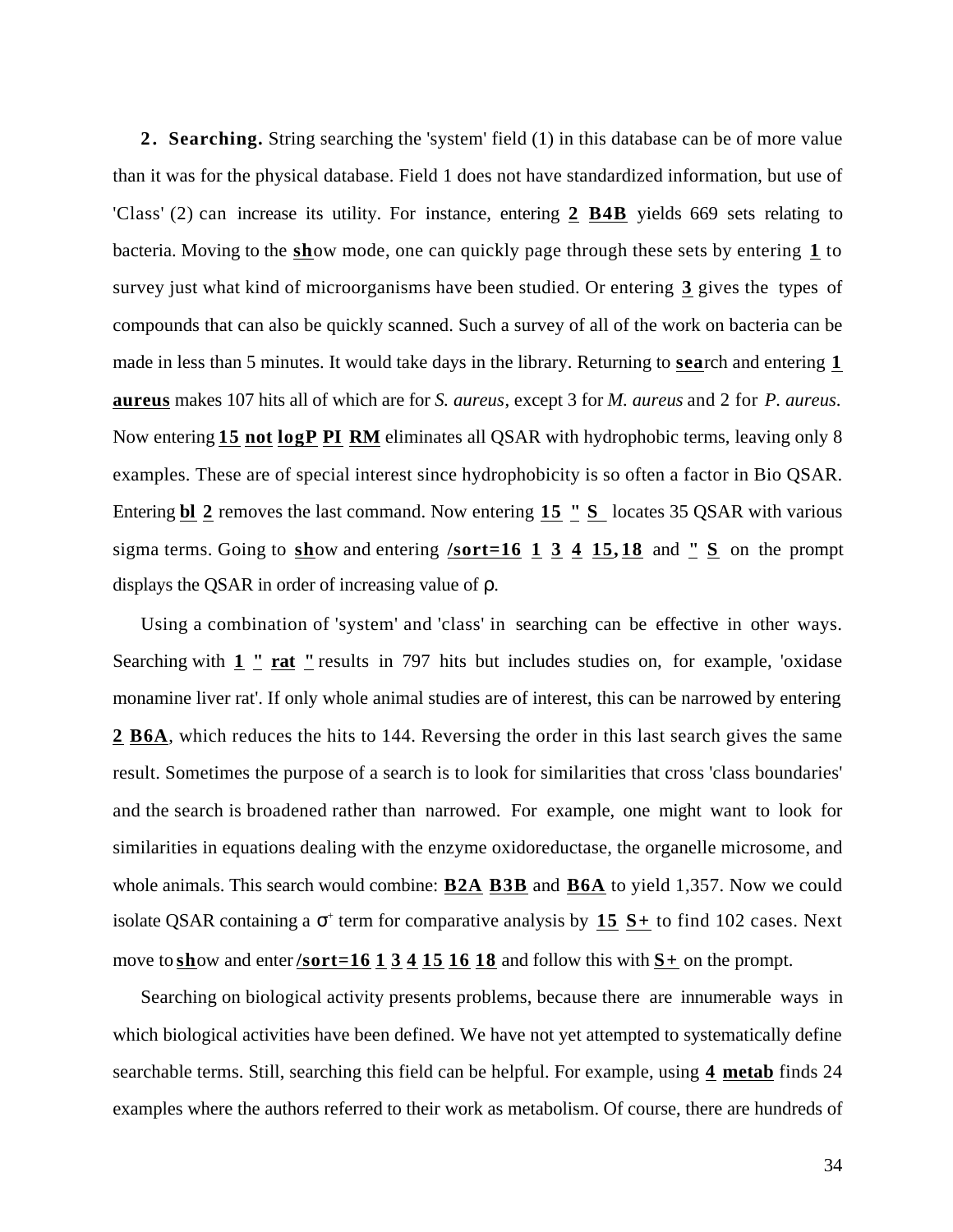**2. Searching.** String searching the 'system' field (1) in this database can be of more value than it was for the physical database. Field 1 does not have standardized information, but use of 'Class' (2) can increase its utility. For instance, entering **2 B4B** yields 669 sets relating to bacteria. Moving to the **sh**ow mode, one can quickly page through these sets by entering **1** to survey just what kind of microorganisms have been studied. Or entering **3** gives the types of compounds that can also be quickly scanned. Such a survey of all of the work on bacteria can be made in less than 5 minutes. It would take days in the library. Returning to **sea**rch and entering **1 aureus** makes 107 hits all of which are for *S. aureus*, except 3 for *M. aureus* and 2 for *P. aureus*. Now entering **15 not logP PI RM** eliminates all QSAR with hydrophobic terms, leaving only 8 examples. These are of special interest since hydrophobicity is so often a factor in Bio QSAR. Entering **bl 2** removes the last command. Now entering **15 " S** locates 35 QSAR with various sigma terms. Going to **sh**ow and entering **/sort=16 1 3 4 15,18** and **" S** on the prompt displays the QSAR in order of increasing value of $\rho$.

Using a combination of 'system' and 'class' in searching can be effective in other ways. Searching with **1 " rat "** results in 797 hits but includes studies on, for example, 'oxidase monamine liver rat'. If only whole animal studies are of interest, this can be narrowed by entering **2 B6A**, which reduces the hits to 144. Reversing the order in this last search gives the same result. Sometimes the purpose of a search is to look for similarities that cross 'class boundaries' and the search is broadened rather than narrowed. For example, one might want to look for similarities in equations dealing with the enzyme oxidoreductase, the organelle microsome, and whole animals. This search would combine: **B2A B3B** and **B6A** to yield 1,357. Now we could isolate QSAR containing a $\sigma^{+}$ term for comparative analysis by **15 S+** to find 102 cases. Next move to **sh**ow and enter **/sort=16 1 3 4 15 16 18** and follow this with **S+** on the prompt.

Searching on biological activity presents problems, because there are innumerable ways in which biological activities have been defined. We have not yet attempted to systematically define searchable terms. Still, searching this field can be helpful. For example, using **4 metab** finds 24 examples where the authors referred to their work as metabolism. Of course, there are hundreds of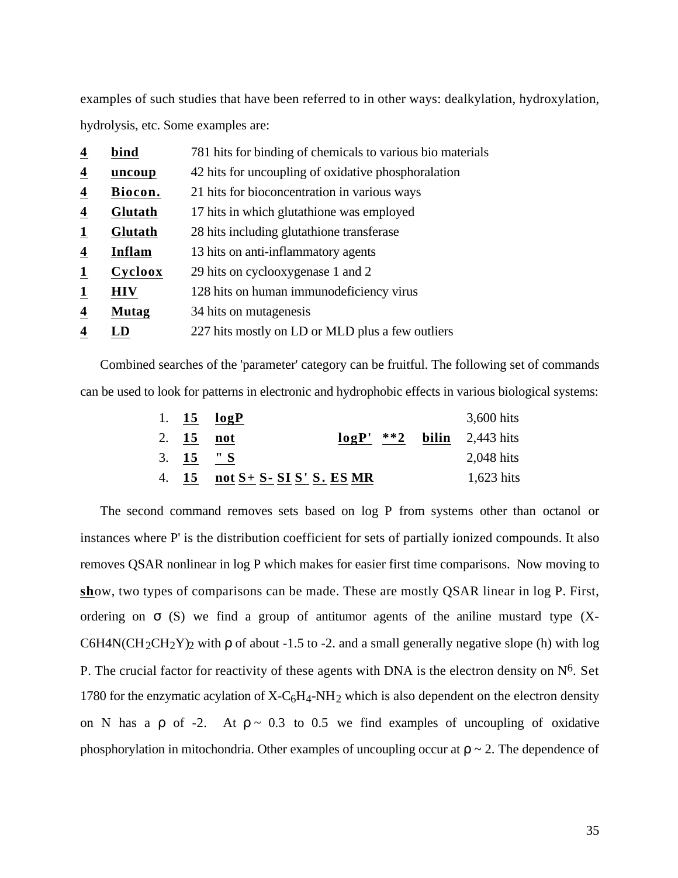examples of such studies that have been referred to in other ways: dealkylation, hydroxylation, hydrolysis, etc. Some examples are:

| | | |
|---|---|---|
| **4** | **bind** | 781 hits for binding of chemicals to various bio materials |
| **4** | **uncoup** | 42 hits for uncoupling of oxidative phosphoralation |
| **4** | **Biocon.** | 21 hits for bioconcentration in various ways |
| **4** | **Glutath** | 17 hits in which glutathione was employed |
| **1** | **Glutath** | 28 hits including glutathione transferase |
| **4** | **Inflam** | 13 hits on anti-inflammatory agents |
| **1** | **Cycloox** | 29 hits on cyclooxygenase 1 and 2 |
| **1** | **HIV** | 128 hits on human immunodeficiency virus |
| **4** | **Mutag** | 34 hits on mutagenesis |
| **4** | **LD** | 227 hits mostly on LD or MLD plus a few outliers |

Combined searches of the 'parameter' category can be fruitful. The following set of commands can be used to look for patterns in electronic and hydrophobic effects in various biological systems:

| | | | | |
|---|---|---|---|---|
| 1. | **15** | **logP** | | 3,600 hits |
| 2. | **15** | **not** | **logP'** **\*\*2** **bilin** | 2,443 hits |
| 3. | **15** | **" S** | | 2,048 hits |
| 4. | **15** | **not S+ S- SI S' S. ES MR** | | 1,623 hits |

The second command removes sets based on log P from systems other than octanol or instances where P' is the distribution coefficient for sets of partially ionized compounds. It also removes QSAR nonlinear in log P which makes for easier first time comparisons. Now moving to **sh**ow, two types of comparisons can be made. These are mostly QSAR linear in log P. First, ordering on $\sigma$ (S) we find a group of antitumor agents of the aniline mustard type (X-$C_6H_4N(CH_2CH_2Y)_2$ with $\rho$ of about -1.5 to -2. and a small generally negative slope (h) with log P. The crucial factor for reactivity of these agents with DNA is the electron density on $N^6$. Set 1780 for the enzymatic acylation of X-$C_6H_4$-$NH_2$ which is also dependent on the electron density on N has a $\rho$ of -2. At $\rho \sim 0.3$ to 0.5 we find examples of uncoupling of oxidative phosphorylation in mitochondria. Other examples of uncoupling occur at $\rho \sim 2$. The dependence of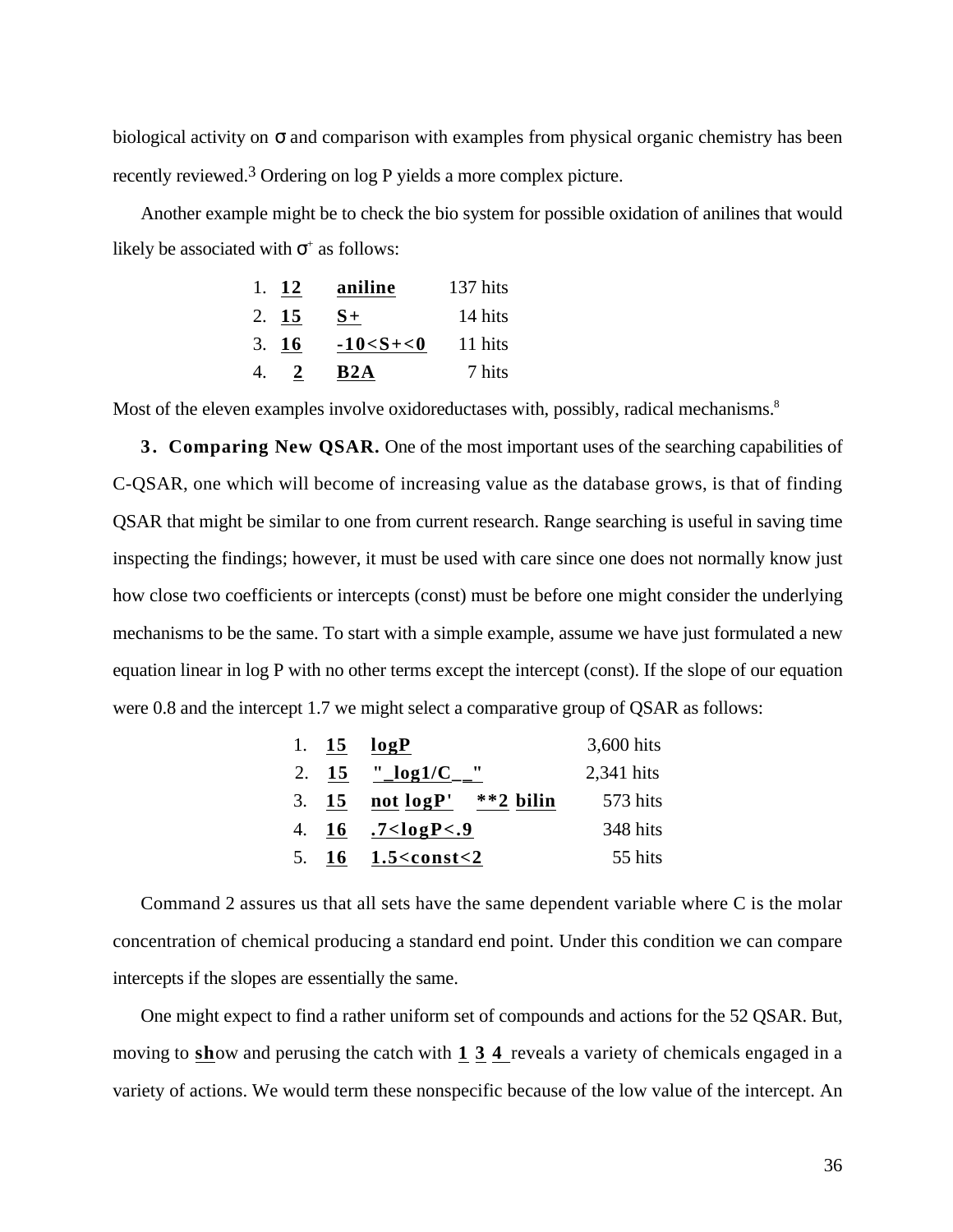biological activity on σ and comparison with examples from physical organic chemistry has been recently reviewed.[3] Ordering on log P yields a more complex picture.

Another example might be to check the bio system for possible oxidation of anilines that would likely be associated with $\sigma^+$ as follows:

| | | | |
|---|---|---|---|
| 1. | **12** | **aniline** | 137 hits |
| 2. | **15** | **S+** | 14 hits |
| 3. | **16** | **-10<S+<0** | 11 hits |
| 4. | **2** | **B2A** | 7 hits |

Most of the eleven examples involve oxidoreductases with, possibly, radical mechanisms.[8]

**3. Comparing New QSAR.** One of the most important uses of the searching capabilities of C-QSAR, one which will become of increasing value as the database grows, is that of finding QSAR that might be similar to one from current research. Range searching is useful in saving time inspecting the findings; however, it must be used with care since one does not normally know just how close two coefficients or intercepts (const) must be before one might consider the underlying mechanisms to be the same. To start with a simple example, assume we have just formulated a new equation linear in log P with no other terms except the intercept (const). If the slope of our equation were 0.8 and the intercept 1.7 we might select a comparative group of QSAR as follows:

| | | | |
|---|---|---|---|
| 1. | **15** | **logP** | 3,600 hits |
| 2. | **15** | **"_log1/C__"** | 2,341 hits |
| 3. | **15** | **not logP' \*\*2 bilin** | 573 hits |
| 4. | **16** | **.7<logP<.9** | 348 hits |
| 5. | **16** | **1.5<const<2** | 55 hits |

Command 2 assures us that all sets have the same dependent variable where C is the molar concentration of chemical producing a standard end point. Under this condition we can compare intercepts if the slopes are essentially the same.

One might expect to find a rather uniform set of compounds and actions for the 52 QSAR. But, moving to **sh**ow and perusing the catch with **1 3 4** reveals a variety of chemicals engaged in a variety of actions. We would term these nonspecific because of the low value of the intercept. An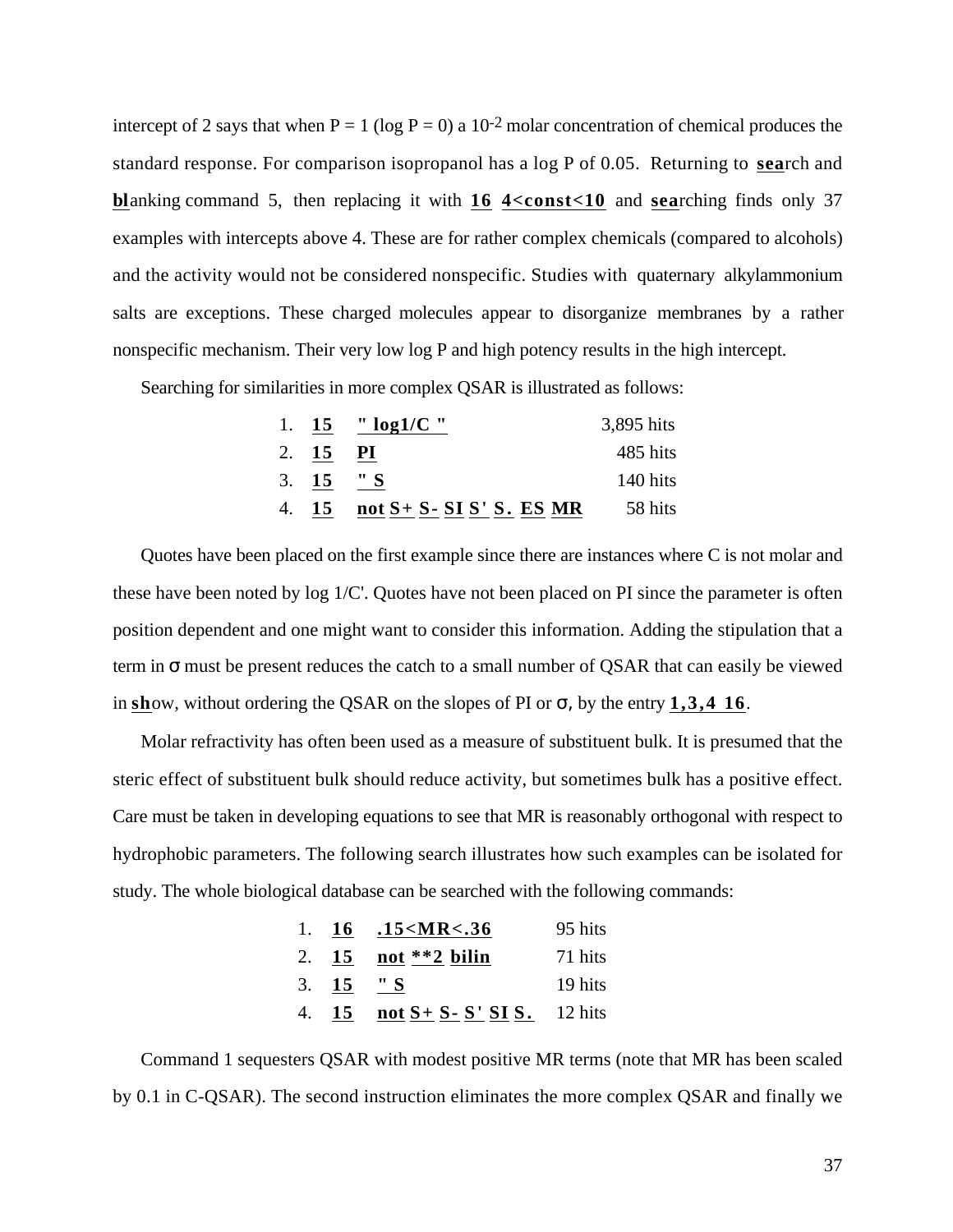intercept of 2 says that when P = 1 (log P = 0) a $10^{-2}$ molar concentration of chemical produces the standard response. For comparison isopropanol has a log P of 0.05. Returning to **sea**rch and **bl**anking command 5, then replacing it with **16 4<const<10** and **sea**rching finds only 37 examples with intercepts above 4. These are for rather complex chemicals (compared to alcohols) and the activity would not be considered nonspecific. Studies with quaternary alkylammonium salts are exceptions. These charged molecules appear to disorganize membranes by a rather nonspecific mechanism. Their very low log P and high potency results in the high intercept.

Searching for similarities in more complex QSAR is illustrated as follows:

| | | | |
|---|---|---|---|
| 1. | **15** | **" log1/C "** | 3,895 hits |
| 2. | **15** | **PI** | 485 hits |
| 3. | **15** | **" S** | 140 hits |
| 4. | **15** | **not S+ S- SI S' S. ES MR** | 58 hits |

Quotes have been placed on the first example since there are instances where C is not molar and these have been noted by log 1/C'. Quotes have not been placed on PI since the parameter is often position dependent and one might want to consider this information. Adding the stipulation that a term in σ must be present reduces the catch to a small number of QSAR that can easily be viewed in **sh**ow, without ordering the QSAR on the slopes of PI or σ, by the entry **1,3,4 16**.

Molar refractivity has often been used as a measure of substituent bulk. It is presumed that the steric effect of substituent bulk should reduce activity, but sometimes bulk has a positive effect. Care must be taken in developing equations to see that MR is reasonably orthogonal with respect to hydrophobic parameters. The following search illustrates how such examples can be isolated for study. The whole biological database can be searched with the following commands:

| | | | |
|---|---|---|---|
| 1. | **16** | **.15<MR<.36** | 95 hits |
| 2. | **15** | **not **2 bilin** | 71 hits |
| 3. | **15** | **" S** | 19 hits |
| 4. | **15** | **not S+ S- S' SI S.** | 12 hits |

Command 1 sequesters QSAR with modest positive MR terms (note that MR has been scaled by 0.1 in C-QSAR). The second instruction eliminates the more complex QSAR and finally we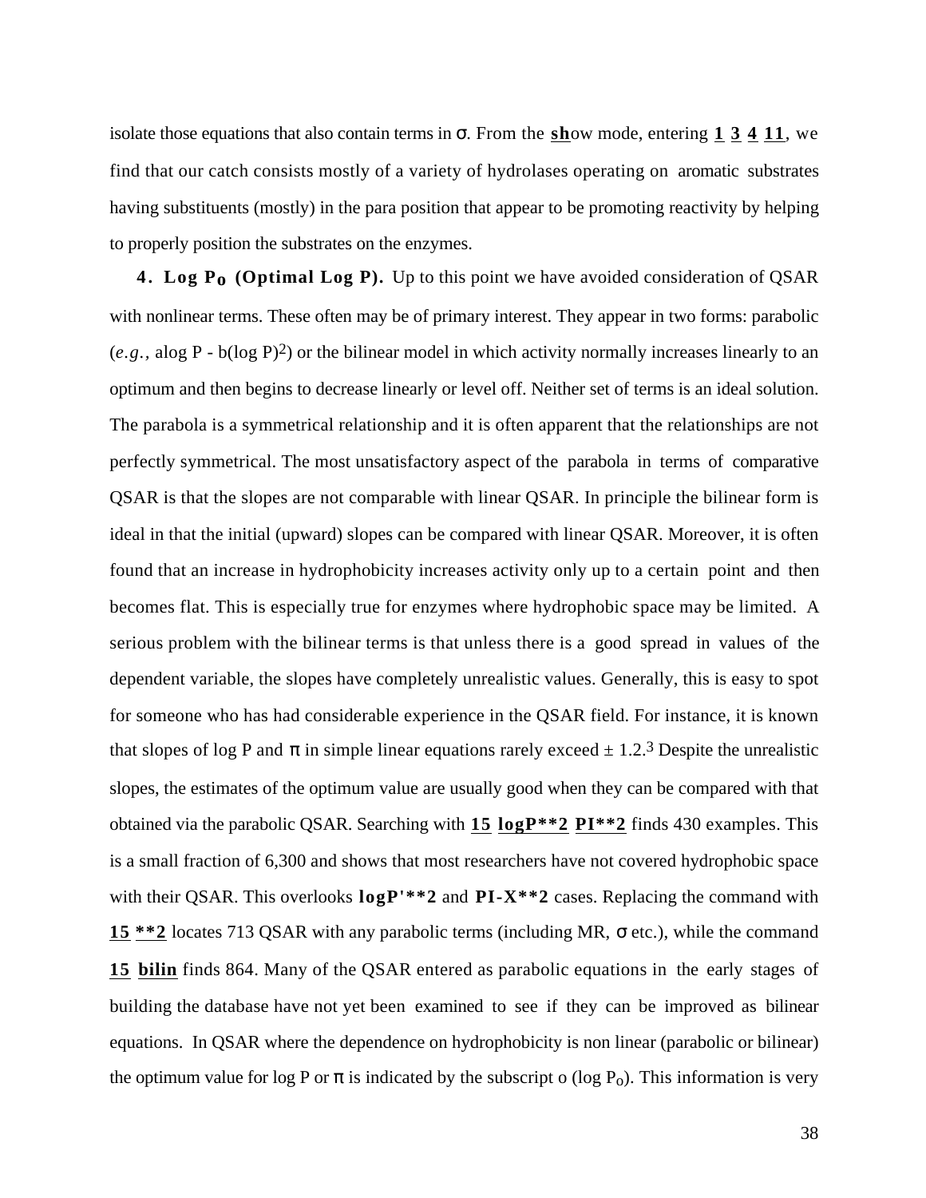isolate those equations that also contain terms in σ. From the **sh**ow mode, entering **1 3 4 11**, we find that our catch consists mostly of a variety of hydrolases operating on aromatic substrates having substituents (mostly) in the para position that appear to be promoting reactivity by helping to properly position the substrates on the enzymes.

**4. Log $P_o$ (Optimal Log P).** Up to this point we have avoided consideration of QSAR with nonlinear terms. These often may be of primary interest. They appear in two forms: parabolic (*e.g.*, alog P - b(log P)$^2$) or the bilinear model in which activity normally increases linearly to an optimum and then begins to decrease linearly or level off. Neither set of terms is an ideal solution. The parabola is a symmetrical relationship and it is often apparent that the relationships are not perfectly symmetrical. The most unsatisfactory aspect of the parabola in terms of comparative QSAR is that the slopes are not comparable with linear QSAR. In principle the bilinear form is ideal in that the initial (upward) slopes can be compared with linear QSAR. Moreover, it is often found that an increase in hydrophobicity increases activity only up to a certain point and then becomes flat. This is especially true for enzymes where hydrophobic space may be limited. A serious problem with the bilinear terms is that unless there is a good spread in values of the dependent variable, the slopes have completely unrealistic values. Generally, this is easy to spot for someone who has had considerable experience in the QSAR field. For instance, it is known that slopes of log P and π in simple linear equations rarely exceed ± 1.2.[3] Despite the unrealistic slopes, the estimates of the optimum value are usually good when they can be compared with that obtained via the parabolic QSAR. Searching with **15 logP**2 PI**2** finds 430 examples. This is a small fraction of 6,300 and shows that most researchers have not covered hydrophobic space with their QSAR. This overlooks **logP'**2** and **PI-X**2** cases. Replacing the command with **15 **2** locates 713 QSAR with any parabolic terms (including MR, σ etc.), while the command **15 bilin** finds 864. Many of the QSAR entered as parabolic equations in the early stages of building the database have not yet been examined to see if they can be improved as bilinear equations. In QSAR where the dependence on hydrophobicity is non linear (parabolic or bilinear) the optimum value for log P or π is indicated by the subscript o (log $P_o$). This information is very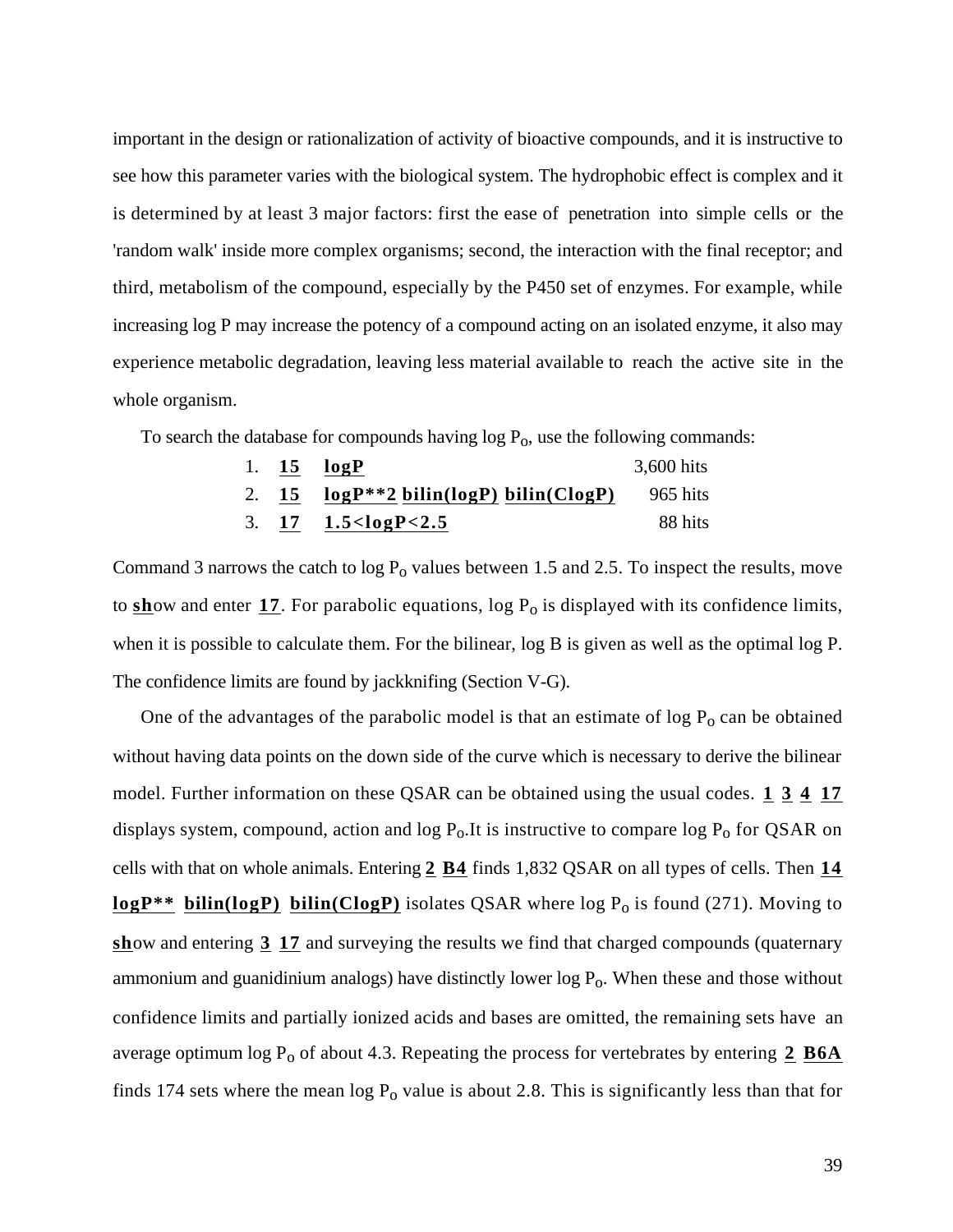important in the design or rationalization of activity of bioactive compounds, and it is instructive to see how this parameter varies with the biological system. The hydrophobic effect is complex and it is determined by at least 3 major factors: first the ease of penetration into simple cells or the 'random walk' inside more complex organisms; second, the interaction with the final receptor; and third, metabolism of the compound, especially by the P450 set of enzymes. For example, while increasing log P may increase the potency of a compound acting on an isolated enzyme, it also may experience metabolic degradation, leaving less material available to reach the active site in the whole organism.

To search the database for compounds having log $P_o$, use the following commands:

| | | | |
|---|---|---|---|
| 1. | **15** | **logP** | 3,600 hits |
| 2. | **15** | **logP**2** **bilin(logP)** **bilin(ClogP)** | 965 hits |
| 3. | **17** | **1.5<logP<2.5** | 88 hits |

Command 3 narrows the catch to log $P_o$ values between 1.5 and 2.5. To inspect the results, move to **sh**ow and enter **17**. For parabolic equations, log $P_o$ is displayed with its confidence limits, when it is possible to calculate them. For the bilinear, log B is given as well as the optimal log P. The confidence limits are found by jackknifing (Section V-G).

One of the advantages of the parabolic model is that an estimate of log $P_o$ can be obtained without having data points on the down side of the curve which is necessary to derive the bilinear model. Further information on these QSAR can be obtained using the usual codes. **1 3 4 17** displays system, compound, action and log $P_o$.It is instructive to compare log $P_o$ for QSAR on cells with that on whole animals. Entering **2 B4** finds 1,832 QSAR on all types of cells. Then **14 logP** bilin(logP) bilin(ClogP)** isolates QSAR where log $P_o$ is found (271). Moving to **sh**ow and entering **3 17** and surveying the results we find that charged compounds (quaternary ammonium and guanidinium analogs) have distinctly lower log $P_o$. When these and those without confidence limits and partially ionized acids and bases are omitted, the remaining sets have an average optimum log $P_o$ of about 4.3. Repeating the process for vertebrates by entering **2 B6A** finds 174 sets where the mean log $P_o$ value is about 2.8. This is significantly less than that for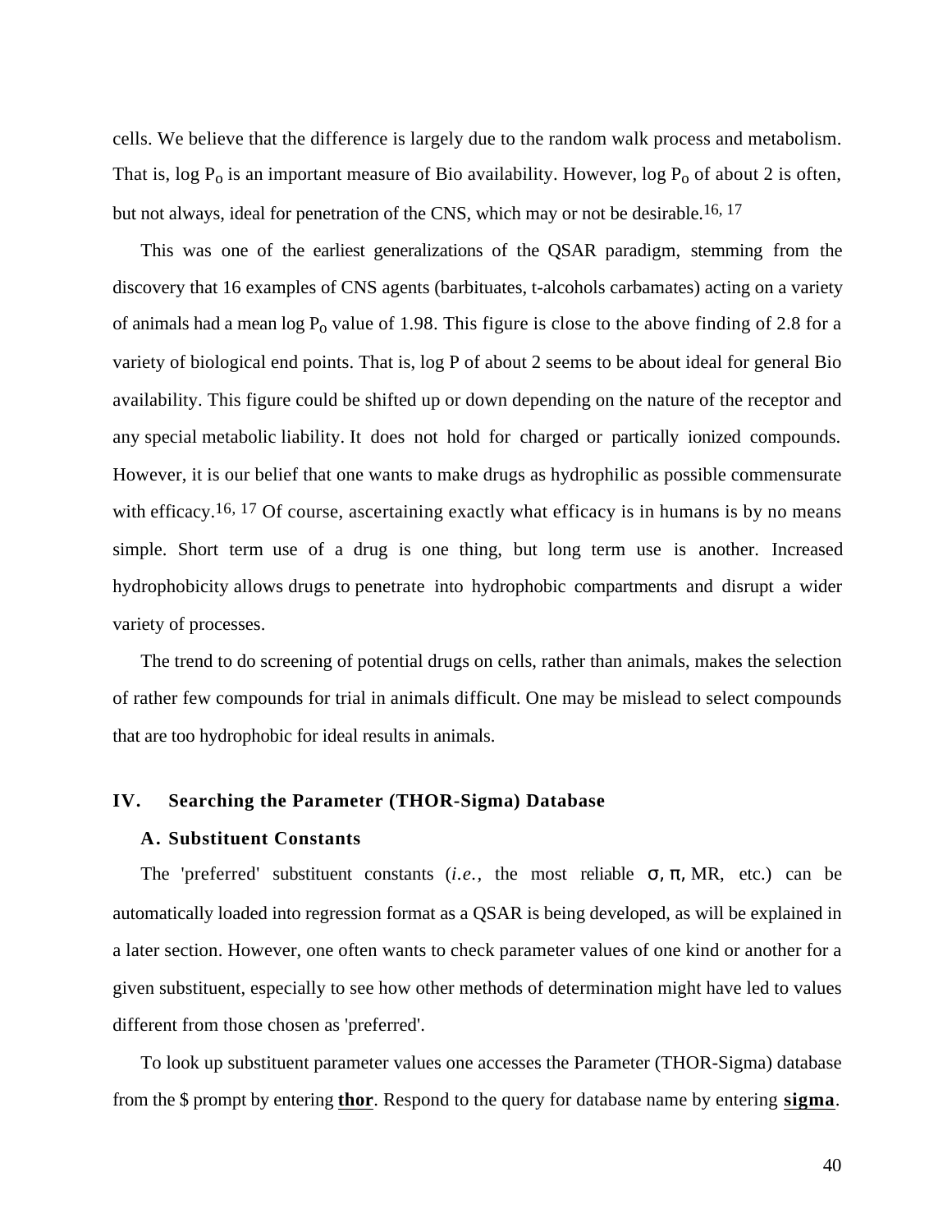cells. We believe that the difference is largely due to the random walk process and metabolism. That is, log $P_o$ is an important measure of Bio availability. However, log $P_o$ of about 2 is often, but not always, ideal for penetration of the CNS, which may or not be desirable.[16, 17]

This was one of the earliest generalizations of the QSAR paradigm, stemming from the discovery that 16 examples of CNS agents (barbituates, t-alcohols carbamates) acting on a variety of animals had a mean log $P_o$ value of 1.98. This figure is close to the above finding of 2.8 for a variety of biological end points. That is, log P of about 2 seems to be about ideal for general Bio availability. This figure could be shifted up or down depending on the nature of the receptor and any special metabolic liability. It does not hold for charged or partically ionized compounds. However, it is our belief that one wants to make drugs as hydrophilic as possible commensurate with efficacy.[16, 17] Of course, ascertaining exactly what efficacy is in humans is by no means simple. Short term use of a drug is one thing, but long term use is another. Increased hydrophobicity allows drugs to penetrate into hydrophobic compartments and disrupt a wider variety of processes.

The trend to do screening of potential drugs on cells, rather than animals, makes the selection of rather few compounds for trial in animals difficult. One may be mislead to select compounds that are too hydrophobic for ideal results in animals.

## IV. Searching the Parameter (THOR-Sigma) Database

### A. Substituent Constants

The 'preferred' substituent constants (*i.e.*, the most reliable σ, π, MR, etc.) can be automatically loaded into regression format as a QSAR is being developed, as will be explained in a later section. However, one often wants to check parameter values of one kind or another for a given substituent, especially to see how other methods of determination might have led to values different from those chosen as 'preferred'.

To look up substituent parameter values one accesses the Parameter (THOR-Sigma) database from the $ prompt by entering **thor**. Respond to the query for database name by entering **sigma**.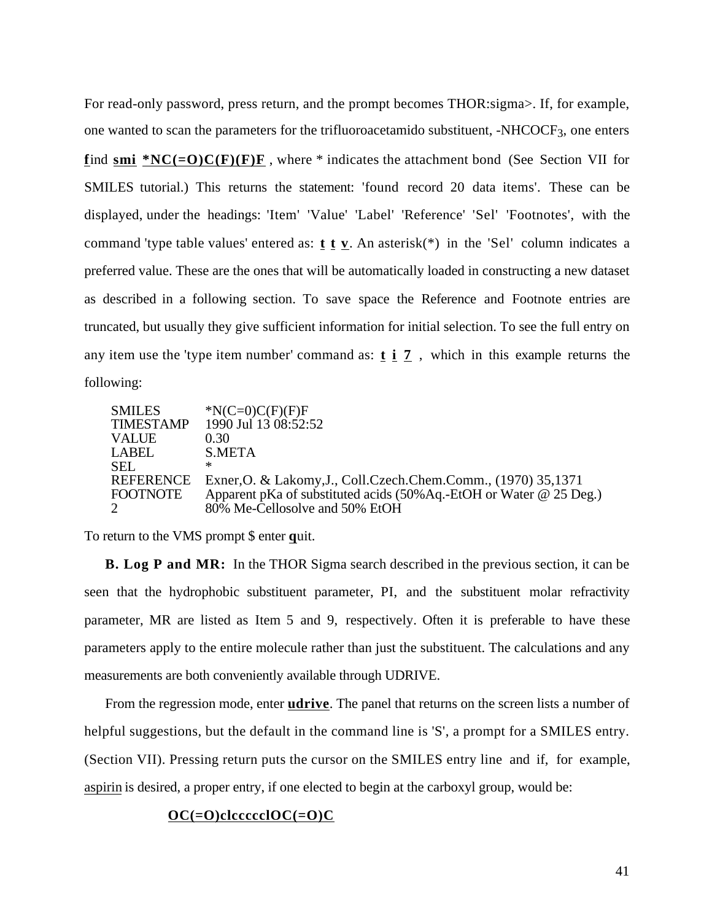For read-only password, press return, and the prompt becomes THOR:sigma>. If, for example, one wanted to scan the parameters for the trifluoroacetamido substituent, -NHCOCF$_3$, one enters **f**ind **smi** ***NC(=O)C(F)(F)F** , where * indicates the attachment bond (See Section VII for SMILES tutorial.) This returns the statement: 'found record 20 data items'. These can be displayed, under the headings: 'Item' 'Value' 'Label' 'Reference' 'Sel' 'Footnotes', with the command 'type table values' entered as: **t t v**. An asterisk(*) in the 'Sel' column indicates a preferred value. These are the ones that will be automatically loaded in constructing a new dataset as described in a following section. To save space the Reference and Footnote entries are truncated, but usually they give sufficient information for initial selection. To see the full entry on any item use the 'type item number' command as: **t i 7** , which in this example returns the following:

```
SMILES       *N(C=0)C(F)(F)F
TIMESTAMP    1990 Jul 13 08:52:52
VALUE        0.30
LABEL        S.META
SEL          *
REFERENCE    Exner,O. & Lakomy,J., Coll.Czech.Chem.Comm., (1970) 35,1371
FOOTNOTE     Apparent pKa of substituted acids (50%Aq.-EtOH or Water @ 25 Deg.)
2            80% Me-Cellosolve and 50% EtOH
```

To return to the VMS prompt $ enter **q**uit.

**B. Log P and MR:** In the THOR Sigma search described in the previous section, it can be seen that the hydrophobic substituent parameter, PI, and the substituent molar refractivity parameter, MR are listed as Item 5 and 9, respectively. Often it is preferable to have these parameters apply to the entire molecule rather than just the substituent. The calculations and any measurements are both conveniently available through UDRIVE.

From the regression mode, enter **udrive**. The panel that returns on the screen lists a number of helpful suggestions, but the default in the command line is 'S', a prompt for a SMILES entry. (Section VII). Pressing return puts the cursor on the SMILES entry line and if, for example, aspirin is desired, a proper entry, if one elected to begin at the carboxyl group, would be:

**OC(=O)clccccclOC(=O)C**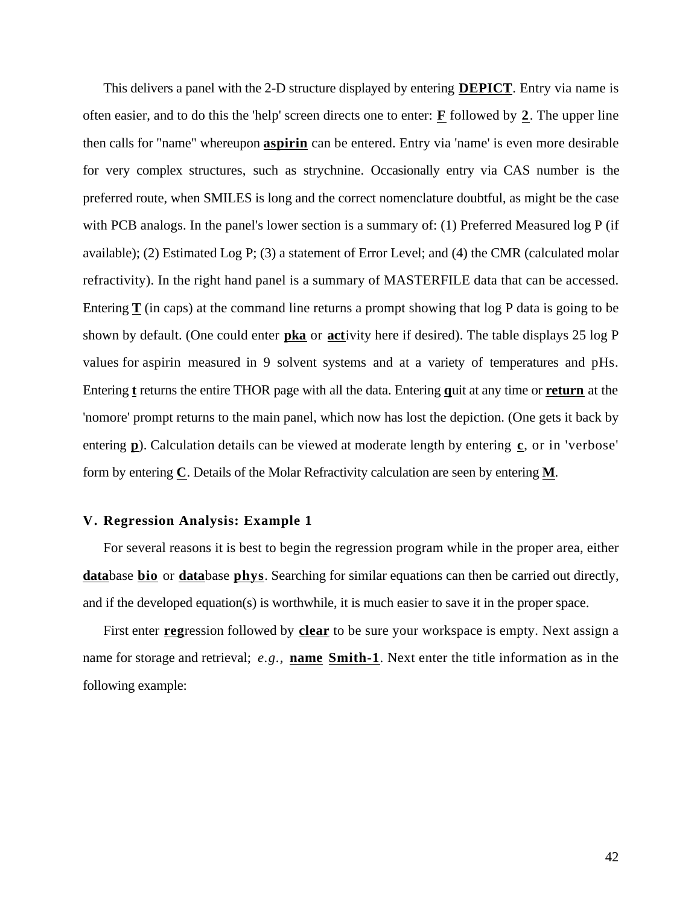This delivers a panel with the 2-D structure displayed by entering **DEPICT**. Entry via name is often easier, and to do this the 'help' screen directs one to enter: **F** followed by **2**. The upper line then calls for "name" whereupon **aspirin** can be entered. Entry via 'name' is even more desirable for very complex structures, such as strychnine. Occasionally entry via CAS number is the preferred route, when SMILES is long and the correct nomenclature doubtful, as might be the case with PCB analogs. In the panel's lower section is a summary of: (1) Preferred Measured log P (if available); (2) Estimated Log P; (3) a statement of Error Level; and (4) the CMR (calculated molar refractivity). In the right hand panel is a summary of MASTERFILE data that can be accessed. Entering **T** (in caps) at the command line returns a prompt showing that log P data is going to be shown by default. (One could enter **pka** or **act**ivity here if desired). The table displays 25 log P values for aspirin measured in 9 solvent systems and at a variety of temperatures and pHs. Entering **t** returns the entire THOR page with all the data. Entering **q**uit at any time or **return** at the 'nomore' prompt returns to the main panel, which now has lost the depiction. (One gets it back by entering **p**). Calculation details can be viewed at moderate length by entering **c**, or in 'verbose' form by entering **C**. Details of the Molar Refractivity calculation are seen by entering **M**.

### V. Regression Analysis: Example 1

For several reasons it is best to begin the regression program while in the proper area, either **data**base **bio** or **data**base **phys**. Searching for similar equations can then be carried out directly, and if the developed equation(s) is worthwhile, it is much easier to save it in the proper space.

First enter **reg**ression followed by **clear** to be sure your workspace is empty. Next assign a name for storage and retrieval; *e.g.*, **name Smith-1**. Next enter the title information as in the following example: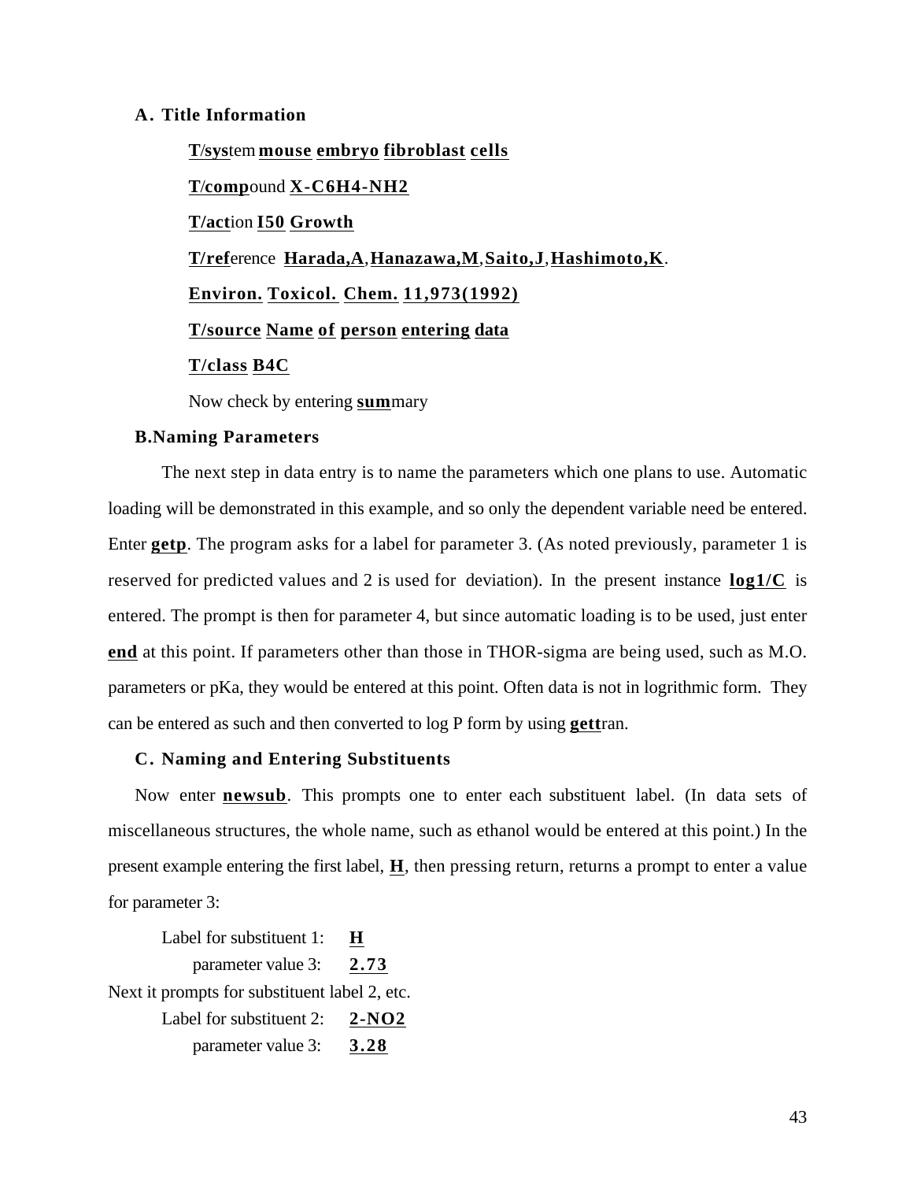### A. Title Information

**T/sys**tem **mouse embryo fibroblast cells**

**T/comp**ound **X-C6H4-NH2**

**T/act**ion **I50 Growth**

**T/ref**erence **Harada,A**,**Hanazawa,M**,**Saito,J**,**Hashimoto,K**.

**Environ. Toxicol. Chem. 11,973(1992)**

**T/source Name of person entering data**

**T/class B4C**

Now check by entering **sum**mary

### B.Naming Parameters

The next step in data entry is to name the parameters which one plans to use. Automatic loading will be demonstrated in this example, and so only the dependent variable need be entered. Enter **getp**. The program asks for a label for parameter 3. (As noted previously, parameter 1 is reserved for predicted values and 2 is used for deviation). In the present instance **log1/C** is entered. The prompt is then for parameter 4, but since automatic loading is to be used, just enter **end** at this point. If parameters other than those in THOR-sigma are being used, such as M.O. parameters or pKa, they would be entered at this point. Often data is not in logrithmic form. They can be entered as such and then converted to log P form by using **gett**ran.

### C. Naming and Entering Substituents

Now enter **newsub**. This prompts one to enter each substituent label. (In data sets of miscellaneous structures, the whole name, such as ethanol would be entered at this point.) In the present example entering the first label, **H**, then pressing return, returns a prompt to enter a value for parameter 3:

```
    Label for substituent 1:   H
        parameter value 3:     2.73
```

Next it prompts for substituent label 2, etc.

```
    Label for substituent 2:   2-NO2
        parameter value 3:     3.28
```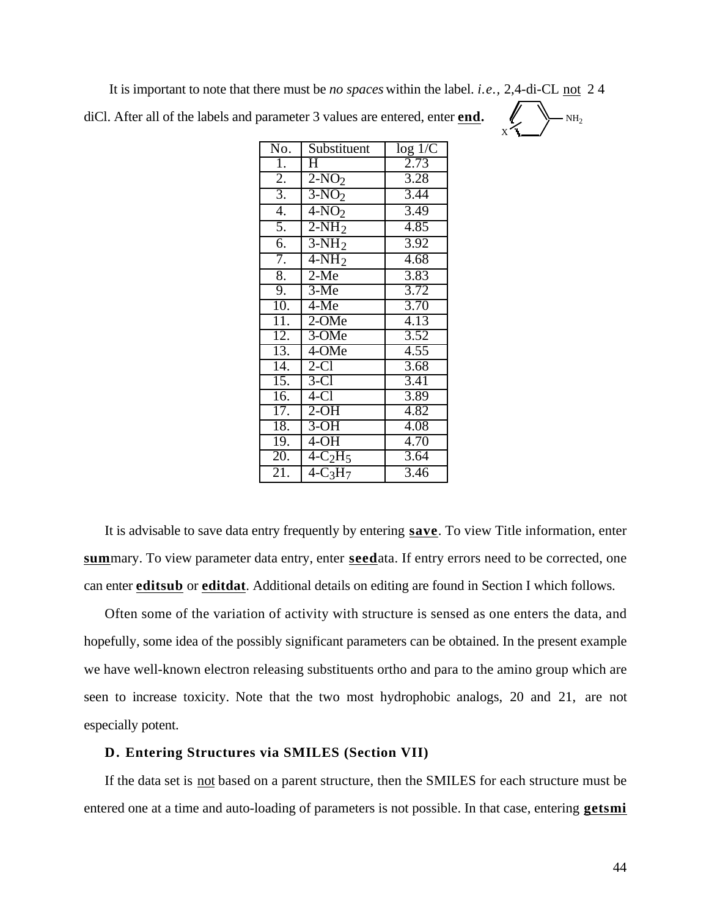It is important to note that there must be *no spaces* within the label. *i.e.*, 2,4-di-CL not 2 4 diCl. After all of the labels and parameter 3 values are entered, enter **end.**

| No. | Substituent | log 1/C |
|---|---|---|
| 1. | H | 2.73 |
| 2. | 2-$NO_2$ | 3.28 |
| 3. | 3-$NO_2$ | 3.44 |
| 4. | 4-$NO_2$ | 3.49 |
| 5. | 2-$NH_2$ | 4.85 |
| 6. | 3-$NH_2$ | 3.92 |
| 7. | 4-$NH_2$ | 4.68 |
| 8. | 2-Me | 3.83 |
| 9. | 3-Me | 3.72 |
| 10. | 4-Me | 3.70 |
| 11. | 2-OMe | 4.13 |
| 12. | 3-OMe | 3.52 |
| 13. | 4-OMe | 4.55 |
| 14. | 2-Cl | 3.68 |
| 15. | 3-Cl | 3.41 |
| 16. | 4-Cl | 3.89 |
| 17. | 2-OH | 4.82 |
| 18. | 3-OH | 4.08 |
| 19. | 4-OH | 4.70 |
| 20. | 4-$C_2H_5$ | 3.64 |
| 21. | 4-$C_3H_7$ | 3.46 |

It is advisable to save data entry frequently by entering **save**. To view Title information, enter **sum**mary. To view parameter data entry, enter **seed**ata. If entry errors need to be corrected, one can enter **editsub** or **editdat**. Additional details on editing are found in Section I which follows.

Often some of the variation of activity with structure is sensed as one enters the data, and hopefully, some idea of the possibly significant parameters can be obtained. In the present example we have well-known electron releasing substituents ortho and para to the amino group which are seen to increase toxicity. Note that the two most hydrophobic analogs, 20 and 21, are not especially potent.

### D. Entering Structures via SMILES (Section VII)

If the data set is not based on a parent structure, then the SMILES for each structure must be entered one at a time and auto-loading of parameters is not possible. In that case, entering **getsmi**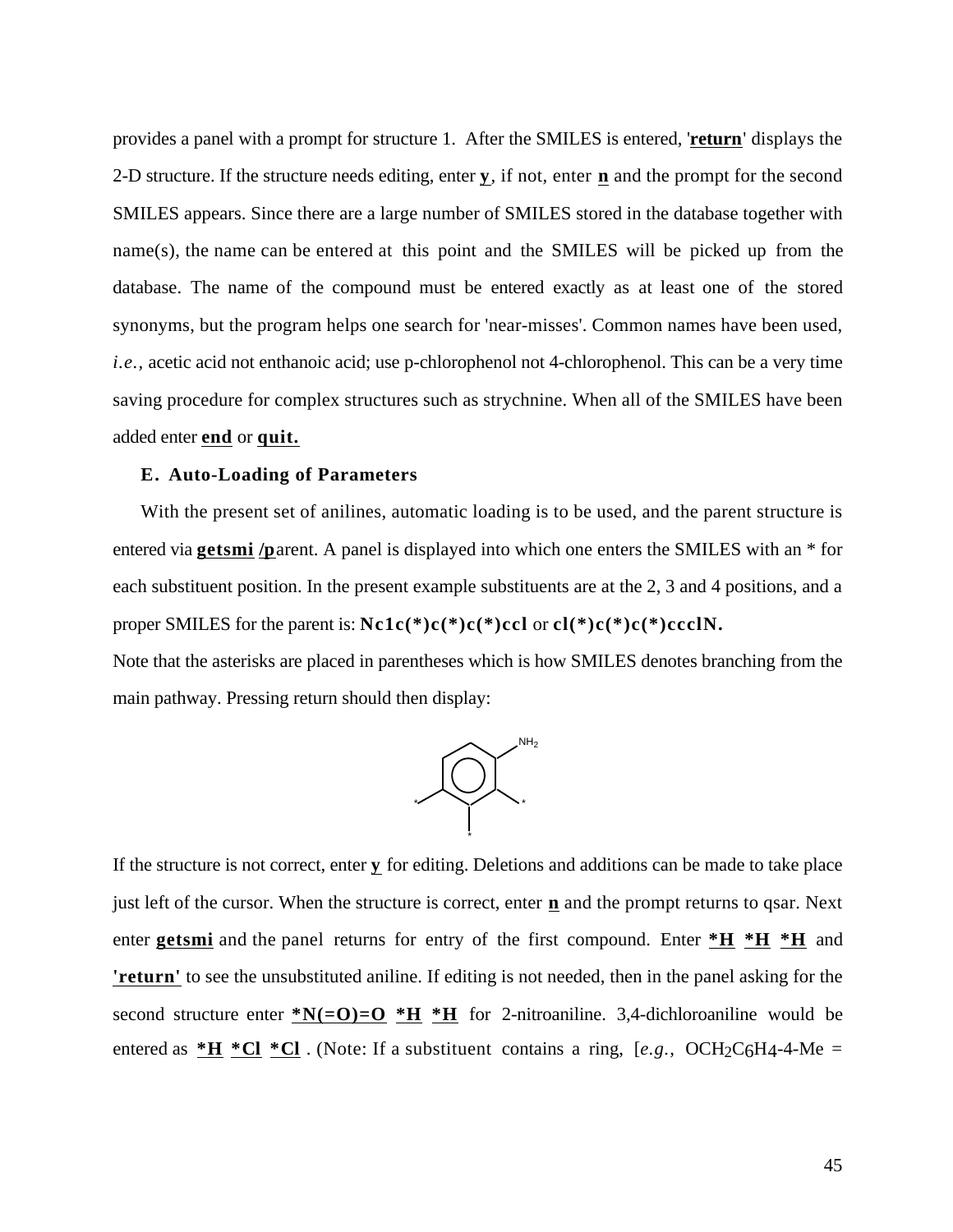provides a panel with a prompt for structure 1. After the SMILES is entered, '**return**' displays the 2-D structure. If the structure needs editing, enter **y**, if not, enter **n** and the prompt for the second SMILES appears. Since there are a large number of SMILES stored in the database together with name(s), the name can be entered at this point and the SMILES will be picked up from the database. The name of the compound must be entered exactly as at least one of the stored synonyms, but the program helps one search for 'near-misses'. Common names have been used, *i.e.*, acetic acid not enthanoic acid; use p-chlorophenol not 4-chlorophenol. This can be a very time saving procedure for complex structures such as strychnine. When all of the SMILES have been added enter **end** or **quit.**

### E. Auto-Loading of Parameters

With the present set of anilines, automatic loading is to be used, and the parent structure is entered via **getsmi /p**arent. A panel is displayed into which one enters the SMILES with an * for each substituent position. In the present example substituents are at the 2, 3 and 4 positions, and a proper SMILES for the parent is: **Nc1c(*)c(*)c(*)ccl** or **cl(*)c(*)c(*)ccclN.**

Note that the asterisks are placed in parentheses which is how SMILES denotes branching from the main pathway. Pressing return should then display:

If the structure is not correct, enter **y** for editing. Deletions and additions can be made to take place just left of the cursor. When the structure is correct, enter **n** and the prompt returns to qsar. Next enter **getsmi** and the panel returns for entry of the first compound. Enter **\*H** **\*H** **\*H** and **'return'** to see the unsubstituted aniline. If editing is not needed, then in the panel asking for the second structure enter **\*N(=O)=O** **\*H** **\*H** for 2-nitroaniline. 3,4-dichloroaniline would be entered as **\*H** **\*Cl** **\*Cl** . (Note: If a substituent contains a ring, [*e.g.*, $OCH_2C_6H_4$-4-Me =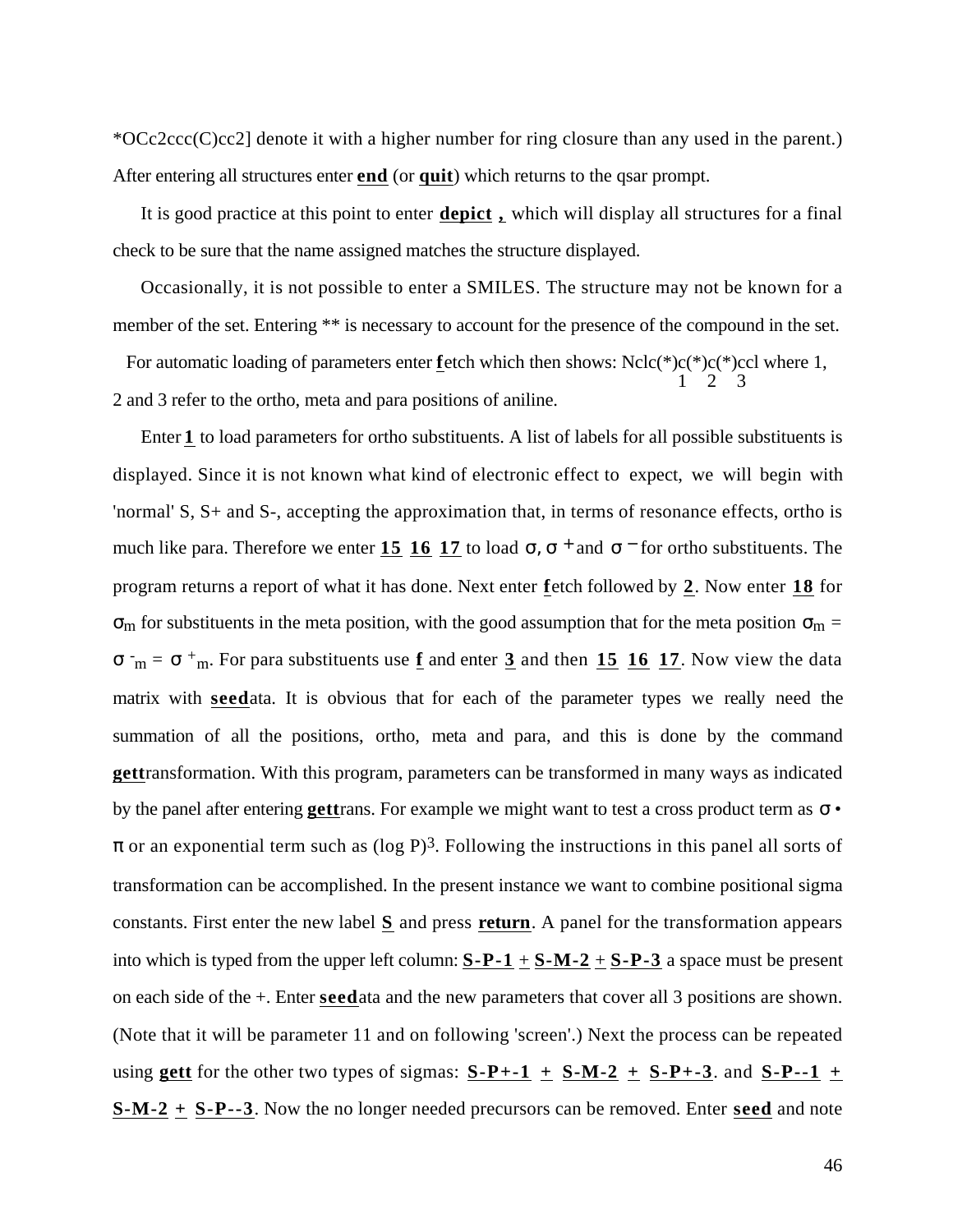*OCc2ccc(C)cc2] denote it with a higher number for ring closure than any used in the parent.) After entering all structures enter **end** (or **quit**) which returns to the qsar prompt.

It is good practice at this point to enter **depict ,** which will display all structures for a final check to be sure that the name assigned matches the structure displayed.

Occasionally, it is not possible to enter a SMILES. The structure may not be known for a member of the set. Entering ** is necessary to account for the presence of the compound in the set.

For automatic loading of parameters enter **f**etch which then shows: Nclc(*)c(*)c(*)ccl where 1, 2 and 3 refer to the ortho, meta and para positions of aniline.

```
Nclc(*)c(*)c(*)ccl
        1    2    3
```

Enter **1** to load parameters for ortho substituents. A list of labels for all possible substituents is displayed. Since it is not known what kind of electronic effect to expect, we will begin with 'normal' S, S+ and S-, accepting the approximation that, in terms of resonance effects, ortho is much like para. Therefore we enter **15 16 17** to load $\sigma$, $\sigma^+$ and $\sigma^-$ for ortho substituents. The program returns a report of what it has done. Next enter **f**etch followed by **2**. Now enter **18** for $\sigma_m$ for substituents in the meta position, with the good assumption that for the meta position $\sigma_m = \sigma^-_m = \sigma^+_m$. For para substituents use **f** and enter **3** and then **15 16 17**. Now view the data matrix with **seed**ata. It is obvious that for each of the parameter types we really need the summation of all the positions, ortho, meta and para, and this is done by the command **gett**ransformation. With this program, parameters can be transformed in many ways as indicated by the panel after entering **gett**rans. For example we might want to test a cross product term as $\sigma \cdot \pi$ or an exponential term such as $(\log P)^3$. Following the instructions in this panel all sorts of transformation can be accomplished. In the present instance we want to combine positional sigma constants. First enter the new label **S** and press **return**. A panel for the transformation appears into which is typed from the upper left column: **S-P-1 + S-M-2 + S-P-3** a space must be present on each side of the +. Enter **seed**ata and the new parameters that cover all 3 positions are shown. (Note that it will be parameter 11 and on following 'screen'.) Next the process can be repeated using **gett** for the other two types of sigmas: **S-P+-1 + S-M-2 + S-P+-3**. and **S-P--1 + S-M-2 + S-P--3**. Now the no longer needed precursors can be removed. Enter **seed** and note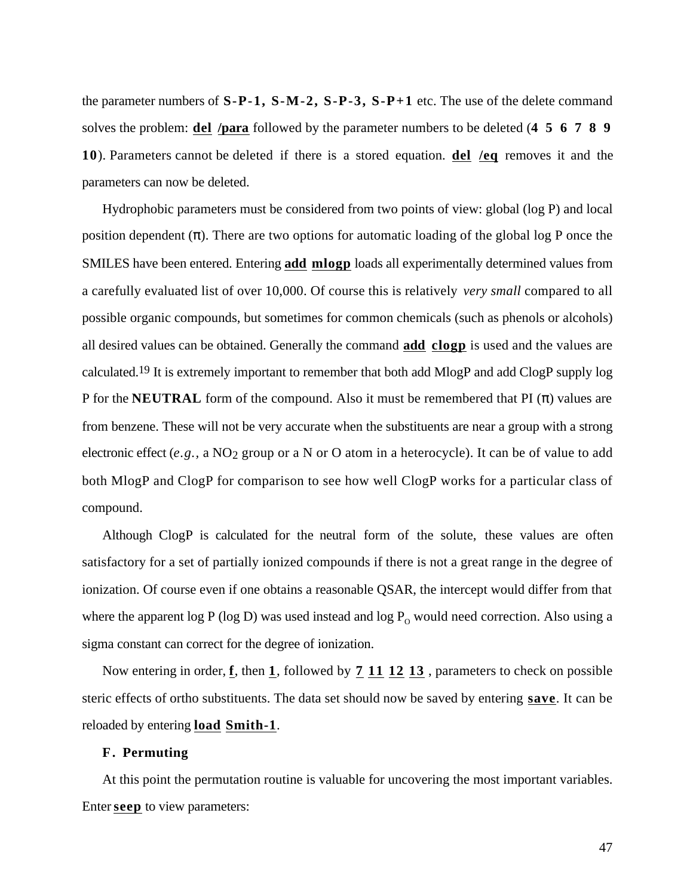the parameter numbers of **S-P-1, S-M-2, S-P-3, S-P+1** etc. The use of the delete command solves the problem: **del /para** followed by the parameter numbers to be deleted (**4 5 6 7 8 9 10**). Parameters cannot be deleted if there is a stored equation. **del /eq** removes it and the parameters can now be deleted.

Hydrophobic parameters must be considered from two points of view: global (log P) and local position dependent (π). There are two options for automatic loading of the global log P once the SMILES have been entered. Entering **add mlogp** loads all experimentally determined values from a carefully evaluated list of over 10,000. Of course this is relatively *very small* compared to all possible organic compounds, but sometimes for common chemicals (such as phenols or alcohols) all desired values can be obtained. Generally the command **add clogp** is used and the values are calculated.[19] It is extremely important to remember that both add MlogP and add ClogP supply log P for the **NEUTRAL** form of the compound. Also it must be remembered that PI (π) values are from benzene. These will not be very accurate when the substituents are near a group with a strong electronic effect (*e.g.*, a $NO_2$ group or a N or O atom in a heterocycle). It can be of value to add both MlogP and ClogP for comparison to see how well ClogP works for a particular class of compound.

Although ClogP is calculated for the neutral form of the solute, these values are often satisfactory for a set of partially ionized compounds if there is not a great range in the degree of ionization. Of course even if one obtains a reasonable QSAR, the intercept would differ from that where the apparent log P (log D) was used instead and log $P_O$ would need correction. Also using a sigma constant can correct for the degree of ionization.

Now entering in order, **f**, then **1**, followed by **7 11 12 13** , parameters to check on possible steric effects of ortho substituents. The data set should now be saved by entering **save**. It can be reloaded by entering **load Smith-1**.

### F. Permuting

At this point the permutation routine is valuable for uncovering the most important variables. Enter **seep** to view parameters: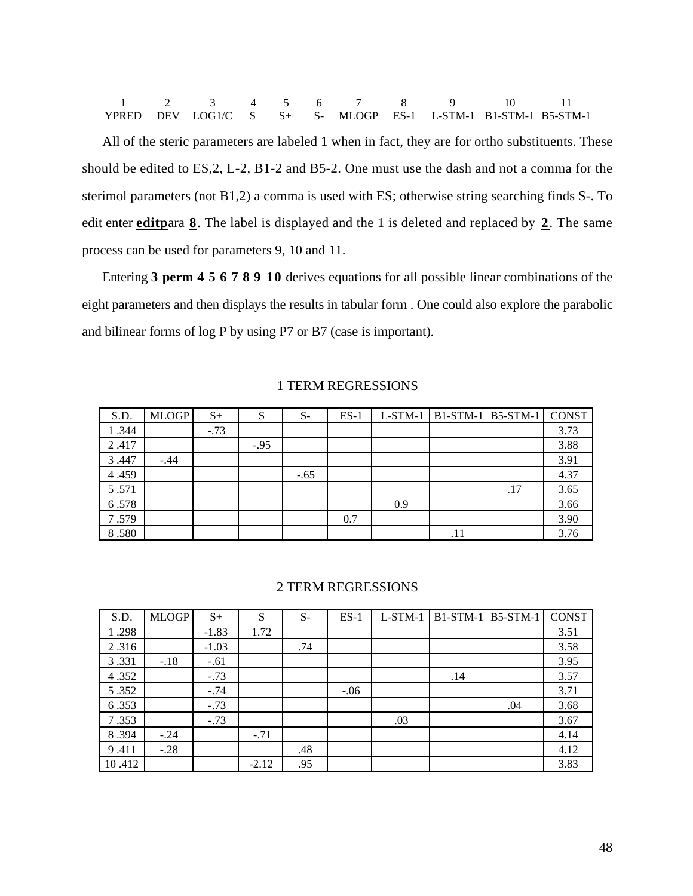| 1 | 2 | 3 | 4 | 5 | 6 | 7 | 8 | 9 | 10 | 11 |
|---|---|---|---|---|---|---|---|---|---|---|
| YPRED | DEV | LOG1/C | S | S+ | S- | MLOGP | ES-1 | L-STM-1 | B1-STM-1 | B5-STM-1 |

All of the steric parameters are labeled 1 when in fact, they are for ortho substituents. These should be edited to ES,2, L-2, B1-2 and B5-2. One must use the dash and not a comma for the sterimol parameters (not B1,2) a comma is used with ES; otherwise string searching finds S-. To edit enter **editp**ara **8**. The label is displayed and the 1 is deleted and replaced by **2**. The same process can be used for parameters 9, 10 and 11.

Entering **3 perm 4 5 6 7 8 9 10** derives equations for all possible linear combinations of the eight parameters and then displays the results in tabular form . One could also explore the parabolic and bilinear forms of log P by using P7 or B7 (case is important).

1 TERM REGRESSIONS

| S.D. | MLOGP | S+ | S | S- | ES-1 | L-STM-1 | B1-STM-1 | B5-STM-1 | CONST |
|---|---|---|---|---|---|---|---|---|---|
| 1 .344 | | -.73 | | | | | | | 3.73 |
| 2 .417 | | | -.95 | | | | | | 3.88 |
| 3 .447 | -.44 | | | | | | | | 3.91 |
| 4 .459 | | | | -.65 | | | | | 4.37 |
| 5 .571 | | | | | | | | .17 | 3.65 |
| 6 .578 | | | | | | 0.9 | | | 3.66 |
| 7 .579 | | | | | 0.7 | | | | 3.90 |
| 8 .580 | | | | | | | .11 | | 3.76 |

2 TERM REGRESSIONS

| S.D. | MLOGP | S+ | S | S- | ES-1 | L-STM-1 | B1-STM-1 | B5-STM-1 | CONST |
|---|---|---|---|---|---|---|---|---|---|
| 1 .298 | | -1.83 | 1.72 | | | | | | 3.51 |
| 2 .316 | | -1.03 | | .74 | | | | | 3.58 |
| 3 .331 | -.18 | -.61 | | | | | | | 3.95 |
| 4 .352 | | -.73 | | | | | .14 | | 3.57 |
| 5 .352 | | -.74 | | | -.06 | | | | 3.71 |
| 6 .353 | | -.73 | | | | | | .04 | 3.68 |
| 7 .353 | | -.73 | | | | .03 | | | 3.67 |
| 8 .394 | -.24 | | -.71 | | | | | | 4.14 |
| 9 .411 | -.28 | | | .48 | | | | | 4.12 |
| 10 .412 | | | -2.12 | .95 | | | | | 3.83 |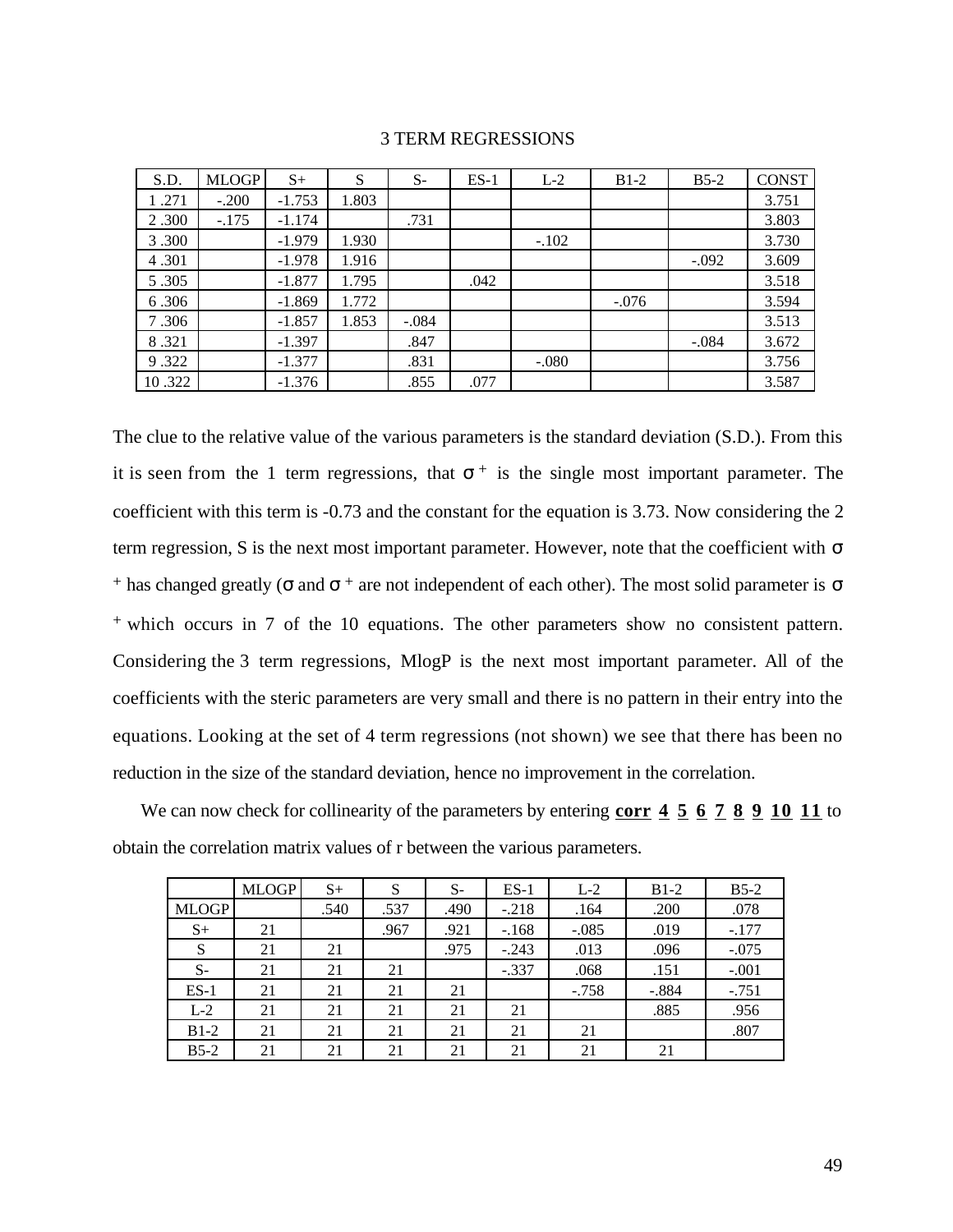3 TERM REGRESSIONS

| S.D. | MLOGP | S+ | S | S- | ES-1 | L-2 | B1-2 | B5-2 | CONST |
|---|---|---|---|---|---|---|---|---|---|
| 1 .271 | -.200 | -1.753 | 1.803 | | | | | | 3.751 |
| 2 .300 | -.175 | -1.174 | | .731 | | | | | 3.803 |
| 3 .300 | | -1.979 | 1.930 | | | -.102 | | | 3.730 |
| 4 .301 | | -1.978 | 1.916 | | | | | -.092 | 3.609 |
| 5 .305 | | -1.877 | 1.795 | | .042 | | | | 3.518 |
| 6 .306 | | -1.869 | 1.772 | | | | -.076 | | 3.594 |
| 7 .306 | | -1.857 | 1.853 | -.084 | | | | | 3.513 |
| 8 .321 | | -1.397 | | .847 | | | | -.084 | 3.672 |
| 9 .322 | | -1.377 | | .831 | | -.080 | | | 3.756 |
| 10 .322 | | -1.376 | | .855 | .077 | | | | 3.587 |

The clue to the relative value of the various parameters is the standard deviation (S.D.). From this it is seen from the 1 term regressions, that $\sigma^+$ is the single most important parameter. The coefficient with this term is -0.73 and the constant for the equation is 3.73. Now considering the 2 term regression, S is the next most important parameter. However, note that the coefficient with $\sigma^+$ has changed greatly ($\sigma$ and $\sigma^+$ are not independent of each other). The most solid parameter is $\sigma^+$ which occurs in 7 of the 10 equations. The other parameters show no consistent pattern. Considering the 3 term regressions, MlogP is the next most important parameter. All of the coefficients with the steric parameters are very small and there is no pattern in their entry into the equations. Looking at the set of 4 term regressions (not shown) we see that there has been no reduction in the size of the standard deviation, hence no improvement in the correlation.

We can now check for collinearity of the parameters by entering **corr 4 5 6 7 8 9 10 11** to obtain the correlation matrix values of r between the various parameters.

| | MLOGP | S+ | S | S- | ES-1 | L-2 | B1-2 | B5-2 |
|---|---|---|---|---|---|---|---|---|
| MLOGP | | .540 | .537 | .490 | -.218 | .164 | .200 | .078 |
| S+ | 21 | | .967 | .921 | -.168 | -.085 | .019 | -.177 |
| S | 21 | 21 | | .975 | -.243 | .013 | .096 | -.075 |
| S- | 21 | 21 | 21 | | -.337 | .068 | .151 | -.001 |
| ES-1 | 21 | 21 | 21 | 21 | | -.758 | -.884 | -.751 |
| L-2 | 21 | 21 | 21 | 21 | 21 | | .885 | .956 |
| B1-2 | 21 | 21 | 21 | 21 | 21 | 21 | | .807 |
| B5-2 | 21 | 21 | 21 | 21 | 21 | 21 | 21 | |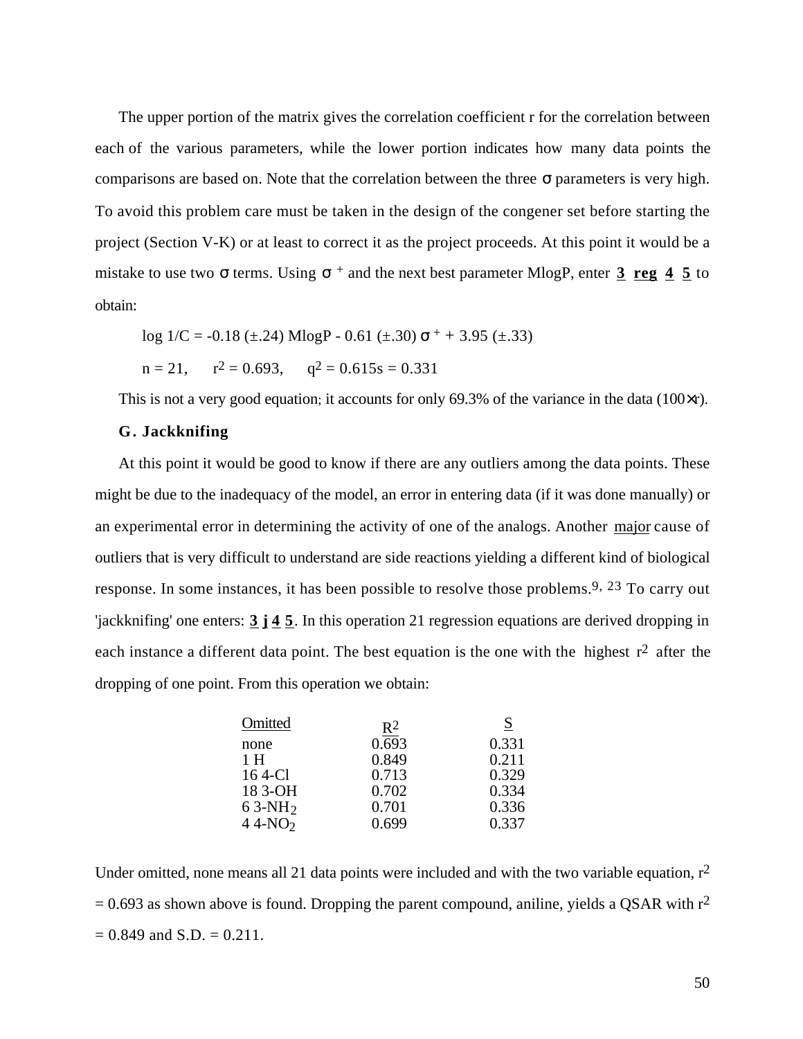The upper portion of the matrix gives the correlation coefficient r for the correlation between each of the various parameters, while the lower portion indicates how many data points the comparisons are based on. Note that the correlation between the three σ parameters is very high. To avoid this problem care must be taken in the design of the congener set before starting the project (Section V-K) or at least to correct it as the project proceeds. At this point it would be a mistake to use two σ terms. Using $\sigma^+$ and the next best parameter MlogP, enter **3 reg 4 5** to obtain:

$$\log 1/C = -0.18\ (\pm.24)\ \text{MlogP} - 0.61\ (\pm.30)\ \sigma^+ + 3.95\ (\pm.33)$$

$n = 21$, $r^2 = 0.693$, $q^2 = 0.615$ $s = 0.331$

This is not a very good equation; it accounts for only 69.3% of the variance in the data (100×r).

### G. Jackknifing

At this point it would be good to know if there are any outliers among the data points. These might be due to the inadequacy of the model, an error in entering data (if it was done manually) or an experimental error in determining the activity of one of the analogs. Another major cause of outliers that is very difficult to understand are side reactions yielding a different kind of biological response. In some instances, it has been possible to resolve those problems.[9, 23] To carry out 'jackknifing' one enters: **3 j 4 5**. In this operation 21 regression equations are derived dropping in each instance a different data point. The best equation is the one with the highest $r^2$ after the dropping of one point. From this operation we obtain:

| Omitted | $R^2$ | S |
|---|---|---|
| none | 0.693 | 0.331 |
| 1 H | 0.849 | 0.211 |
| 16 4-Cl | 0.713 | 0.329 |
| 18 3-OH | 0.702 | 0.334 |
| 6 3-$NH_2$ | 0.701 | 0.336 |
| 4 4-$NO_2$ | 0.699 | 0.337 |

Under omitted, none means all 21 data points were included and with the two variable equation, $r^2 = 0.693$ as shown above is found. Dropping the parent compound, aniline, yields a QSAR with $r^2 = 0.849$ and S.D. = 0.211.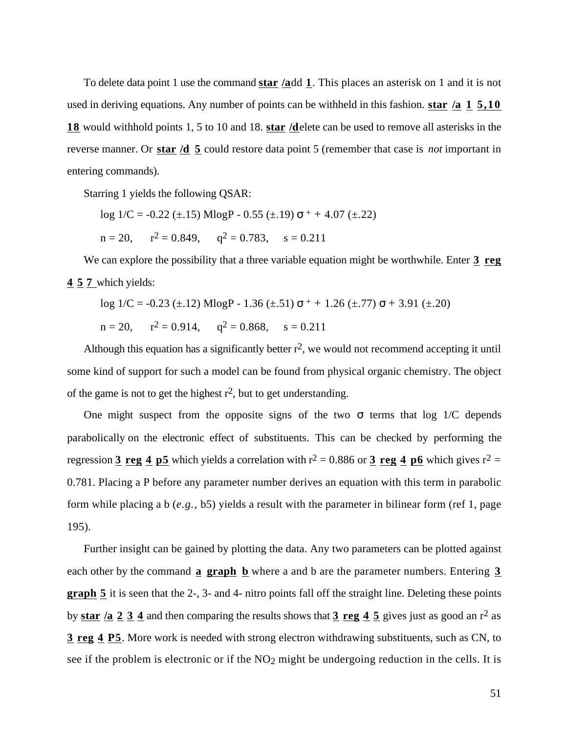To delete data point 1 use the command **star** **/a**dd **1**. This places an asterisk on 1 and it is not used in deriving equations. Any number of points can be withheld in this fashion. **star** **/a** **1** **5,10** **18** would withhold points 1, 5 to 10 and 18. **star** **/d**elete can be used to remove all asterisks in the reverse manner. Or **star** **/d** **5** could restore data point 5 (remember that case is *not* important in entering commands).

Starring 1 yields the following QSAR:

$$\log 1/C = -0.22\ (\pm.15)\ \text{MlogP} - 0.55\ (\pm.19)\ \sigma^+ + 4.07\ (\pm.22)$$

$$n = 20, \quad r^2 = 0.849, \quad q^2 = 0.783, \quad s = 0.211$$

We can explore the possibility that a three variable equation might be worthwhile. Enter **3** **reg** **4** **5** **7** which yields:

$$\log 1/C = -0.23\ (\pm.12)\ \text{MlogP} - 1.36\ (\pm.51)\ \sigma^+ + 1.26\ (\pm.77)\ \sigma + 3.91\ (\pm.20)$$

$$n = 20, \quad r^2 = 0.914, \quad q^2 = 0.868, \quad s = 0.211$$

Although this equation has a significantly better $r^2$, we would not recommend accepting it until some kind of support for such a model can be found from physical organic chemistry. The object of the game is not to get the highest $r^2$, but to get understanding.

One might suspect from the opposite signs of the two $\sigma$ terms that log 1/C depends parabolically on the electronic effect of substituents. This can be checked by performing the regression **3** **reg** **4** **p5** which yields a correlation with $r^2 = 0.886$ or **3** **reg** **4** **p6** which gives $r^2 = 0.781$. Placing a P before any parameter number derives an equation with this term in parabolic form while placing a b (*e.g.*, b5) yields a result with the parameter in bilinear form (ref 1, page 195).

Further insight can be gained by plotting the data. Any two parameters can be plotted against each other by the command **a** **graph** **b** where a and b are the parameter numbers. Entering **3** **graph** **5** it is seen that the 2-, 3- and 4- nitro points fall off the straight line. Deleting these points by **star** **/a** **2** **3** **4** and then comparing the results shows that **3** **reg** **4** **5** gives just as good an $r^2$ as **3** **reg** **4** **P5**. More work is needed with strong electron withdrawing substituents, such as CN, to see if the problem is electronic or if the $NO_2$ might be undergoing reduction in the cells. It is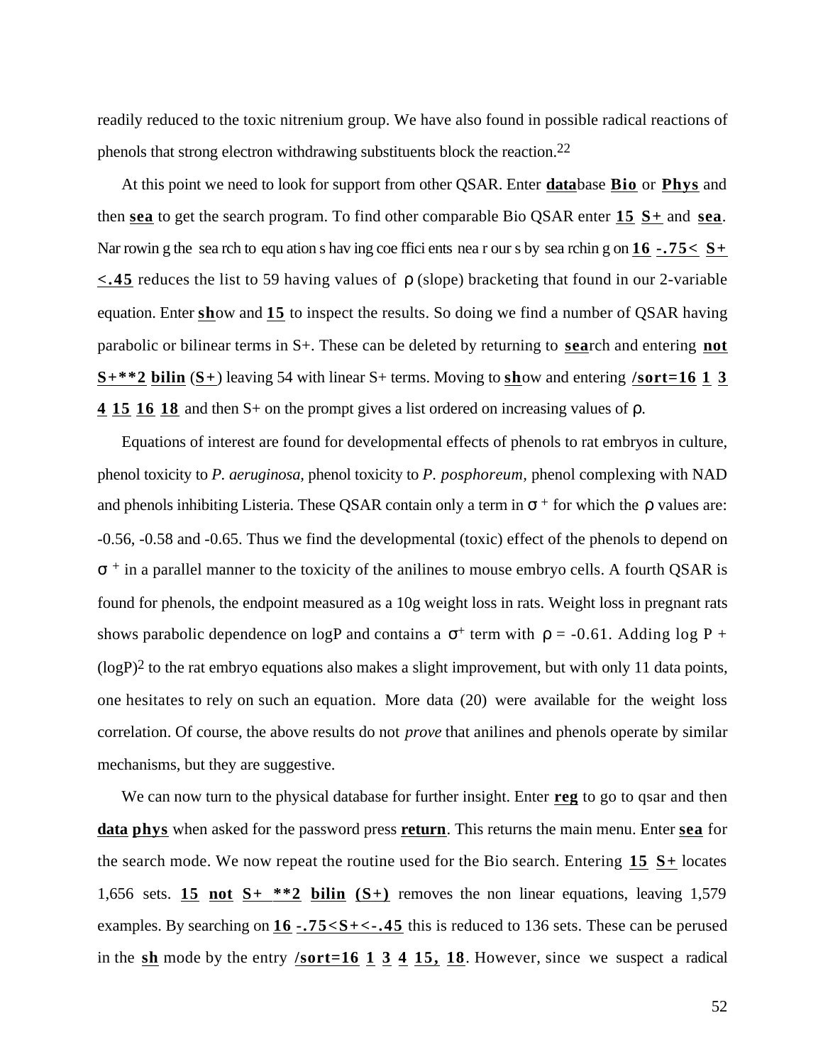readily reduced to the toxic nitrenium group. We have also found in possible radical reactions of phenols that strong electron withdrawing substituents block the reaction.[22]

At this point we need to look for support from other QSAR. Enter **data**base **Bio** or **Phys** and then **sea** to get the search program. To find other comparable Bio QSAR enter **15** **S+** and **sea**. Narrowing the search to equations having coefficients near ours by searching on **16** **-.75<** **S+** **<.45** reduces the list to 59 having values of ρ (slope) bracketing that found in our 2-variable equation. Enter **sh**ow and **15** to inspect the results. So doing we find a number of QSAR having parabolic or bilinear terms in S+. These can be deleted by returning to **sea**rch and entering **not** **S+**2** **bilin** (**S+**) leaving 54 with linear S+ terms. Moving to **sh**ow and entering **/sort=16** **1** **3** **4** **15** **16** **18** and then S+ on the prompt gives a list ordered on increasing values of ρ.

Equations of interest are found for developmental effects of phenols to rat embryos in culture, phenol toxicity to *P. aeruginosa,* phenol toxicity to *P. posphoreum,* phenol complexing with NAD and phenols inhibiting Listeria. These QSAR contain only a term in $\sigma^+$ for which the ρ values are: -0.56, -0.58 and -0.65. Thus we find the developmental (toxic) effect of the phenols to depend on $\sigma^+$ in a parallel manner to the toxicity of the anilines to mouse embryo cells. A fourth QSAR is found for phenols, the endpoint measured as a 10g weight loss in rats. Weight loss in pregnant rats shows parabolic dependence on logP and contains a $\sigma^+$ term with $\rho = -0.61$. Adding log P + $(\log P)^2$ to the rat embryo equations also makes a slight improvement, but with only 11 data points, one hesitates to rely on such an equation. More data (20) were available for the weight loss correlation. Of course, the above results do not *prove* that anilines and phenols operate by similar mechanisms, but they are suggestive.

We can now turn to the physical database for further insight. Enter **reg** to go to qsar and then **data** **phys** when asked for the password press **return**. This returns the main menu. Enter **sea** for the search mode. We now repeat the routine used for the Bio search. Entering **15** **S+** locates 1,656 sets. **15** **not** **S+ **2** **bilin** **(S+)** removes the non linear equations, leaving 1,579 examples. By searching on **16** **-.75<S+<-.45** this is reduced to 136 sets. These can be perused in the **sh** mode by the entry **/sort=16** **1** **3** **4** **15,** **18**. However, since we suspect a radical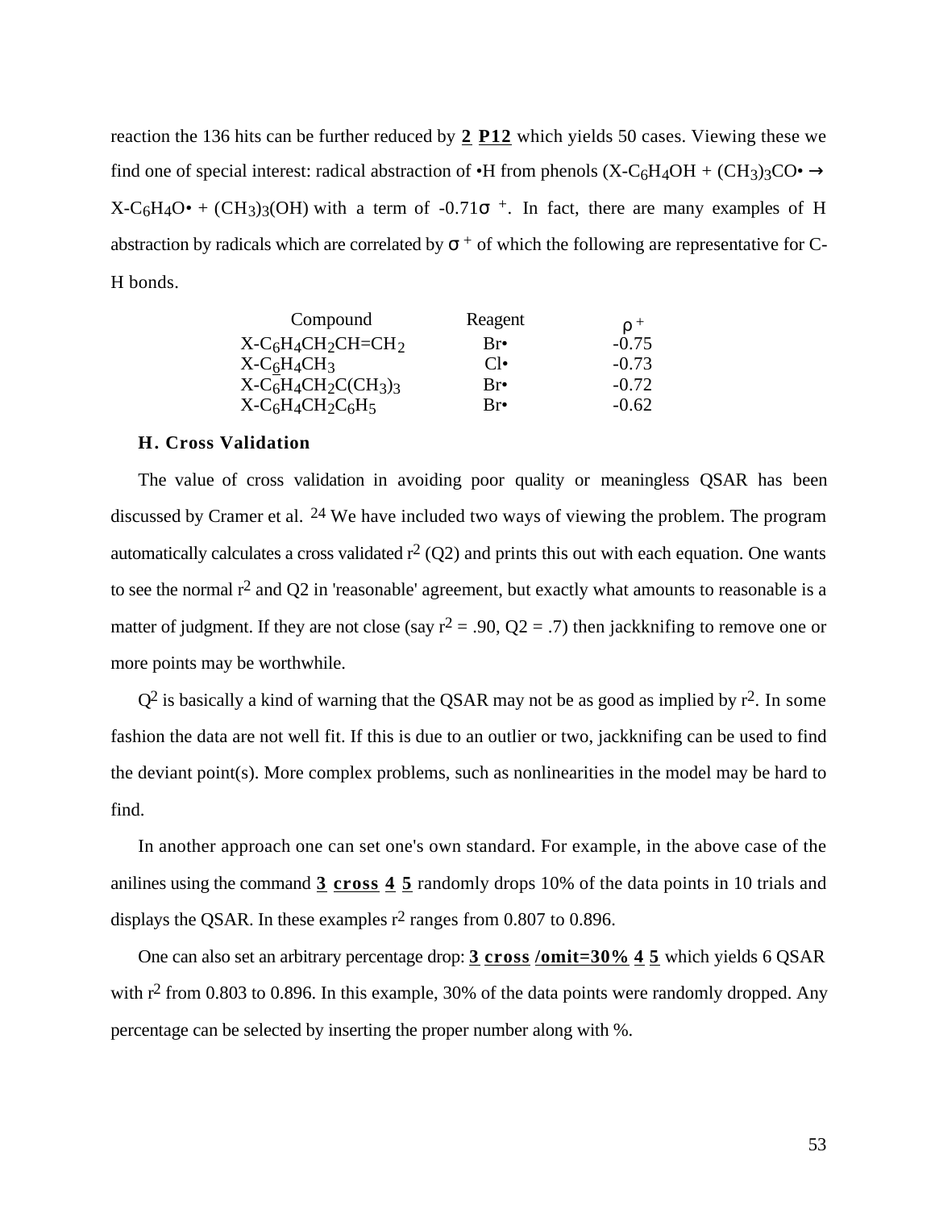reaction the 136 hits can be further reduced by **2 P12** which yields 50 cases. Viewing these we find one of special interest: radical abstraction of •H from phenols ($X\text{-}C_6H_4OH + (CH_3)_3CO\bullet \rightarrow X\text{-}C_6H_4O\bullet + (CH_3)_3(OH)$ with a term of $-0.71\sigma^+$. In fact, there are many examples of H abstraction by radicals which are correlated by $\sigma^+$ of which the following are representative for C-H bonds.

| Compound | Reagent | $\rho^+$ |
|---|---|---|
| $X\text{-}C_6H_4CH_2CH{=}CH_2$ | Br• | -0.75 |
| $X\text{-}C_6H_4CH_3$ | Cl• | -0.73 |
| $X\text{-}C_6H_4CH_2C(CH_3)_3$ | Br• | -0.72 |
| $X\text{-}C_6H_4CH_2C_6H_5$ | Br• | -0.62 |

### H. Cross Validation

The value of cross validation in avoiding poor quality or meaningless QSAR has been discussed by Cramer et al. [24] We have included two ways of viewing the problem. The program automatically calculates a cross validated $r^2$ (Q2) and prints this out with each equation. One wants to see the normal $r^2$ and Q2 in 'reasonable' agreement, but exactly what amounts to reasonable is a matter of judgment. If they are not close (say $r^2 = .90$, $Q2 = .7$) then jackknifing to remove one or more points may be worthwhile.

$Q^2$ is basically a kind of warning that the QSAR may not be as good as implied by $r^2$. In some fashion the data are not well fit. If this is due to an outlier or two, jackknifing can be used to find the deviant point(s). More complex problems, such as nonlinearities in the model may be hard to find.

In another approach one can set one's own standard. For example, in the above case of the anilines using the command **3 cross 4 5** randomly drops 10% of the data points in 10 trials and displays the QSAR. In these examples $r^2$ ranges from 0.807 to 0.896.

One can also set an arbitrary percentage drop: **3 cross /omit=30% 4 5** which yields 6 QSAR with $r^2$ from 0.803 to 0.896. In this example, 30% of the data points were randomly dropped. Any percentage can be selected by inserting the proper number along with %.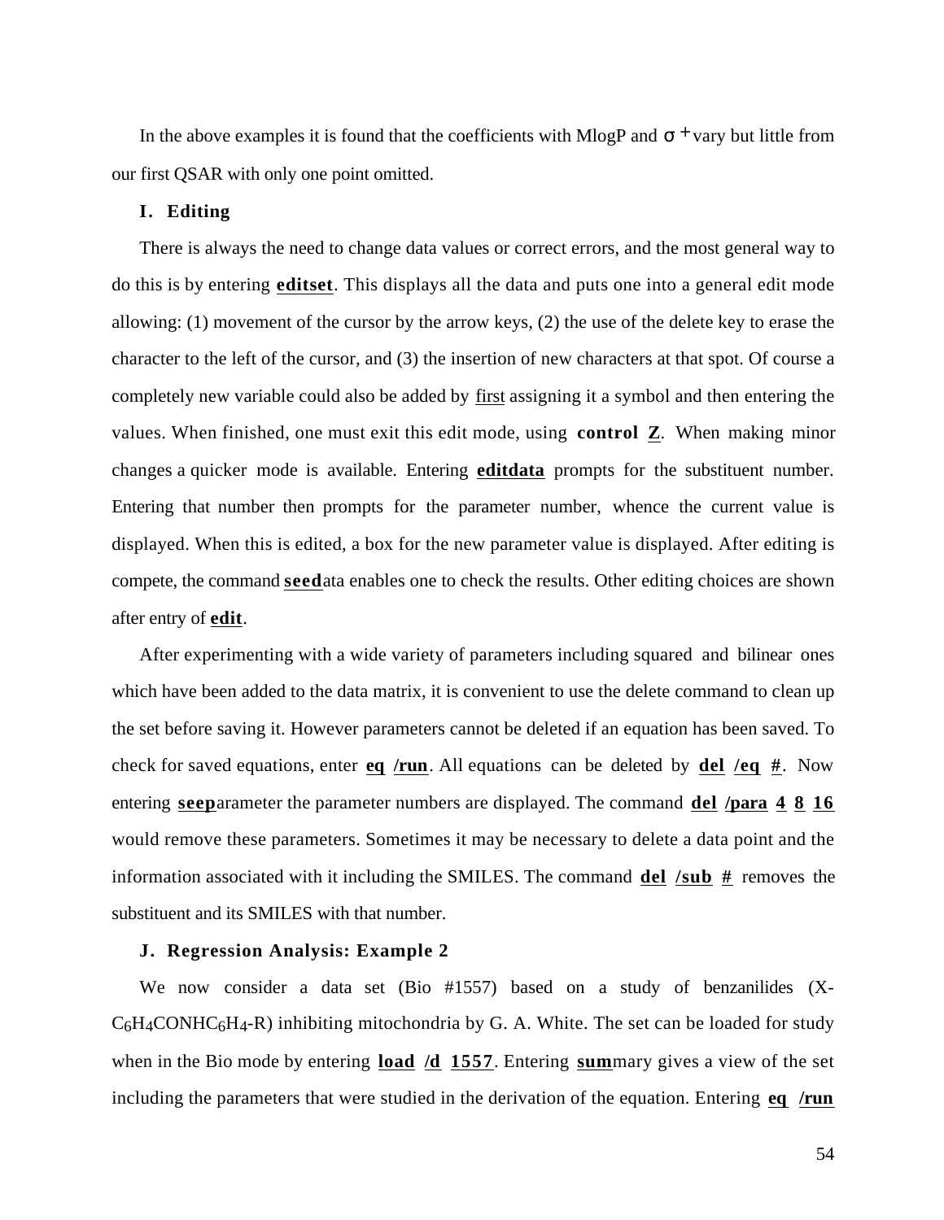In the above examples it is found that the coefficients with MlogP and $\sigma^+$ vary but little from our first QSAR with only one point omitted.

### I. Editing

There is always the need to change data values or correct errors, and the most general way to do this is by entering **editset**. This displays all the data and puts one into a general edit mode allowing: (1) movement of the cursor by the arrow keys, (2) the use of the delete key to erase the character to the left of the cursor, and (3) the insertion of new characters at that spot. Of course a completely new variable could also be added by first assigning it a symbol and then entering the values. When finished, one must exit this edit mode, using **control Z**. When making minor changes a quicker mode is available. Entering **editdata** prompts for the substituent number. Entering that number then prompts for the parameter number, whence the current value is displayed. When this is edited, a box for the new parameter value is displayed. After editing is compete, the command **seed**ata enables one to check the results. Other editing choices are shown after entry of **edit**.

After experimenting with a wide variety of parameters including squared and bilinear ones which have been added to the data matrix, it is convenient to use the delete command to clean up the set before saving it. However parameters cannot be deleted if an equation has been saved. To check for saved equations, enter **eq /run**. All equations can be deleted by **del /eq #**. Now entering **seep**arameter the parameter numbers are displayed. The command **del /para 4 8 16** would remove these parameters. Sometimes it may be necessary to delete a data point and the information associated with it including the SMILES. The command **del /sub #** removes the substituent and its SMILES with that number.

### J. Regression Analysis: Example 2

We now consider a data set (Bio #1557) based on a study of benzanilides (X-$C_6H_4CONHC_6H_4$-R) inhibiting mitochondria by G. A. White. The set can be loaded for study when in the Bio mode by entering **load /d 1557**. Entering **sum**mary gives a view of the set including the parameters that were studied in the derivation of the equation. Entering **eq /run**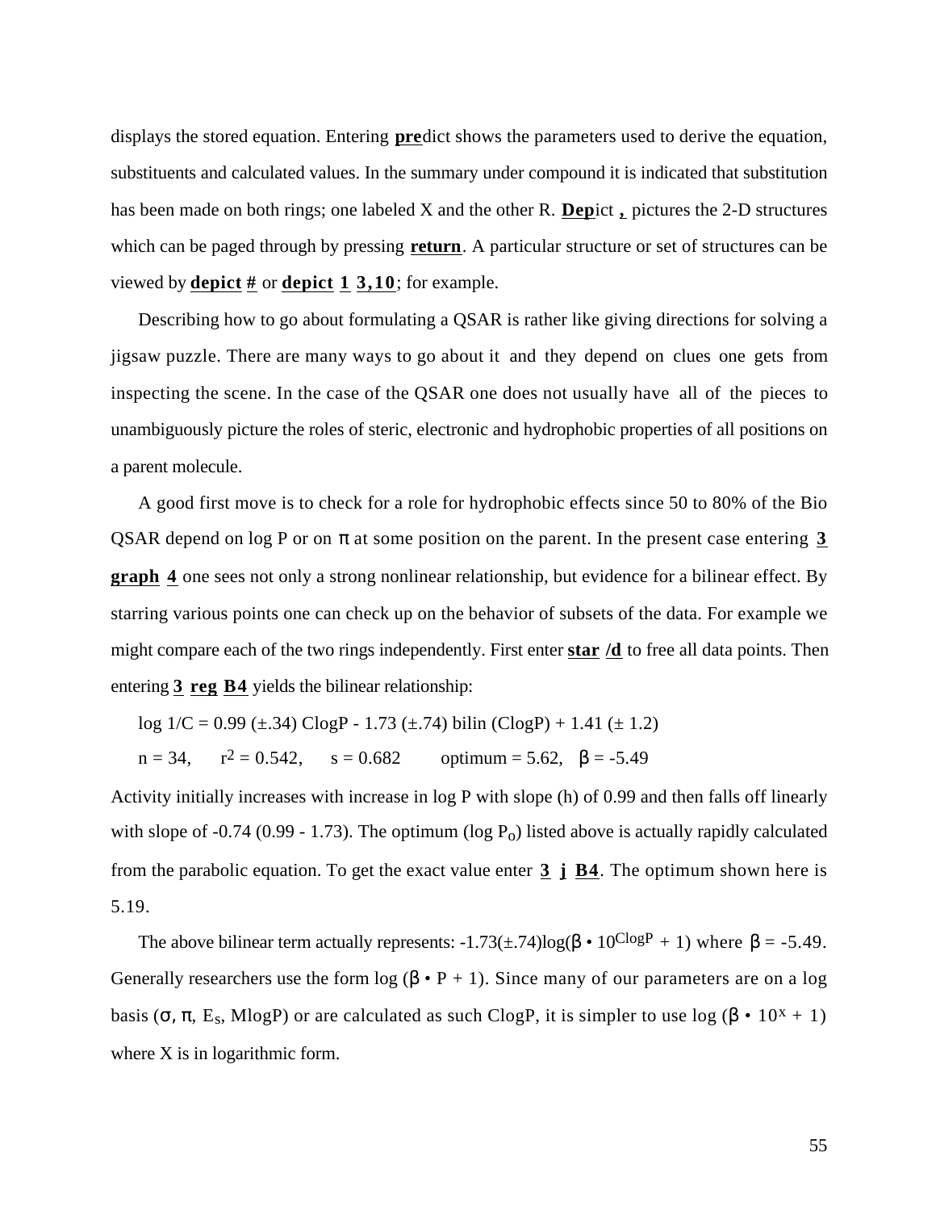displays the stored equation. Entering **pre**dict shows the parameters used to derive the equation, substituents and calculated values. In the summary under compound it is indicated that substitution has been made on both rings; one labeled X and the other R. **Dep**ict **,** pictures the 2-D structures which can be paged through by pressing **return**. A particular structure or set of structures can be viewed by **depict #** or **depict 1 3,10**; for example.

Describing how to go about formulating a QSAR is rather like giving directions for solving a jigsaw puzzle. There are many ways to go about it and they depend on clues one gets from inspecting the scene. In the case of the QSAR one does not usually have all of the pieces to unambiguously picture the roles of steric, electronic and hydrophobic properties of all positions on a parent molecule.

A good first move is to check for a role for hydrophobic effects since 50 to 80% of the Bio QSAR depend on log P or on $\pi$ at some position on the parent. In the present case entering **3 graph 4** one sees not only a strong nonlinear relationship, but evidence for a bilinear effect. By starring various points one can check up on the behavior of subsets of the data. For example we might compare each of the two rings independently. First enter **star /d** to free all data points. Then entering **3 reg B4** yields the bilinear relationship:

$$\log 1/C = 0.99\ (\pm.34)\ \text{ClogP} - 1.73\ (\pm.74)\ \text{bilin (ClogP)} + 1.41\ (\pm\ 1.2)$$

$$n = 34, \quad r^2 = 0.542, \quad s = 0.682 \quad \text{optimum} = 5.62, \quad \beta = -5.49$$

Activity initially increases with increase in log P with slope (h) of 0.99 and then falls off linearly with slope of -0.74 (0.99 - 1.73). The optimum (log $P_o$) listed above is actually rapidly calculated from the parabolic equation. To get the exact value enter **3 j B4**. The optimum shown here is 5.19.

The above bilinear term actually represents: $-1.73(\pm.74)\log(\beta \cdot 10^{\text{ClogP}} + 1)$ where $\beta = -5.49$. Generally researchers use the form $\log(\beta \cdot P + 1)$. Since many of our parameters are on a log basis ($\sigma$, $\pi$, $E_s$, MlogP) or are calculated as such ClogP, it is simpler to use $\log(\beta \cdot 10^x + 1)$ where X is in logarithmic form.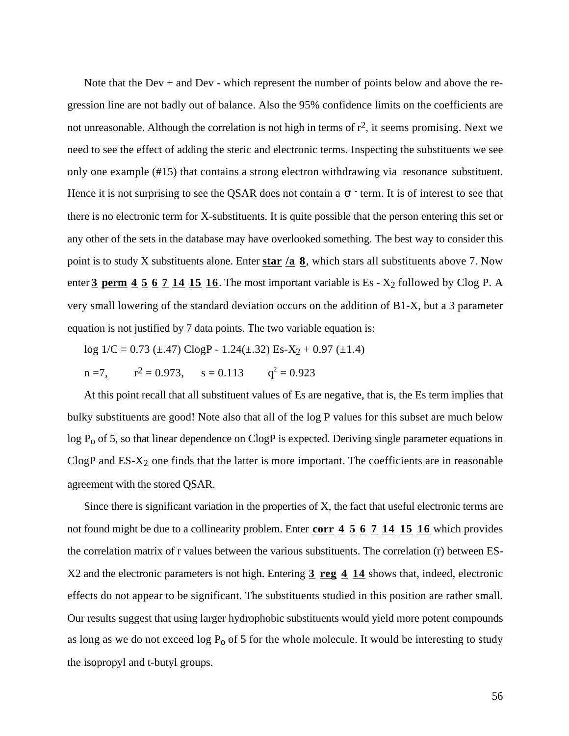Note that the Dev + and Dev - which represent the number of points below and above the regression line are not badly out of balance. Also the 95% confidence limits on the coefficients are not unreasonable. Although the correlation is not high in terms of $r^2$, it seems promising. Next we need to see the effect of adding the steric and electronic terms. Inspecting the substituents we see only one example (#15) that contains a strong electron withdrawing via resonance substituent. Hence it is not surprising to see the QSAR does not contain a $\sigma^-$ term. It is of interest to see that there is no electronic term for X-substituents. It is quite possible that the person entering this set or any other of the sets in the database may have overlooked something. The best way to consider this point is to study X substituents alone. Enter **star /a 8**, which stars all substituents above 7. Now enter **3 perm 4 5 6 7 14 15 16**. The most important variable is Es - $X_2$ followed by Clog P. A very small lowering of the standard deviation occurs on the addition of B1-X, but a 3 parameter equation is not justified by 7 data points. The two variable equation is:

$$\log 1/C = 0.73\ (\pm.47)\ \text{ClogP} - 1.24(\pm.32)\ \text{Es-}X_2 + 0.97\ (\pm1.4)$$

$n = 7, \quad r^2 = 0.973, \quad s = 0.113 \quad q^2 = 0.923$

At this point recall that all substituent values of Es are negative, that is, the Es term implies that bulky substituents are good! Note also that all of the log P values for this subset are much below log $P_o$ of 5, so that linear dependence on ClogP is expected. Deriving single parameter equations in ClogP and ES-$X_2$ one finds that the latter is more important. The coefficients are in reasonable agreement with the stored QSAR.

Since there is significant variation in the properties of X, the fact that useful electronic terms are not found might be due to a collinearity problem. Enter **corr 4 5 6 7 14 15 16** which provides the correlation matrix of r values between the various substituents. The correlation (r) between ES-X2 and the electronic parameters is not high. Entering **3 reg 4 14** shows that, indeed, electronic effects do not appear to be significant. The substituents studied in this position are rather small. Our results suggest that using larger hydrophobic substituents would yield more potent compounds as long as we do not exceed log $P_o$ of 5 for the whole molecule. It would be interesting to study the isopropyl and t-butyl groups.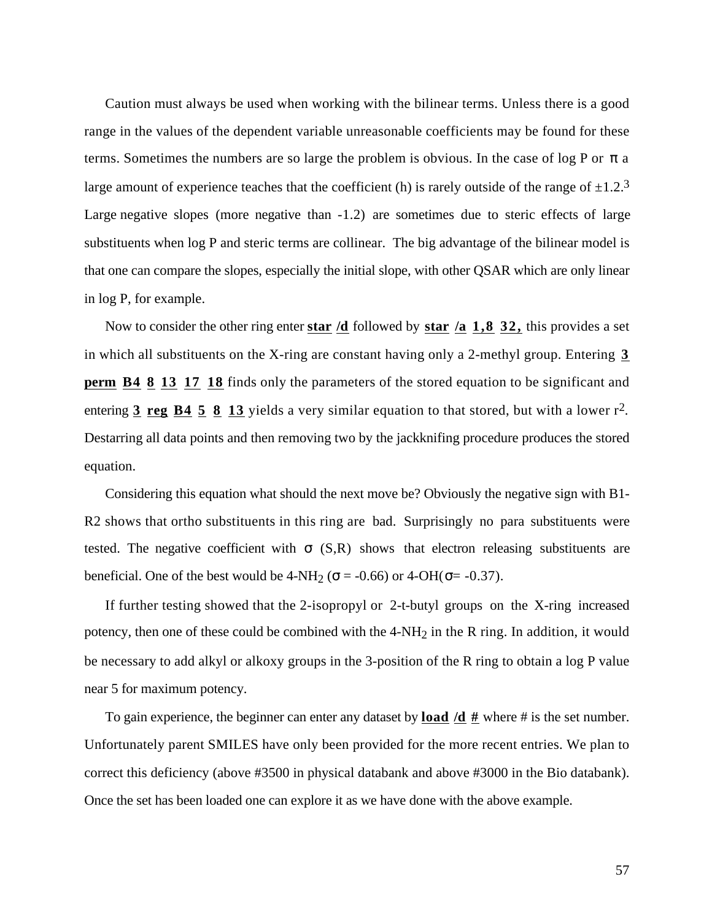Caution must always be used when working with the bilinear terms. Unless there is a good range in the values of the dependent variable unreasonable coefficients may be found for these terms. Sometimes the numbers are so large the problem is obvious. In the case of log P or $\pi$ a large amount of experience teaches that the coefficient (h) is rarely outside of the range of $\pm 1.2$.[3] Large negative slopes (more negative than -1.2) are sometimes due to steric effects of large substituents when log P and steric terms are collinear. The big advantage of the bilinear model is that one can compare the slopes, especially the initial slope, with other QSAR which are only linear in log P, for example.

Now to consider the other ring enter **star /d** followed by **star /a 1,8 32,** this provides a set in which all substituents on the X-ring are constant having only a 2-methyl group. Entering **3 perm B4 8 13 17 18** finds only the parameters of the stored equation to be significant and entering **3 reg B4 5 8 13** yields a very similar equation to that stored, but with a lower $r^2$. Destarring all data points and then removing two by the jackknifing procedure produces the stored equation.

Considering this equation what should the next move be? Obviously the negative sign with B1-R2 shows that ortho substituents in this ring are bad. Surprisingly no para substituents were tested. The negative coefficient with $\sigma$ (S,R) shows that electron releasing substituents are beneficial. One of the best would be 4-$NH_2$ ($\sigma = -0.66$) or 4-OH($\sigma = -0.37$).

If further testing showed that the 2-isopropyl or 2-t-butyl groups on the X-ring increased potency, then one of these could be combined with the 4-$NH_2$ in the R ring. In addition, it would be necessary to add alkyl or alkoxy groups in the 3-position of the R ring to obtain a log P value near 5 for maximum potency.

To gain experience, the beginner can enter any dataset by **load /d #** where # is the set number. Unfortunately parent SMILES have only been provided for the more recent entries. We plan to correct this deficiency (above #3500 in physical databank and above #3000 in the Bio databank). Once the set has been loaded one can explore it as we have done with the above example.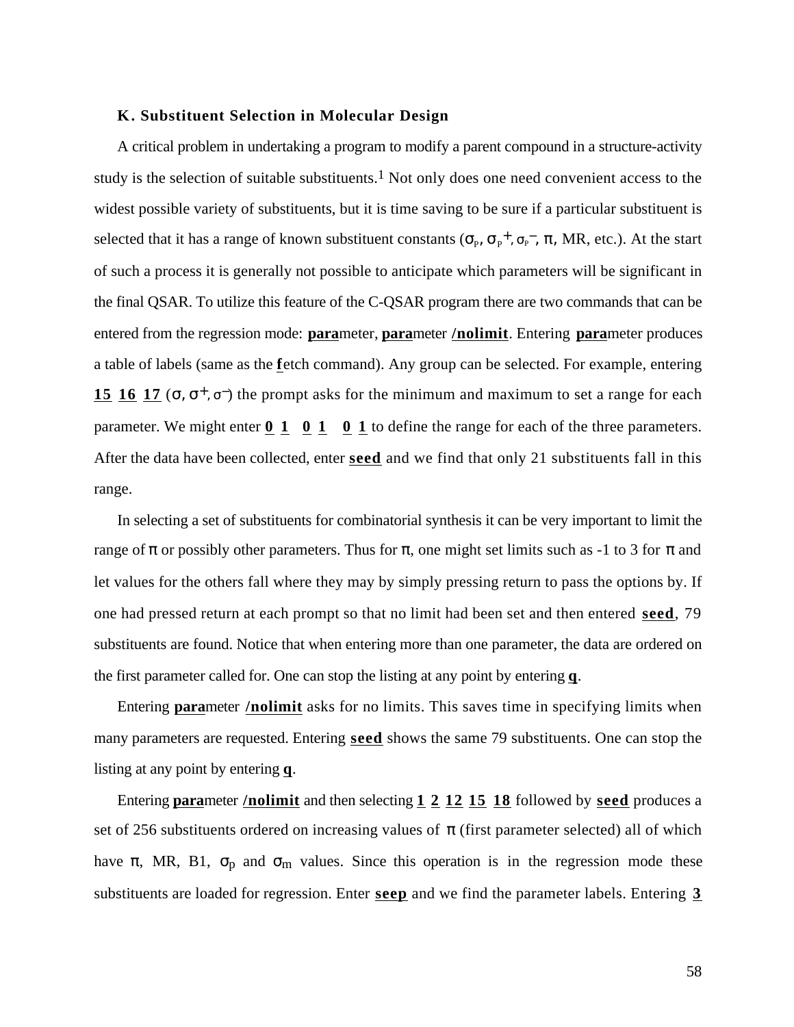### K. Substituent Selection in Molecular Design

A critical problem in undertaking a program to modify a parent compound in a structure-activity study is the selection of suitable substituents.[1] Not only does one need convenient access to the widest possible variety of substituents, but it is time saving to be sure if a particular substituent is selected that it has a range of known substituent constants ($\sigma_P$, $\sigma_P^+$, $\sigma_P^-$, $\pi$, MR, etc.). At the start of such a process it is generally not possible to anticipate which parameters will be significant in the final QSAR. To utilize this feature of the C-QSAR program there are two commands that can be entered from the regression mode: **para**meter, **para**meter **/nolimit**. Entering **para**meter produces a table of labels (same as the **f**etch command). Any group can be selected. For example, entering **15 16 17** ($\sigma$, $\sigma^+$, $\sigma^-$) the prompt asks for the minimum and maximum to set a range for each parameter. We might enter **0 1 0 1 0 1** to define the range for each of the three parameters. After the data have been collected, enter **seed** and we find that only 21 substituents fall in this range.

In selecting a set of substituents for combinatorial synthesis it can be very important to limit the range of $\pi$ or possibly other parameters. Thus for $\pi$, one might set limits such as -1 to 3 for $\pi$ and let values for the others fall where they may by simply pressing return to pass the options by. If one had pressed return at each prompt so that no limit had been set and then entered **seed**, 79 substituents are found. Notice that when entering more than one parameter, the data are ordered on the first parameter called for. One can stop the listing at any point by entering **q**.

Entering **para**meter **/nolimit** asks for no limits. This saves time in specifying limits when many parameters are requested. Entering **seed** shows the same 79 substituents. One can stop the listing at any point by entering **q**.

Entering **para**meter **/nolimit** and then selecting **1 2 12 15 18** followed by **seed** produces a set of 256 substituents ordered on increasing values of $\pi$ (first parameter selected) all of which have $\pi$, MR, B1, $\sigma_p$ and $\sigma_m$ values. Since this operation is in the regression mode these substituents are loaded for regression. Enter **seep** and we find the parameter labels. Entering **3**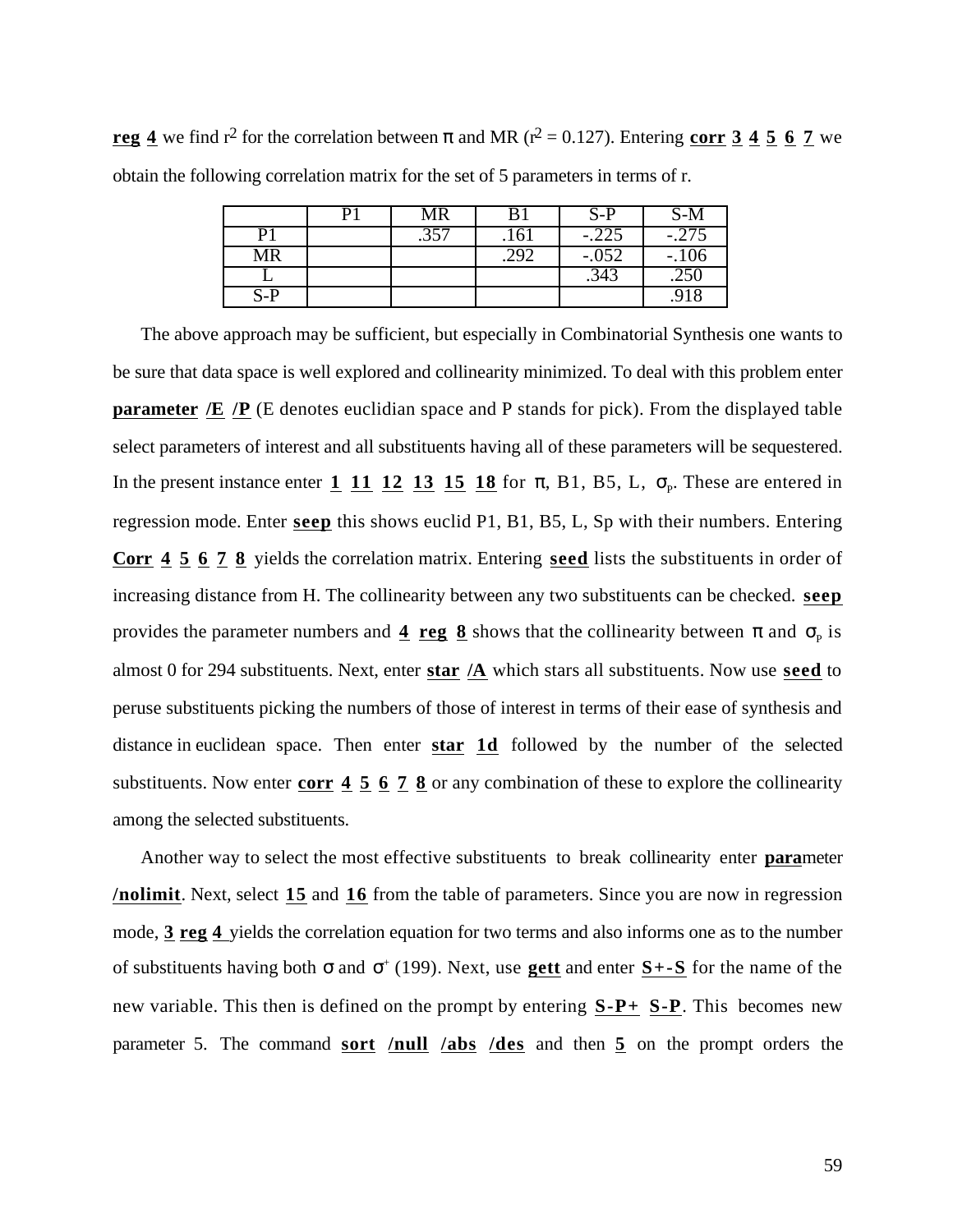**reg** **4** we find $r^2$ for the correlation between $\pi$ and MR ($r^2$ = 0.127). Entering **corr** **3** **4** **5** **6** **7** we obtain the following correlation matrix for the set of 5 parameters in terms of r.

| | P1 | MR | B1 | S-P | S-M |
|---|---|---|---|---|---|
| P1 | | .357 | .161 | -.225 | -.275 |
| MR | | | .292 | -.052 | -.106 |
| L | | | | .343 | .250 |
| S-P | | | | | .918 |

The above approach may be sufficient, but especially in Combinatorial Synthesis one wants to be sure that data space is well explored and collinearity minimized. To deal with this problem enter **parameter** **/E** **/P** (E denotes euclidian space and P stands for pick). From the displayed table select parameters of interest and all substituents having all of these parameters will be sequestered. In the present instance enter **1** **11** **12** **13** **15** **18** for $\pi$, B1, B5, L, $\sigma_P$. These are entered in regression mode. Enter **seep** this shows euclid P1, B1, B5, L, Sp with their numbers. Entering **Corr** **4** **5** **6** **7** **8** yields the correlation matrix. Entering **seed** lists the substituents in order of increasing distance from H. The collinearity between any two substituents can be checked. **seep** provides the parameter numbers and **4** **reg** **8** shows that the collinearity between $\pi$ and $\sigma_P$ is almost 0 for 294 substituents. Next, enter **star** **/A** which stars all substituents. Now use **seed** to peruse substituents picking the numbers of those of interest in terms of their ease of synthesis and distance in euclidean space. Then enter **star** **1d** followed by the number of the selected substituents. Now enter **corr** **4** **5** **6** **7** **8** or any combination of these to explore the collinearity among the selected substituents.

Another way to select the most effective substituents to break collinearity enter **para**meter **/nolimit**. Next, select **15** and **16** from the table of parameters. Since you are now in regression mode, **3** **reg** **4** yields the correlation equation for two terms and also informs one as to the number of substituents having both $\sigma$ and $\sigma^+$ (199). Next, use **gett** and enter **S+-S** for the name of the new variable. This then is defined on the prompt by entering **S-P+** **S-P**. This becomes new parameter 5. The command **sort** **/null** **/abs** **/des** and then **5** on the prompt orders the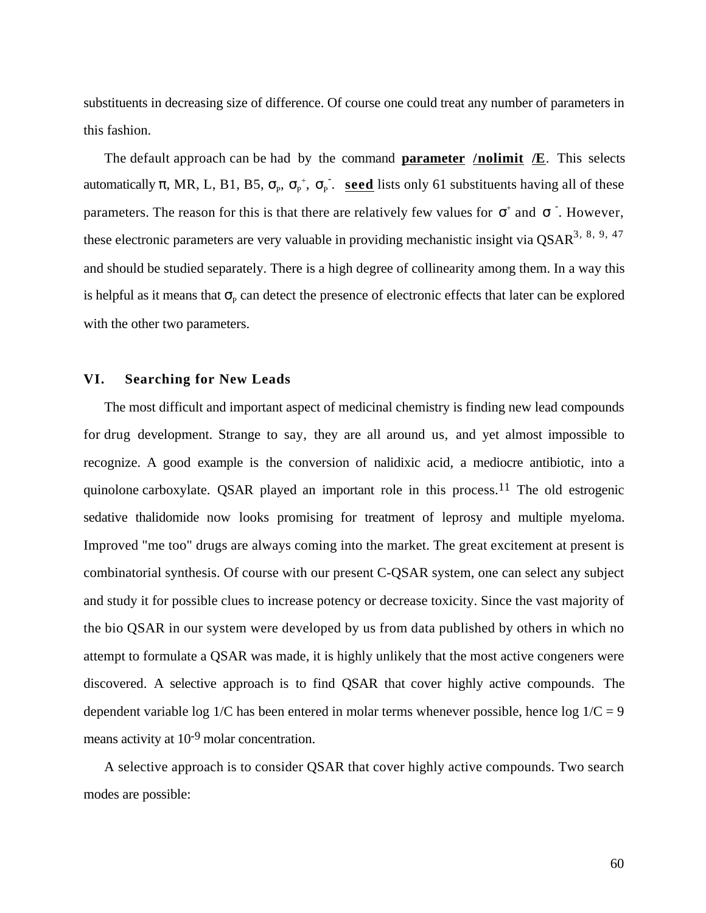substituents in decreasing size of difference. Of course one could treat any number of parameters in this fashion.

The default approach can be had by the command **parameter /nolimit /E**. This selects automatically $\pi$, MR, L, B1, B5, $\sigma_p$, $\sigma_p^+$, $\sigma_p^-$. **seed** lists only 61 substituents having all of these parameters. The reason for this is that there are relatively few values for $\sigma^+$ and $\sigma^-$. However, these electronic parameters are very valuable in providing mechanistic insight via QSAR[3, 8, 9, 47] and should be studied separately. There is a high degree of collinearity among them. In a way this is helpful as it means that $\sigma_p$ can detect the presence of electronic effects that later can be explored with the other two parameters.

## VI. Searching for New Leads

The most difficult and important aspect of medicinal chemistry is finding new lead compounds for drug development. Strange to say, they are all around us, and yet almost impossible to recognize. A good example is the conversion of nalidixic acid, a mediocre antibiotic, into a quinolone carboxylate. QSAR played an important role in this process.[11] The old estrogenic sedative thalidomide now looks promising for treatment of leprosy and multiple myeloma. Improved "me too" drugs are always coming into the market. The great excitement at present is combinatorial synthesis. Of course with our present C-QSAR system, one can select any subject and study it for possible clues to increase potency or decrease toxicity. Since the vast majority of the bio QSAR in our system were developed by us from data published by others in which no attempt to formulate a QSAR was made, it is highly unlikely that the most active congeners were discovered. A selective approach is to find QSAR that cover highly active compounds. The dependent variable log 1/C has been entered in molar terms whenever possible, hence log 1/C = 9 means activity at $10^{-9}$ molar concentration.

A selective approach is to consider QSAR that cover highly active compounds. Two search modes are possible: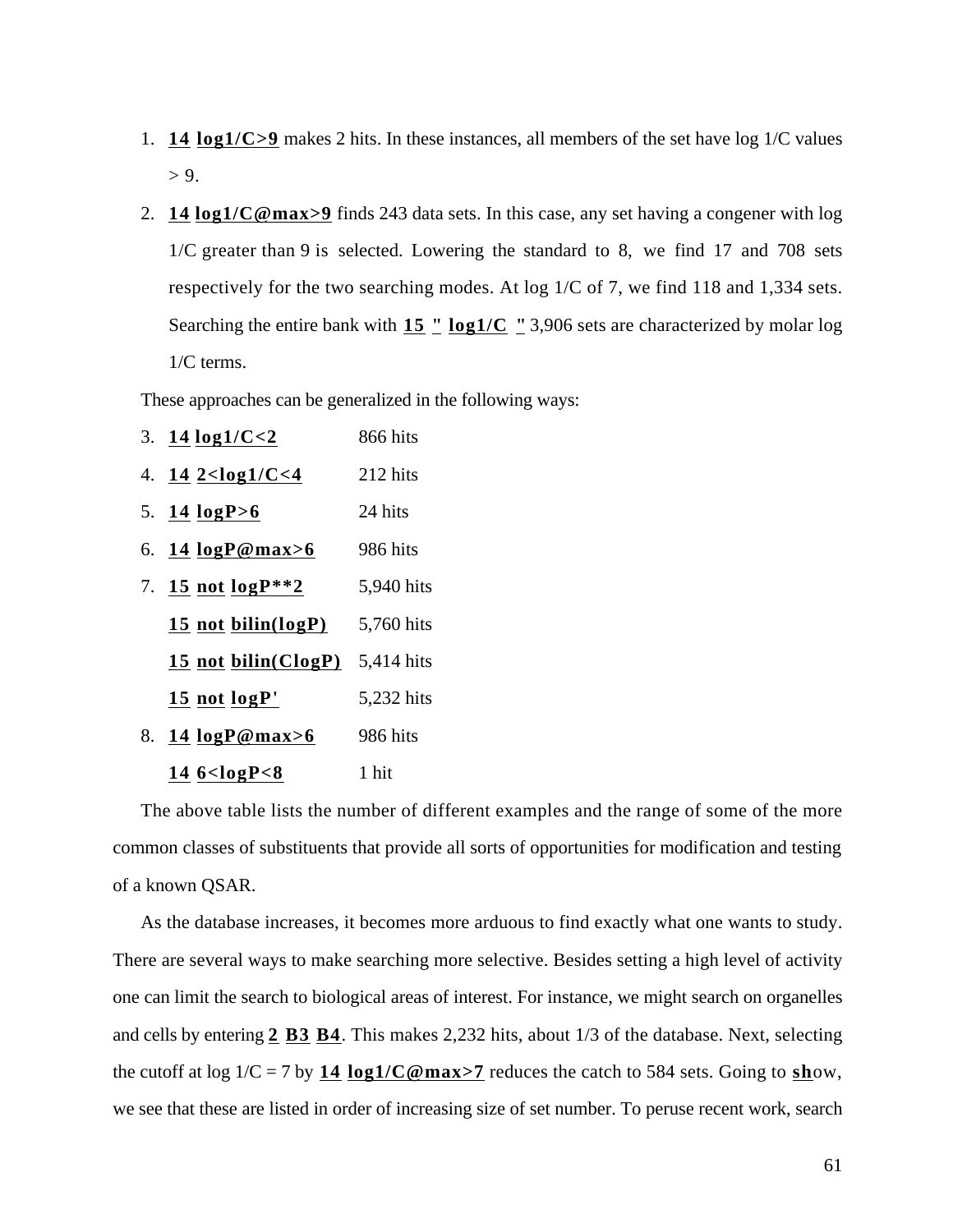1. **14** **log1/C>9** makes 2 hits. In these instances, all members of the set have log 1/C values > 9.
2. **14** **log1/C@max>9** finds 243 data sets. In this case, any set having a congener with log 1/C greater than 9 is selected. Lowering the standard to 8, we find 17 and 708 sets respectively for the two searching modes. At log 1/C of 7, we find 118 and 1,334 sets. Searching the entire bank with **15** **"** **log1/C** **"** 3,906 sets are characterized by molar log 1/C terms.

These approaches can be generalized in the following ways:

3. **14** **log1/C<2** 866 hits
4. **14** **2<log1/C<4** 212 hits
5. **14** **logP>6** 24 hits
6. **14** **logP@max>6** 986 hits
7. **15** **not** **logP**2** 5,940 hits
   **15** **not** **bilin(logP)** 5,760 hits
   **15** **not** **bilin(ClogP)** 5,414 hits
   **15** **not** **logP'** 5,232 hits
8. **14** **logP@max>6** 986 hits
   **14** **6<logP<8** 1 hit

The above table lists the number of different examples and the range of some of the more common classes of substituents that provide all sorts of opportunities for modification and testing of a known QSAR.

As the database increases, it becomes more arduous to find exactly what one wants to study. There are several ways to make searching more selective. Besides setting a high level of activity one can limit the search to biological areas of interest. For instance, we might search on organelles and cells by entering **2** **B3** **B4**. This makes 2,232 hits, about 1/3 of the database. Next, selecting the cutoff at log 1/C = 7 by **14** **log1/C@max>7** reduces the catch to 584 sets. Going to **sh**ow, we see that these are listed in order of increasing size of set number. To peruse recent work, search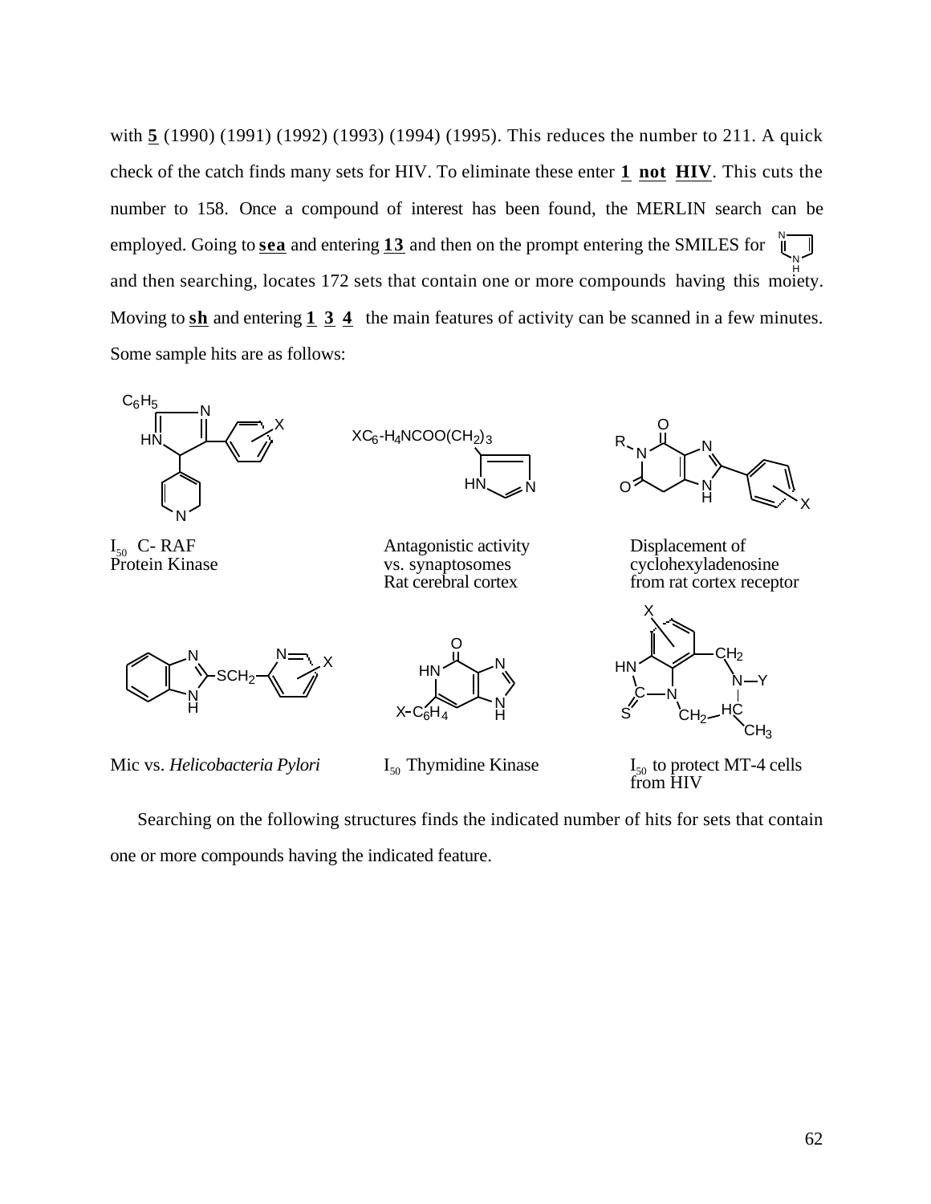with **5** (1990) (1991) (1992) (1993) (1994) (1995). This reduces the number to 211. A quick check of the catch finds many sets for HIV. To eliminate these enter **1 not HIV**. This cuts the number to 158. Once a compound of interest has been found, the MERLIN search can be employed. Going to **sea** and entering **13** and then on the prompt entering the SMILES for and then searching, locates 172 sets that contain one or more compounds having this moiety. Moving to **sh** and entering **1 3 4** the main features of activity can be scanned in a few minutes. Some sample hits are as follows:

$I_{50}$ C- RAF Protein Kinase

Antagonistic activity vs. synaptosomes Rat cerebral cortex

Displacement of cyclohexyladenosine from rat cortex receptor

Mic vs. *Helicobacteria Pylori*

$I_{50}$ Thymidine Kinase

$I_{50}$ to protect MT-4 cells from HIV

Searching on the following structures finds the indicated number of hits for sets that contain one or more compounds having the indicated feature.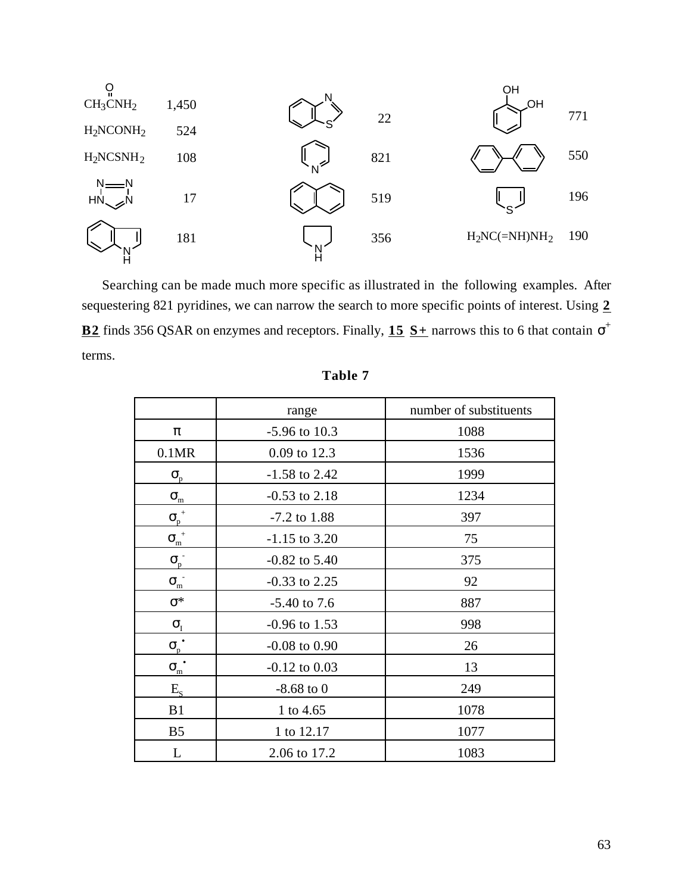| Structure | Count | Structure | Count | Structure | Count |
|---|---|---|---|---|---|
| $CH_3C(=O)NH_2$ | 1,450 | benzothiazole | 22 | catechol | 771 |
| $H_2NCONH_2$ | 524 | pyridine | 821 | biphenyl | 550 |
| $H_2NCSNH_2$ | 108 | naphthalene | 519 | thiophene | 196 |
| tetrazole | 17 | pyrrolidine | 356 | $H_2NC(=NH)NH_2$ | 190 |
| indole | 181 | | | | |

Searching can be made much more specific as illustrated in the following examples. After sequestering 821 pyridines, we can narrow the search to more specific points of interest. Using **2 B2** finds 356 QSAR on enzymes and receptors. Finally, **15 S+** narrows this to 6 that contain $\sigma^+$ terms.

**Table 7**

| | range | number of substituents |
|---|---|---|
| $\pi$ | -5.96 to 10.3 | 1088 |
| 0.1MR | 0.09 to 12.3 | 1536 |
| $\sigma_p$ | -1.58 to 2.42 | 1999 |
| $\sigma_m$ | -0.53 to 2.18 | 1234 |
| $\sigma_p^+$ | -7.2 to 1.88 | 397 |
| $\sigma_m^+$ | -1.15 to 3.20 | 75 |
| $\sigma_p^-$ | -0.82 to 5.40 | 375 |
| $\sigma_m^-$ | -0.33 to 2.25 | 92 |
| $\sigma^*$ | -5.40 to 7.6 | 887 |
| $\sigma_I$ | -0.96 to 1.53 | 998 |
| $\sigma_p^\bullet$ | -0.08 to 0.90 | 26 |
| $\sigma_m^\bullet$ | -0.12 to 0.03 | 13 |
| $E_S$ | -8.68 to 0 | 249 |
| B1 | 1 to 4.65 | 1078 |
| B5 | 1 to 12.17 | 1077 |
| L | 2.06 to 17.2 | 1083 |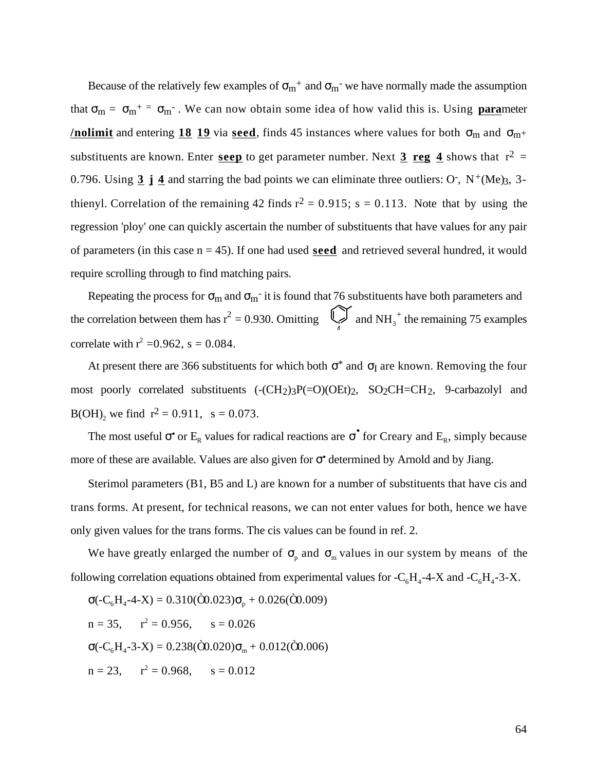Because of the relatively few examples of $\sigma_m^+$ and $\sigma_m^-$ we have normally made the assumption that $\sigma_m = \sigma_m^+ = \sigma_m^-$. We can now obtain some idea of how valid this is. Using **para**meter **/nolimit** and entering **18 19** via **seed**, finds 45 instances where values for both $\sigma_m$ and $\sigma_{m^+}$ substituents are known. Enter **seep** to get parameter number. Next **3 reg 4** shows that $r^2$ = 0.796. Using **3 j 4** and starring the bad points we can eliminate three outliers: $O^-$, $N^+(Me)_3$, 3-thienyl. Correlation of the remaining 42 finds $r^2$ = 0.915; s = 0.113. Note that by using the regression 'ploy' one can quickly ascertain the number of substituents that have values for any pair of parameters (in this case n = 45). If one had used **seed** and retrieved several hundred, it would require scrolling through to find matching pairs.

Repeating the process for $\sigma_m$ and $\sigma_m^-$ it is found that 76 substituents have both parameters and the correlation between them has $r^2$ = 0.930. Omitting [pyridyl ring structure] and $NH_3^+$ the remaining 75 examples correlate with $r^2$ =0.962, s = 0.084.

At present there are 366 substituents for which both $\sigma^*$ and $\sigma_I$ are known. Removing the four most poorly correlated substituents ($-(CH_2)_3P(=O)(OEt)_2$, $SO_2CH{=}CH_2$, 9-carbazolyl and $B(OH)_2$ we find $r^2$ = 0.911, s = 0.073.

The most useful $\sigma^\bullet$ or $E_R$ values for radical reactions are $\sigma^\bullet$ for Creary and $E_R$, simply because more of these are available. Values are also given for $\sigma^\bullet$ determined by Arnold and by Jiang.

Sterimol parameters (B1, B5 and L) are known for a number of substituents that have cis and trans forms. At present, for technical reasons, we can not enter values for both, hence we have only given values for the trans forms. The cis values can be found in ref. 2.

We have greatly enlarged the number of $\sigma_p$ and $\sigma_m$ values in our system by means of the following correlation equations obtained from experimental values for $-C_6H_4$-4-X and $-C_6H_4$-3-X.

$$\sigma(-C_6H_4\text{-4-X}) = 0.310(\pm 0.023)\sigma_p + 0.026(\pm 0.009)$$

n = 35, $r^2$ = 0.956, s = 0.026

$$\sigma(-C_6H_4\text{-3-X}) = 0.238(\pm 0.020)\sigma_m + 0.012(\pm 0.006)$$

n = 23, $r^2$ = 0.968, s = 0.012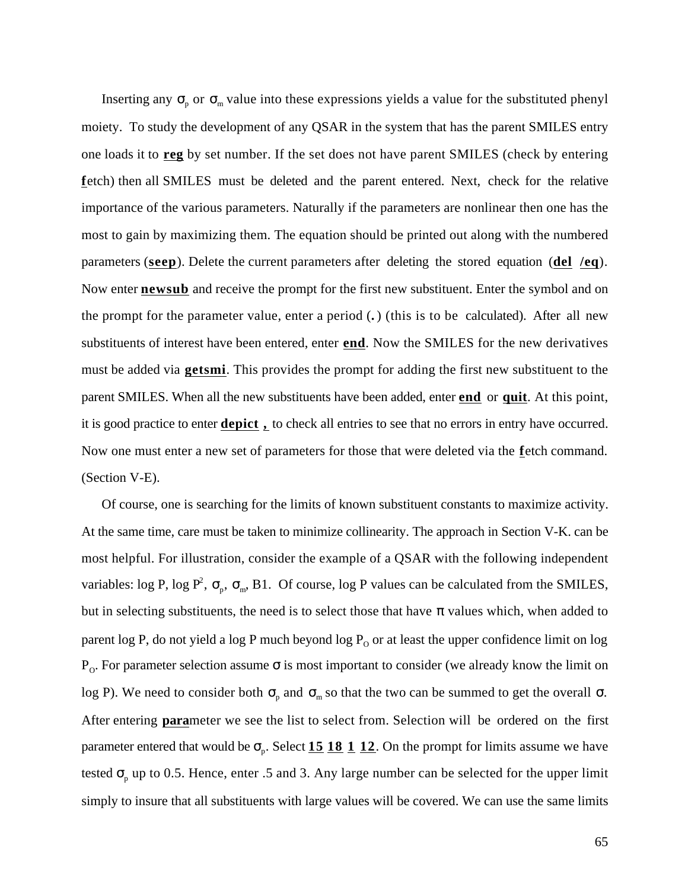Inserting any $\sigma_p$ or $\sigma_m$ value into these expressions yields a value for the substituted phenyl moiety. To study the development of any QSAR in the system that has the parent SMILES entry one loads it to **reg** by set number. If the set does not have parent SMILES (check by entering **f**etch) then all SMILES must be deleted and the parent entered. Next, check for the relative importance of the various parameters. Naturally if the parameters are nonlinear then one has the most to gain by maximizing them. The equation should be printed out along with the numbered parameters (**seep**). Delete the current parameters after deleting the stored equation (**del /eq**). Now enter **newsub** and receive the prompt for the first new substituent. Enter the symbol and on the prompt for the parameter value, enter a period (**.**) (this is to be calculated). After all new substituents of interest have been entered, enter **end**. Now the SMILES for the new derivatives must be added via **getsmi**. This provides the prompt for adding the first new substituent to the parent SMILES. When all the new substituents have been added, enter **end** or **quit**. At this point, it is good practice to enter **depict ,** to check all entries to see that no errors in entry have occurred. Now one must enter a new set of parameters for those that were deleted via the **f**etch command. (Section V-E).

Of course, one is searching for the limits of known substituent constants to maximize activity. At the same time, care must be taken to minimize collinearity. The approach in Section V-K. can be most helpful. For illustration, consider the example of a QSAR with the following independent variables: log P, log $P^2$, $\sigma_p$, $\sigma_m$, B1. Of course, log P values can be calculated from the SMILES, but in selecting substituents, the need is to select those that have $\pi$ values which, when added to parent log P, do not yield a log P much beyond log $P_O$ or at least the upper confidence limit on log $P_O$. For parameter selection assume $\sigma$ is most important to consider (we already know the limit on log P). We need to consider both $\sigma_p$ and $\sigma_m$ so that the two can be summed to get the overall $\sigma$. After entering **para**meter we see the list to select from. Selection will be ordered on the first parameter entered that would be $\sigma_p$. Select **15 18 1 12**. On the prompt for limits assume we have tested $\sigma_p$ up to 0.5. Hence, enter .5 and 3. Any large number can be selected for the upper limit simply to insure that all substituents with large values will be covered. We can use the same limits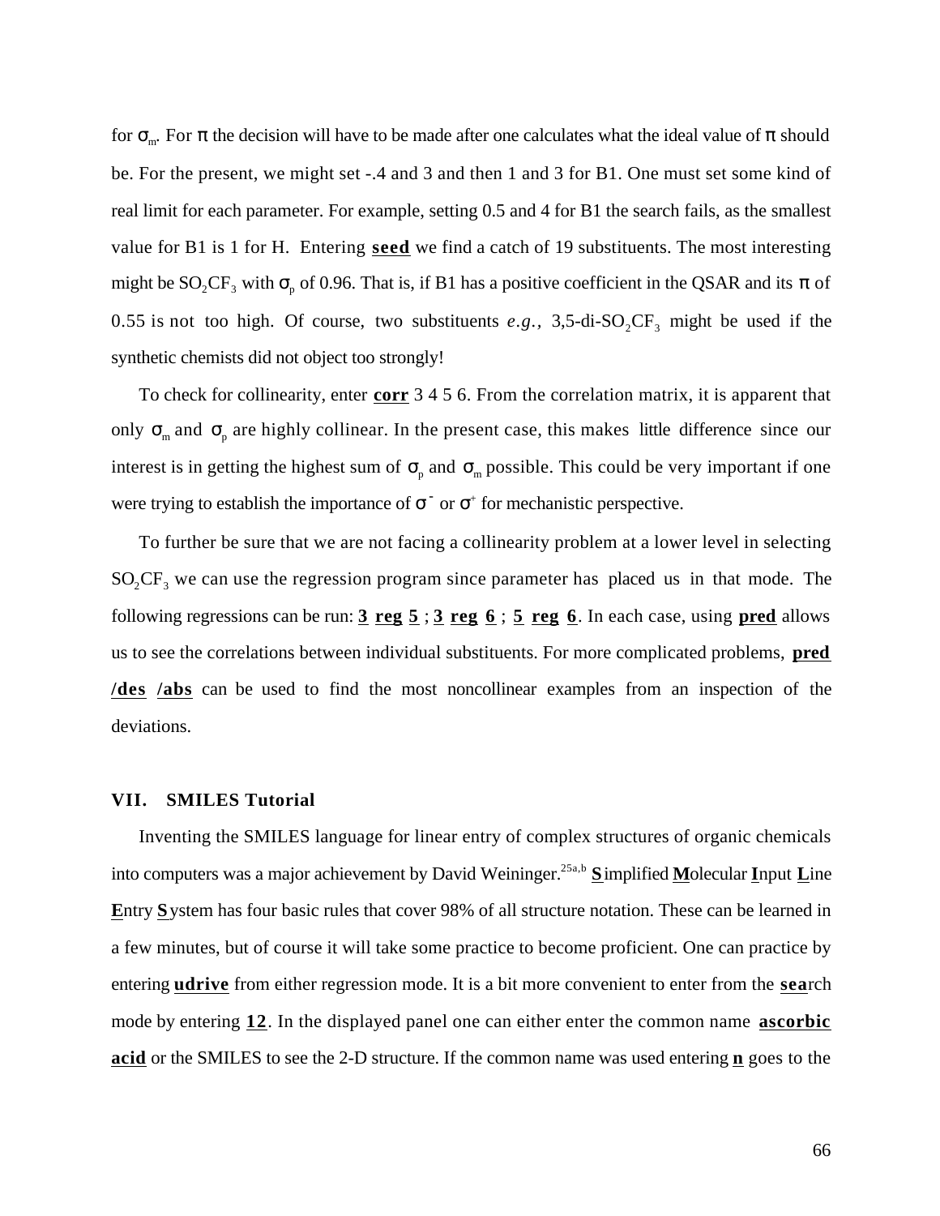for $\sigma_m$. For $\pi$ the decision will have to be made after one calculates what the ideal value of $\pi$ should be. For the present, we might set -.4 and 3 and then 1 and 3 for B1. One must set some kind of real limit for each parameter. For example, setting 0.5 and 4 for B1 the search fails, as the smallest value for B1 is 1 for H. Entering **seed** we find a catch of 19 substituents. The most interesting might be $SO_2CF_3$ with $\sigma_p$ of 0.96. That is, if B1 has a positive coefficient in the QSAR and its $\pi$ of 0.55 is not too high. Of course, two substituents *e.g.*, 3,5-di-$SO_2CF_3$ might be used if the synthetic chemists did not object too strongly!

To check for collinearity, enter **corr** 3 4 5 6. From the correlation matrix, it is apparent that only $\sigma_m$ and $\sigma_p$ are highly collinear. In the present case, this makes little difference since our interest is in getting the highest sum of $\sigma_p$ and $\sigma_m$ possible. This could be very important if one were trying to establish the importance of $\sigma^-$ or $\sigma^+$ for mechanistic perspective.

To further be sure that we are not facing a collinearity problem at a lower level in selecting $SO_2CF_3$ we can use the regression program since parameter has placed us in that mode. The following regressions can be run: **3 reg 5** ; **3 reg 6** ; **5 reg 6**. In each case, using **pred** allows us to see the correlations between individual substituents. For more complicated problems, **pred /des /abs** can be used to find the most noncollinear examples from an inspection of the deviations.

## VII. SMILES Tutorial

Inventing the SMILES language for linear entry of complex structures of organic chemicals into computers was a major achievement by David Weininger.[25a,b] **S**implified **M**olecular **I**nput **L**ine **E**ntry **S**ystem has four basic rules that cover 98% of all structure notation. These can be learned in a few minutes, but of course it will take some practice to become proficient. One can practice by entering **udrive** from either regression mode. It is a bit more convenient to enter from the **sea**rch mode by entering **12**. In the displayed panel one can either enter the common name **ascorbic acid** or the SMILES to see the 2-D structure. If the common name was used entering **n** goes to the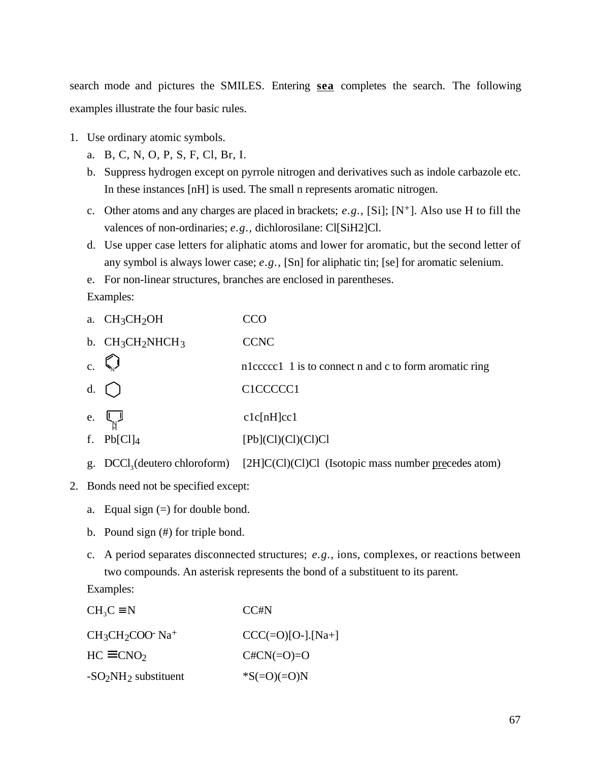search mode and pictures the SMILES. Entering **sea** completes the search. The following examples illustrate the four basic rules.

1. Use ordinary atomic symbols.
   a. B, C, N, O, P, S, F, Cl, Br, I.
   b. Suppress hydrogen except on pyrrole nitrogen and derivatives such as indole carbazole etc. In these instances [nH] is used. The small n represents aromatic nitrogen.
   c. Other atoms and any charges are placed in brackets; *e.g.*, [Si]; [N+]. Also use H to fill the valences of non-ordinaries; *e.g.*, dichlorosilane: Cl[SiH2]Cl.
   d. Use upper case letters for aliphatic atoms and lower for aromatic, but the second letter of any symbol is always lower case; *e.g.*, [Sn] for aliphatic tin; [se] for aromatic selenium.
   e. For non-linear structures, branches are enclosed in parentheses.

   Examples:

   a. $CH_3CH_2OH$ — CCO
   b. $CH_3CH_2NHCH_3$ — CCNC
   c. (pyridine) — n1ccccc1 1 is to connect n and c to form aromatic ring
   d. (cyclohexane) — C1CCCCC1
   e. (pyrrole) — c1c[nH]cc1
   f. $Pb[Cl]_4$ — [Pb](Cl)(Cl)(Cl)Cl
   g. $DCCl_3$ (deutero chloroform) — [2H]C(Cl)(Cl)Cl (Isotopic mass number precedes atom)

2. Bonds need not be specified except:
   a. Equal sign (=) for double bond.
   b. Pound sign (#) for triple bond.
   c. A period separates disconnected structures; *e.g.*, ions, complexes, or reactions between two compounds. An asterisk represents the bond of a substituent to its parent.

   Examples:

   $CH_3C\equiv N$ — CC#N

   $CH_3CH_2COO^- Na^+$ — CCC(=O)[O-].[Na+]

   $HC\equiv CNO_2$ — C#CN(=O)=O

   $-SO_2NH_2$ substituent — *S(=O)(=O)N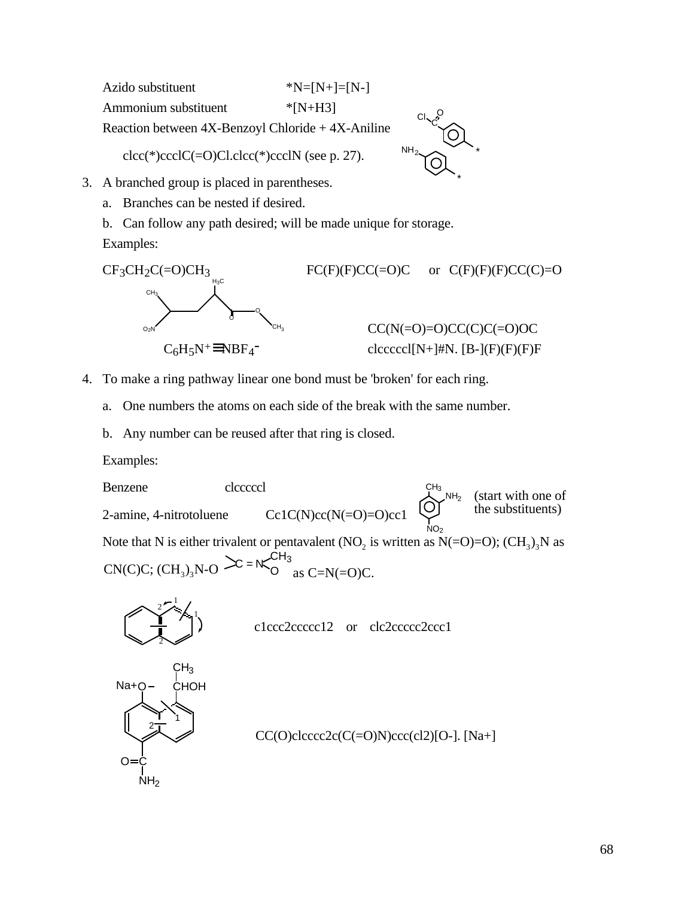Azido substituent *N=[N+]=[N-]

Ammonium substituent *[N+H3]

Reaction between 4X-Benzoyl Chloride + 4X-Aniline

clcc(*)ccclC(=O)Cl.clcc(*)ccclN (see p. 27).

3. A branched group is placed in parentheses.
   a. Branches can be nested if desired.
   b. Can follow any path desired; will be made unique for storage.

   Examples:

   $CF_3CH_2C(=O)CH_3$ FC(F)(F)CC(=O)C or C(F)(F)(F)CC(C)=O

   CC(N(=O)=O)CC(C)C(=O)OC

   $C_6H_5N^+{\equiv}NBF_4^-$ clccccl[N+]#N. [B-](F)(F)(F)F

4. To make a ring pathway linear one bond must be 'broken' for each ring.
   a. One numbers the atoms on each side of the break with the same number.
   b. Any number can be reused after that ring is closed.

   Examples:

   Benzene clccccl

   2-amine, 4-nitrotoluene Cc1C(N)cc(N(=O)=O)cc1 (start with one of the substituents)

   Note that N is either trivalent or pentavalent ($NO_2$ is written as N(=O)=O); $(CH_3)_3N$ as CN(C)C; $(CH_3)_3N$-O as C=N(=O)C.

   c1ccc2ccccc12 or clc2ccccc2ccc1

   CC(O)clcccc2c(C(=O)N)ccc(cl2)[O-]. [Na+]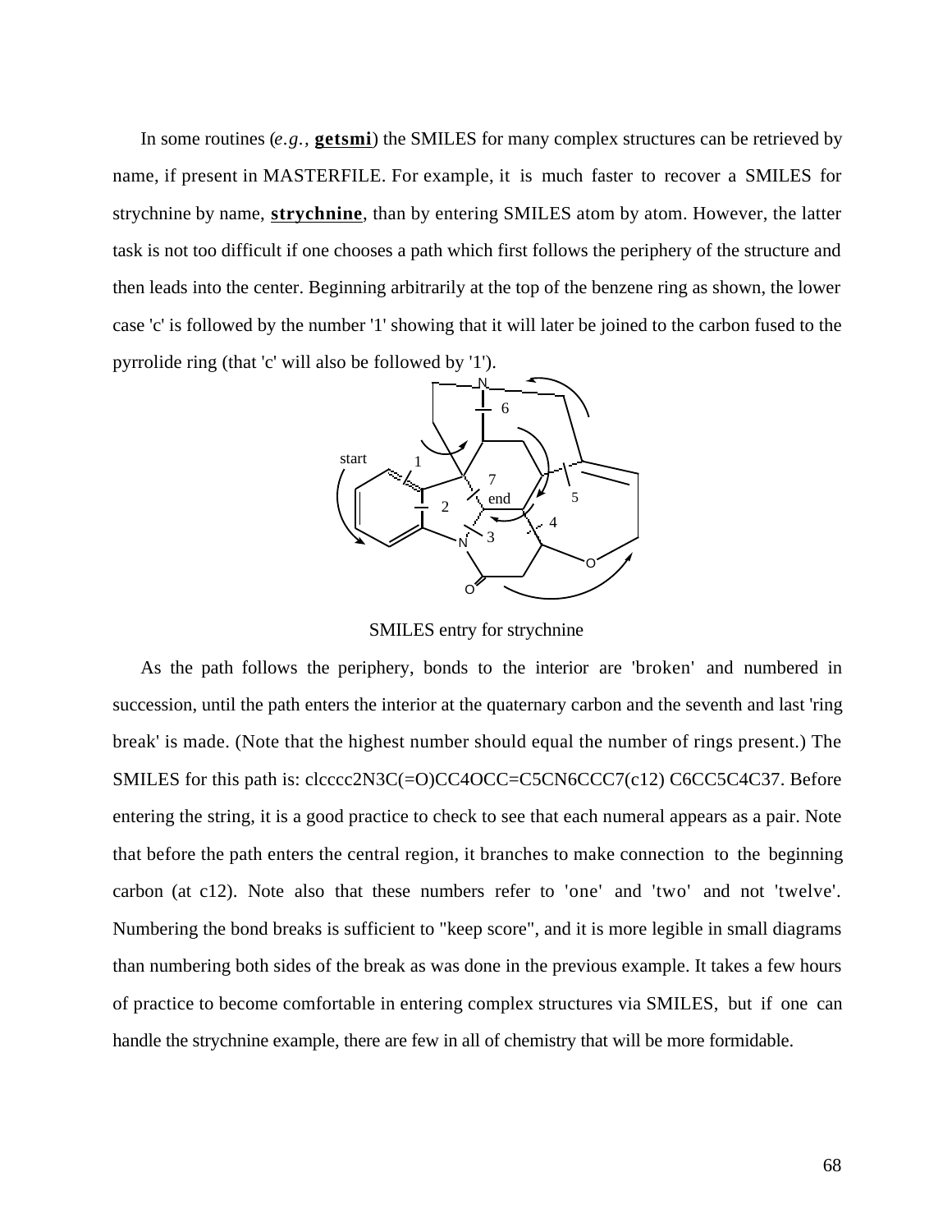In some routines (*e.g.,* **getsmi**) the SMILES for many complex structures can be retrieved by name, if present in MASTERFILE. For example, it is much faster to recover a SMILES for strychnine by name, **strychnine**, than by entering SMILES atom by atom. However, the latter task is not too difficult if one chooses a path which first follows the periphery of the structure and then leads into the center. Beginning arbitrarily at the top of the benzene ring as shown, the lower case 'c' is followed by the number '1' showing that it will later be joined to the carbon fused to the pyrrolide ring (that 'c' will also be followed by '1').

SMILES entry for strychnine

As the path follows the periphery, bonds to the interior are 'broken' and numbered in succession, until the path enters the interior at the quaternary carbon and the seventh and last 'ring break' is made. (Note that the highest number should equal the number of rings present.) The SMILES for this path is: clcccc2N3C(=O)CC4OCC=C5CN6CCC7(c12) C6CC5C4C37. Before entering the string, it is a good practice to check to see that each numeral appears as a pair. Note that before the path enters the central region, it branches to make connection to the beginning carbon (at c12). Note also that these numbers refer to 'one' and 'two' and not 'twelve'. Numbering the bond breaks is sufficient to "keep score", and it is more legible in small diagrams than numbering both sides of the break as was done in the previous example. It takes a few hours of practice to become comfortable in entering complex structures via SMILES, but if one can handle the strychnine example, there are few in all of chemistry that will be more formidable.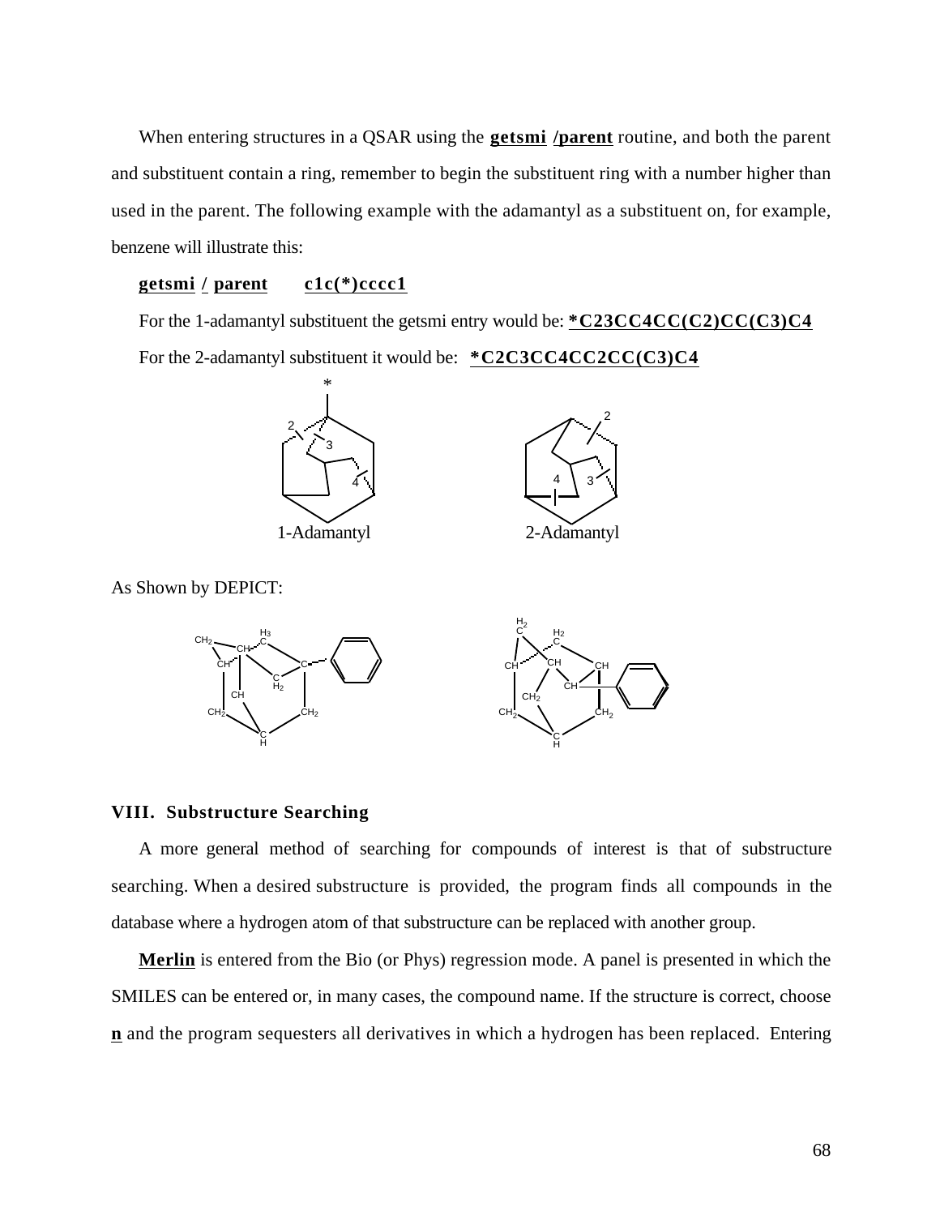When entering structures in a QSAR using the **getsmi /parent** routine, and both the parent and substituent contain a ring, remember to begin the substituent ring with a number higher than used in the parent. The following example with the adamantyl as a substituent on, for example, benzene will illustrate this:

**getsmi / parent** **c1c(*)cccc1**

For the 1-adamantyl substituent the getsmi entry would be: ***C23CC4CC(C2)CC(C3)C4**

For the 2-adamantyl substituent it would be: ***C2C3CC4CC2CC(C3)C4**

1-Adamantyl 2-Adamantyl

As Shown by DEPICT:

## VIII. Substructure Searching

A more general method of searching for compounds of interest is that of substructure searching. When a desired substructure is provided, the program finds all compounds in the database where a hydrogen atom of that substructure can be replaced with another group.

**Merlin** is entered from the Bio (or Phys) regression mode. A panel is presented in which the SMILES can be entered or, in many cases, the compound name. If the structure is correct, choose **n** and the program sequesters all derivatives in which a hydrogen has been replaced. Entering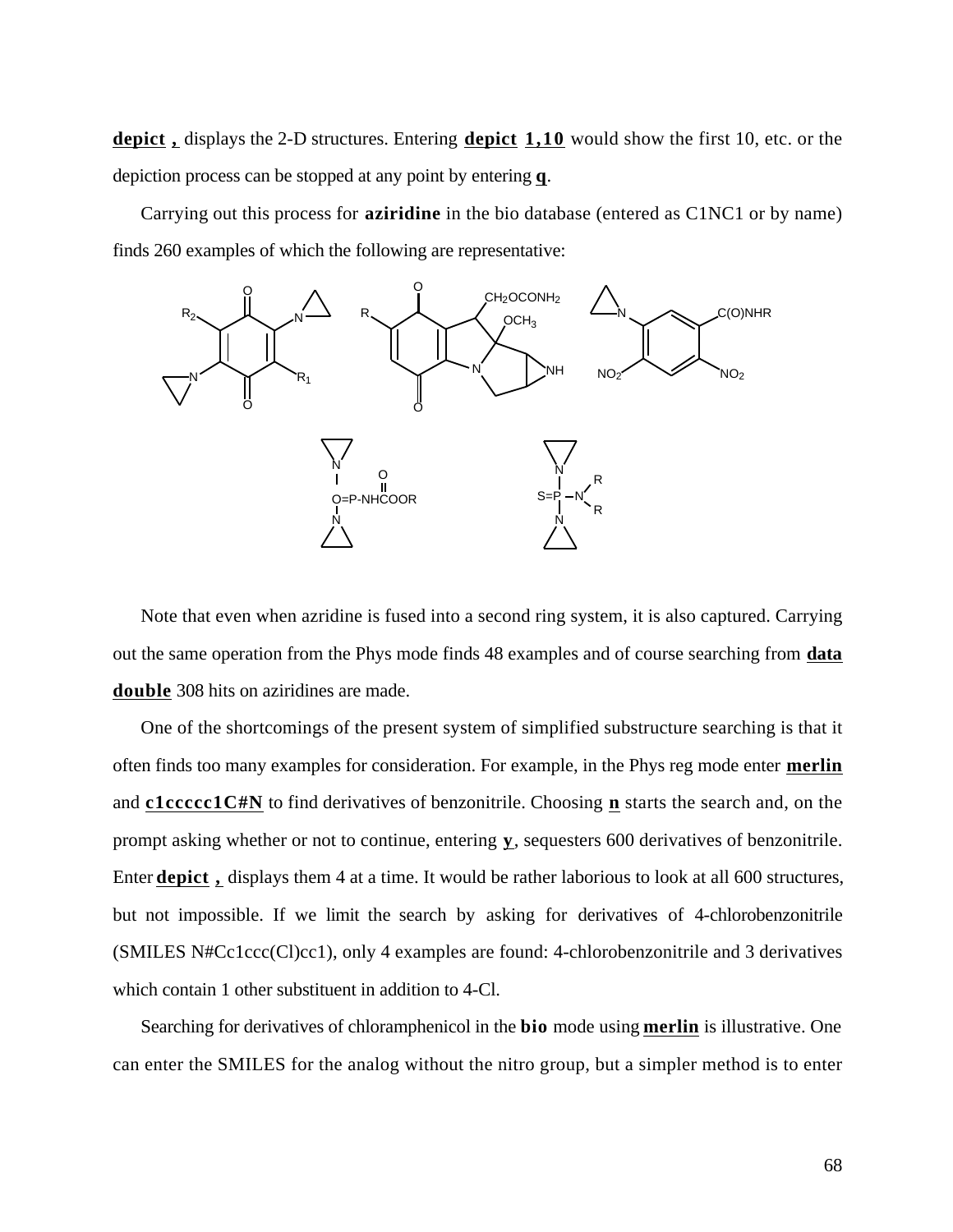**depict ,** displays the 2-D structures. Entering **depict 1,10** would show the first 10, etc. or the depiction process can be stopped at any point by entering **q**.

Carrying out this process for **aziridine** in the bio database (entered as C1NC1 or by name) finds 260 examples of which the following are representative:

Note that even when azridine is fused into a second ring system, it is also captured. Carrying out the same operation from the Phys mode finds 48 examples and of course searching from **data double** 308 hits on aziridines are made.

One of the shortcomings of the present system of simplified substructure searching is that it often finds too many examples for consideration. For example, in the Phys reg mode enter **merlin** and **c1ccccc1C#N** to find derivatives of benzonitrile. Choosing **n** starts the search and, on the prompt asking whether or not to continue, entering **y**, sequesters 600 derivatives of benzonitrile. Enter **depict ,** displays them 4 at a time. It would be rather laborious to look at all 600 structures, but not impossible. If we limit the search by asking for derivatives of 4-chlorobenzonitrile (SMILES N#Cc1ccc(Cl)cc1), only 4 examples are found: 4-chlorobenzonitrile and 3 derivatives which contain 1 other substituent in addition to 4-Cl.

Searching for derivatives of chloramphenicol in the **bio** mode using **merlin** is illustrative. One can enter the SMILES for the analog without the nitro group, but a simpler method is to enter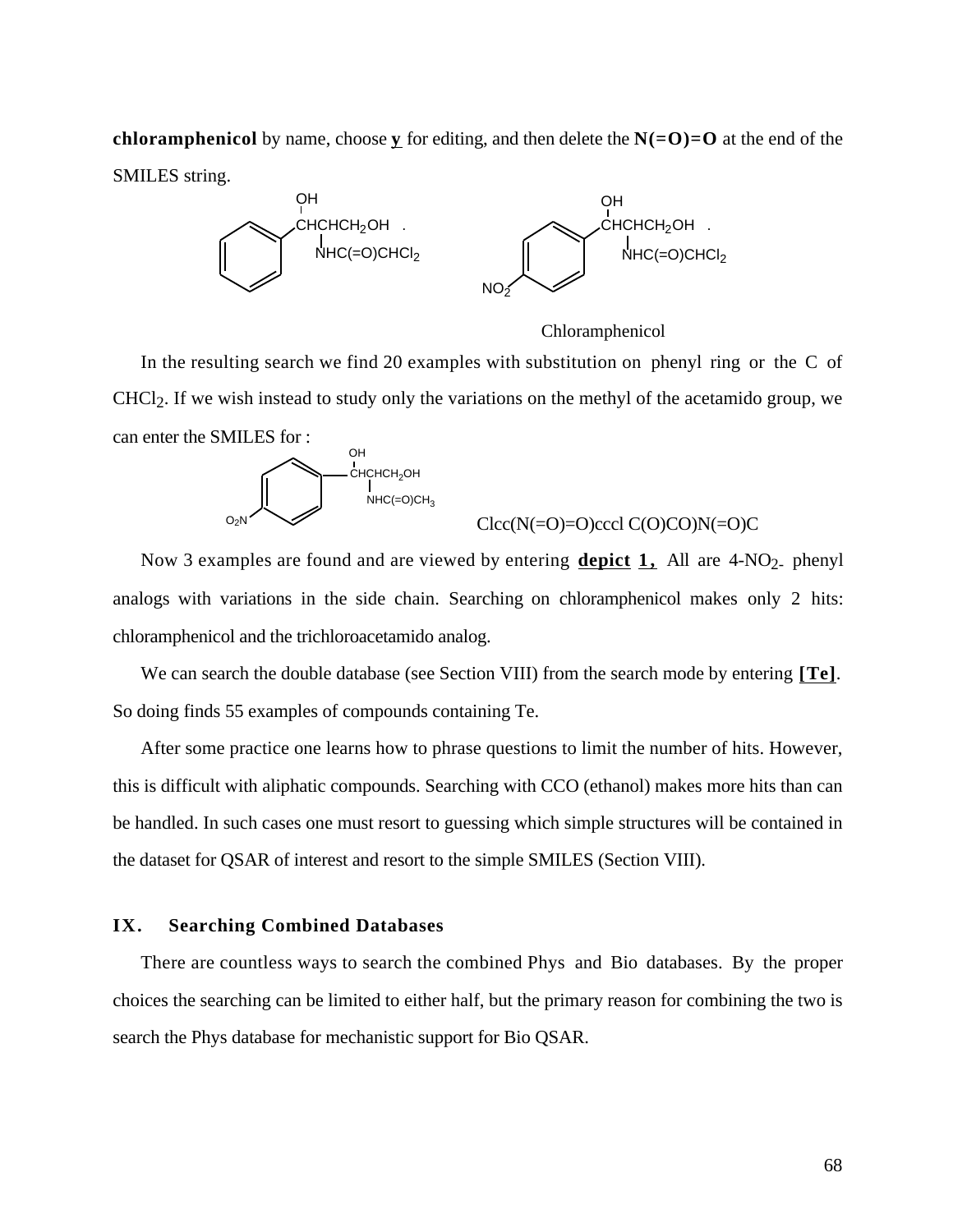**chloramphenicol** by name, choose **y** for editing, and then delete the **N(=O)=O** at the end of the SMILES string.

Chloramphenicol

In the resulting search we find 20 examples with substitution on phenyl ring or the C of $CHCl_2$. If we wish instead to study only the variations on the methyl of the acetamido group, we can enter the SMILES for :

Clcc(N(=O)=O)cccl C(O)CO)N(=O)C

Now 3 examples are found and are viewed by entering **depict 1,** All are 4-$NO_2$- phenyl analogs with variations in the side chain. Searching on chloramphenicol makes only 2 hits: chloramphenicol and the trichloroacetamido analog.

We can search the double database (see Section VIII) from the search mode by entering **[Te]**. So doing finds 55 examples of compounds containing Te.

After some practice one learns how to phrase questions to limit the number of hits. However, this is difficult with aliphatic compounds. Searching with CCO (ethanol) makes more hits than can be handled. In such cases one must resort to guessing which simple structures will be contained in the dataset for QSAR of interest and resort to the simple SMILES (Section VIII).

## IX. Searching Combined Databases

There are countless ways to search the combined Phys and Bio databases. By the proper choices the searching can be limited to either half, but the primary reason for combining the two is search the Phys database for mechanistic support for Bio QSAR.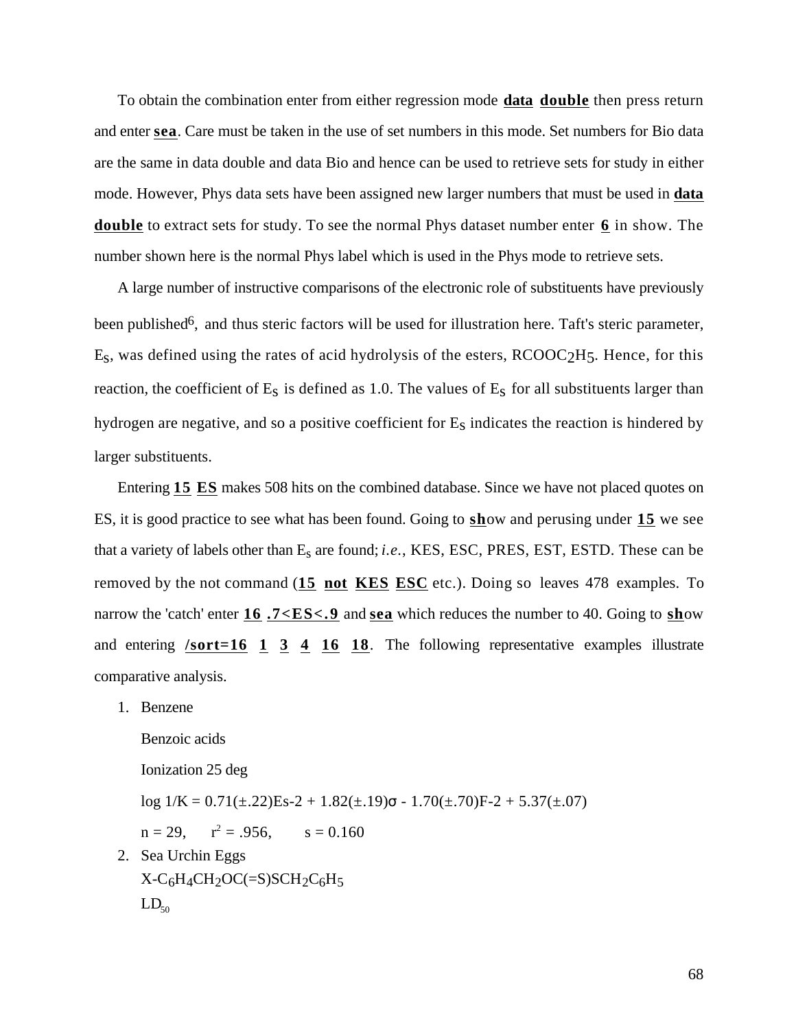To obtain the combination enter from either regression mode **data double** then press return and enter **sea**. Care must be taken in the use of set numbers in this mode. Set numbers for Bio data are the same in data double and data Bio and hence can be used to retrieve sets for study in either mode. However, Phys data sets have been assigned new larger numbers that must be used in **data double** to extract sets for study. To see the normal Phys dataset number enter **6** in show. The number shown here is the normal Phys label which is used in the Phys mode to retrieve sets.

A large number of instructive comparisons of the electronic role of substituents have previously been published[6], and thus steric factors will be used for illustration here. Taft's steric parameter, $E_S$, was defined using the rates of acid hydrolysis of the esters, $RCOOC_2H_5$. Hence, for this reaction, the coefficient of $E_S$ is defined as 1.0. The values of $E_S$ for all substituents larger than hydrogen are negative, and so a positive coefficient for $E_S$ indicates the reaction is hindered by larger substituents.

Entering **15 ES** makes 508 hits on the combined database. Since we have not placed quotes on ES, it is good practice to see what has been found. Going to **sh**ow and perusing under **15** we see that a variety of labels other than $E_s$ are found; *i.e.*, KES, ESC, PRES, EST, ESTD. These can be removed by the not command (**15 not KES ESC** etc.). Doing so leaves 478 examples. To narrow the 'catch' enter **16 .7<ES<.9** and **sea** which reduces the number to 40. Going to **sh**ow and entering **/sort=16 1 3 4 16 18**. The following representative examples illustrate comparative analysis.

1. Benzene

   Benzoic acids

   Ionization 25 deg

   log 1/K = 0.71(±.22)Es-2 + 1.82(±.19)σ - 1.70(±.70)F-2 + 5.37(±.07)

   n = 29, $r^2$ = .956, s = 0.160

2. Sea Urchin Eggs

   $X\text{-}C_6H_4CH_2OC(=S)SCH_2C_6H_5$

   $LD_{50}$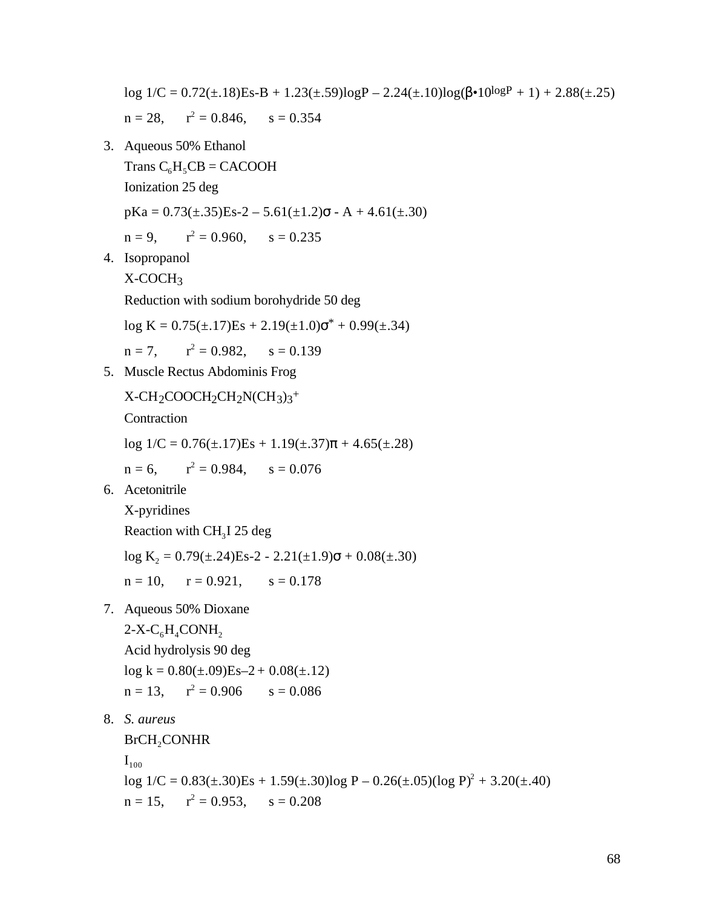$\log 1/C = 0.72(\pm.18)Es\text{-}B + 1.23(\pm.59)\log P - 2.24(\pm.10)\log(\beta \bullet 10^{\log P} + 1) + 2.88(\pm.25)$

$n = 28$, $r^2 = 0.846$, $s = 0.354$

3. Aqueous 50% Ethanol

   Trans $C_6H_5CB = CACOOH$

   Ionization 25 deg

   $pKa = 0.73(\pm.35)Es\text{-}2 - 5.61(\pm1.2)\sigma - A + 4.61(\pm.30)$

   $n = 9$, $r^2 = 0.960$, $s = 0.235$

4. Isopropanol

   $X\text{-}COCH_3$

   Reduction with sodium borohydride 50 deg

   $\log K = 0.75(\pm.17)Es + 2.19(\pm1.0)\sigma^* + 0.99(\pm.34)$

   $n = 7$, $r^2 = 0.982$, $s = 0.139$

5. Muscle Rectus Abdominis Frog

   $X\text{-}CH_2COOCH_2CH_2N(CH_3)_3^+$

   Contraction

   $\log 1/C = 0.76(\pm.17)Es + 1.19(\pm.37)\pi + 4.65(\pm.28)$

   $n = 6$, $r^2 = 0.984$, $s = 0.076$

6. Acetonitrile

   X-pyridines

   Reaction with $CH_3I$ 25 deg

   $\log K_2 = 0.79(\pm.24)Es\text{-}2 - 2.21(\pm1.9)\sigma + 0.08(\pm.30)$

   $n = 10$, $r = 0.921$, $s = 0.178$

7. Aqueous 50% Dioxane

   $2\text{-}X\text{-}C_6H_4CONH_2$

   Acid hydrolysis 90 deg

   $\log k = 0.80(\pm.09)Es\text{–}2 + 0.08(\pm.12)$

   $n = 13$, $r^2 = 0.906$ $s = 0.086$

8. *S. aureus*

   $BrCH_2CONHR$

   $I_{100}$

   $\log 1/C = 0.83(\pm.30)Es + 1.59(\pm.30)\log P - 0.26(\pm.05)(\log P)^2 + 3.20(\pm.40)$

   $n = 15$, $r^2 = 0.953$, $s = 0.208$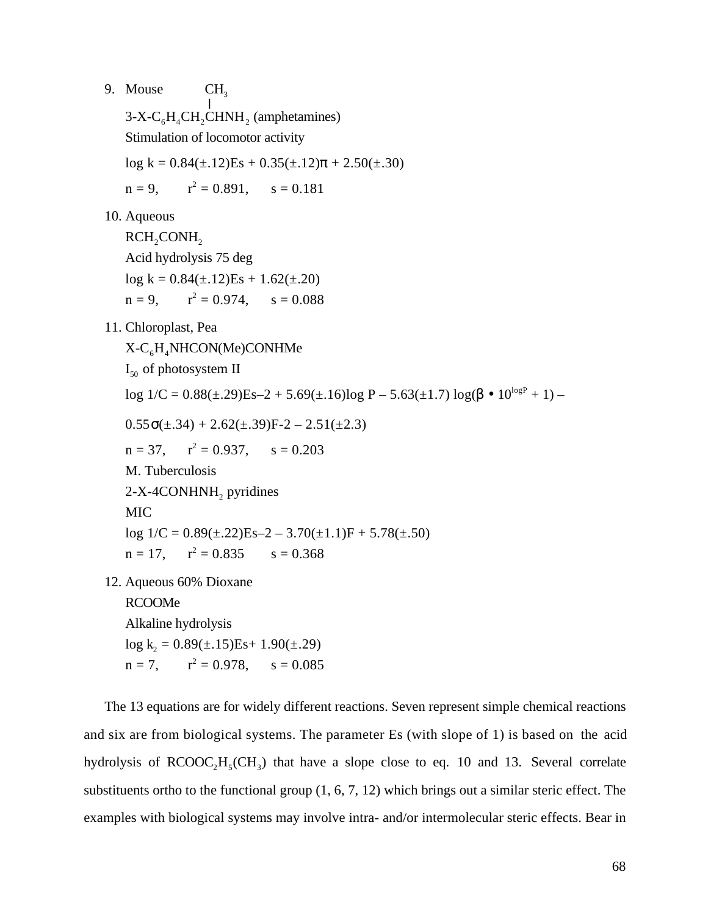9. Mouse

   $3\text{-X-}C_6H_4CH_2CH(CH_3)NH_2$ (amphetamines)

   Stimulation of locomotor activity

   $$\log k = 0.84(\pm.12)Es + 0.35(\pm.12)\pi + 2.50(\pm.30)$$

   $n = 9, \quad r^2 = 0.891, \quad s = 0.181$

10. Aqueous

    $RCH_2CONH_2$

    Acid hydrolysis 75 deg

    $$\log k = 0.84(\pm.12)Es + 1.62(\pm.20)$$

    $n = 9, \quad r^2 = 0.974, \quad s = 0.088$

11. Chloroplast, Pea

    $X\text{-}C_6H_4NHCON(Me)CONHMe$

    $I_{50}$ of photosystem II

    $$\log 1/C = 0.88(\pm.29)Es\text{–}2 + 5.69(\pm.16)\log P - 5.63(\pm1.7)\log(\beta \bullet 10^{\log P} + 1) - 0.55\sigma(\pm.34) + 2.62(\pm.39)F\text{-}2 - 2.51(\pm2.3)$$

    $n = 37, \quad r^2 = 0.937, \quad s = 0.203$

    M. Tuberculosis

    2-X-4CONHNH$_2$ pyridines

    MIC

    $$\log 1/C = 0.89(\pm.22)Es\text{–}2 - 3.70(\pm1.1)F + 5.78(\pm.50)$$

    $n = 17, \quad r^2 = 0.835 \quad s = 0.368$

12. Aqueous 60% Dioxane

    RCOOMe

    Alkaline hydrolysis

    $$\log k_2 = 0.89(\pm.15)Es + 1.90(\pm.29)$$

    $n = 7, \quad r^2 = 0.978, \quad s = 0.085$

The 13 equations are for widely different reactions. Seven represent simple chemical reactions and six are from biological systems. The parameter Es (with slope of 1) is based on the acid hydrolysis of $RCOOC_2H_5(CH_3)$ that have a slope close to eq. 10 and 13. Several correlate substituents ortho to the functional group (1, 6, 7, 12) which brings out a similar steric effect. The examples with biological systems may involve intra- and/or intermolecular steric effects. Bear in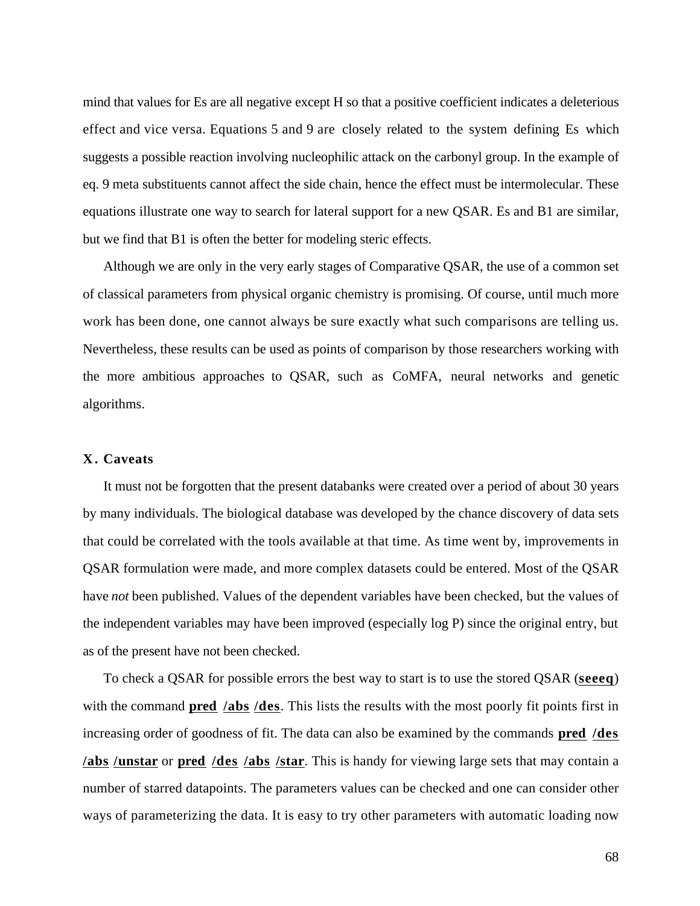mind that values for Es are all negative except H so that a positive coefficient indicates a deleterious effect and vice versa. Equations 5 and 9 are closely related to the system defining Es which suggests a possible reaction involving nucleophilic attack on the carbonyl group. In the example of eq. 9 meta substituents cannot affect the side chain, hence the effect must be intermolecular. These equations illustrate one way to search for lateral support for a new QSAR. Es and B1 are similar, but we find that B1 is often the better for modeling steric effects.

Although we are only in the very early stages of Comparative QSAR, the use of a common set of classical parameters from physical organic chemistry is promising. Of course, until much more work has been done, one cannot always be sure exactly what such comparisons are telling us. Nevertheless, these results can be used as points of comparison by those researchers working with the more ambitious approaches to QSAR, such as CoMFA, neural networks and genetic algorithms.

### X. Caveats

It must not be forgotten that the present databanks were created over a period of about 30 years by many individuals. The biological database was developed by the chance discovery of data sets that could be correlated with the tools available at that time. As time went by, improvements in QSAR formulation were made, and more complex datasets could be entered. Most of the QSAR have *not* been published. Values of the dependent variables have been checked, but the values of the independent variables may have been improved (especially log P) since the original entry, but as of the present have not been checked.

To check a QSAR for possible errors the best way to start is to use the stored QSAR (**seeeq**) with the command **pred /abs /des**. This lists the results with the most poorly fit points first in increasing order of goodness of fit. The data can also be examined by the commands **pred /des /abs /unstar** or **pred /des /abs /star**. This is handy for viewing large sets that may contain a number of starred datapoints. The parameters values can be checked and one can consider other ways of parameterizing the data. It is easy to try other parameters with automatic loading now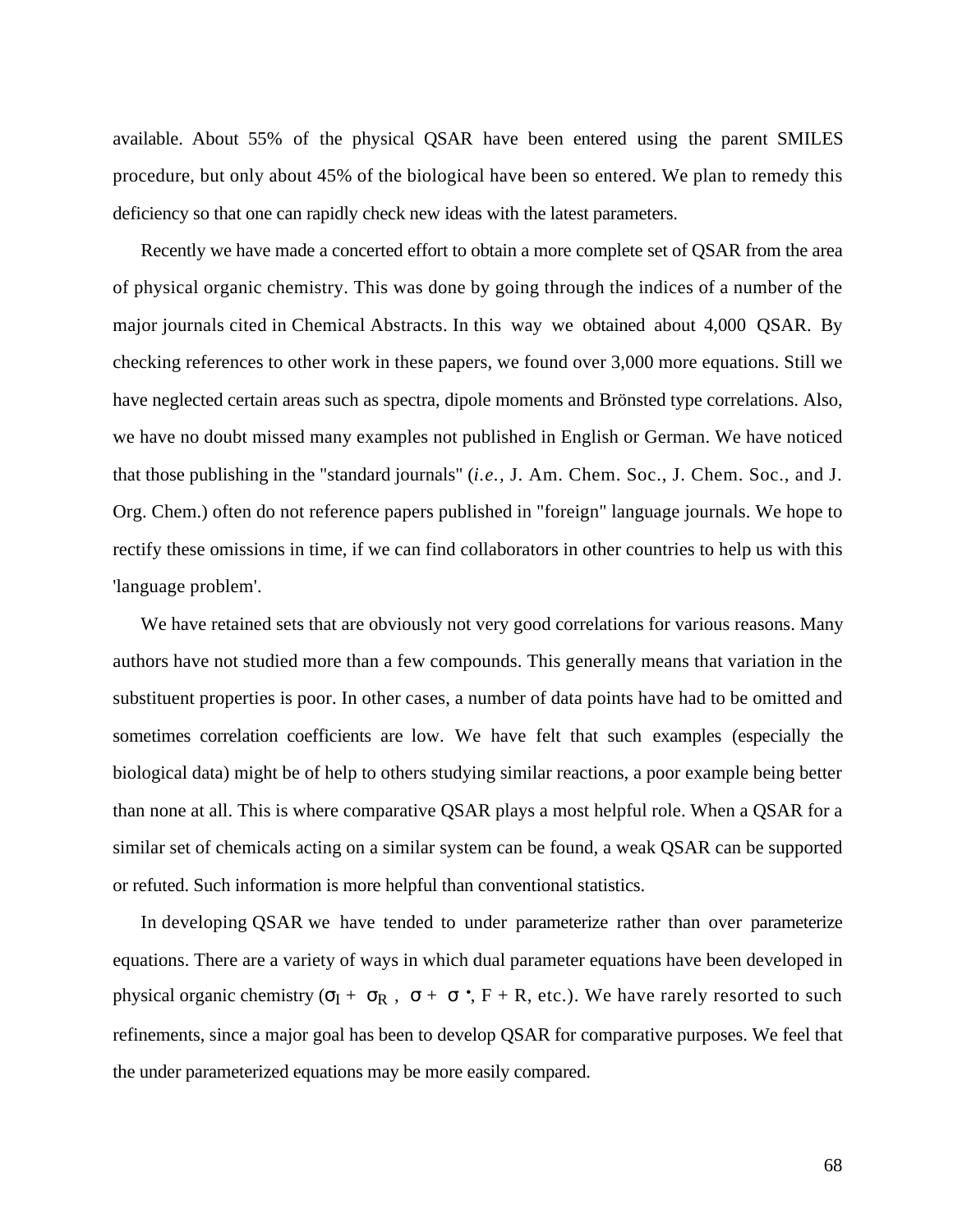available. About 55% of the physical QSAR have been entered using the parent SMILES procedure, but only about 45% of the biological have been so entered. We plan to remedy this deficiency so that one can rapidly check new ideas with the latest parameters.

Recently we have made a concerted effort to obtain a more complete set of QSAR from the area of physical organic chemistry. This was done by going through the indices of a number of the major journals cited in Chemical Abstracts. In this way we obtained about 4,000 QSAR. By checking references to other work in these papers, we found over 3,000 more equations. Still we have neglected certain areas such as spectra, dipole moments and Brönsted type correlations. Also, we have no doubt missed many examples not published in English or German. We have noticed that those publishing in the "standard journals" (*i.e.*, J. Am. Chem. Soc., J. Chem. Soc., and J. Org. Chem.) often do not reference papers published in "foreign" language journals. We hope to rectify these omissions in time, if we can find collaborators in other countries to help us with this 'language problem'.

We have retained sets that are obviously not very good correlations for various reasons. Many authors have not studied more than a few compounds. This generally means that variation in the substituent properties is poor. In other cases, a number of data points have had to be omitted and sometimes correlation coefficients are low. We have felt that such examples (especially the biological data) might be of help to others studying similar reactions, a poor example being better than none at all. This is where comparative QSAR plays a most helpful role. When a QSAR for a similar set of chemicals acting on a similar system can be found, a weak QSAR can be supported or refuted. Such information is more helpful than conventional statistics.

In developing QSAR we have tended to under parameterize rather than over parameterize equations. There are a variety of ways in which dual parameter equations have been developed in physical organic chemistry ($\sigma_I + \sigma_R$, $\sigma + \sigma^{\bullet}$, F + R, etc.). We have rarely resorted to such refinements, since a major goal has been to develop QSAR for comparative purposes. We feel that the under parameterized equations may be more easily compared.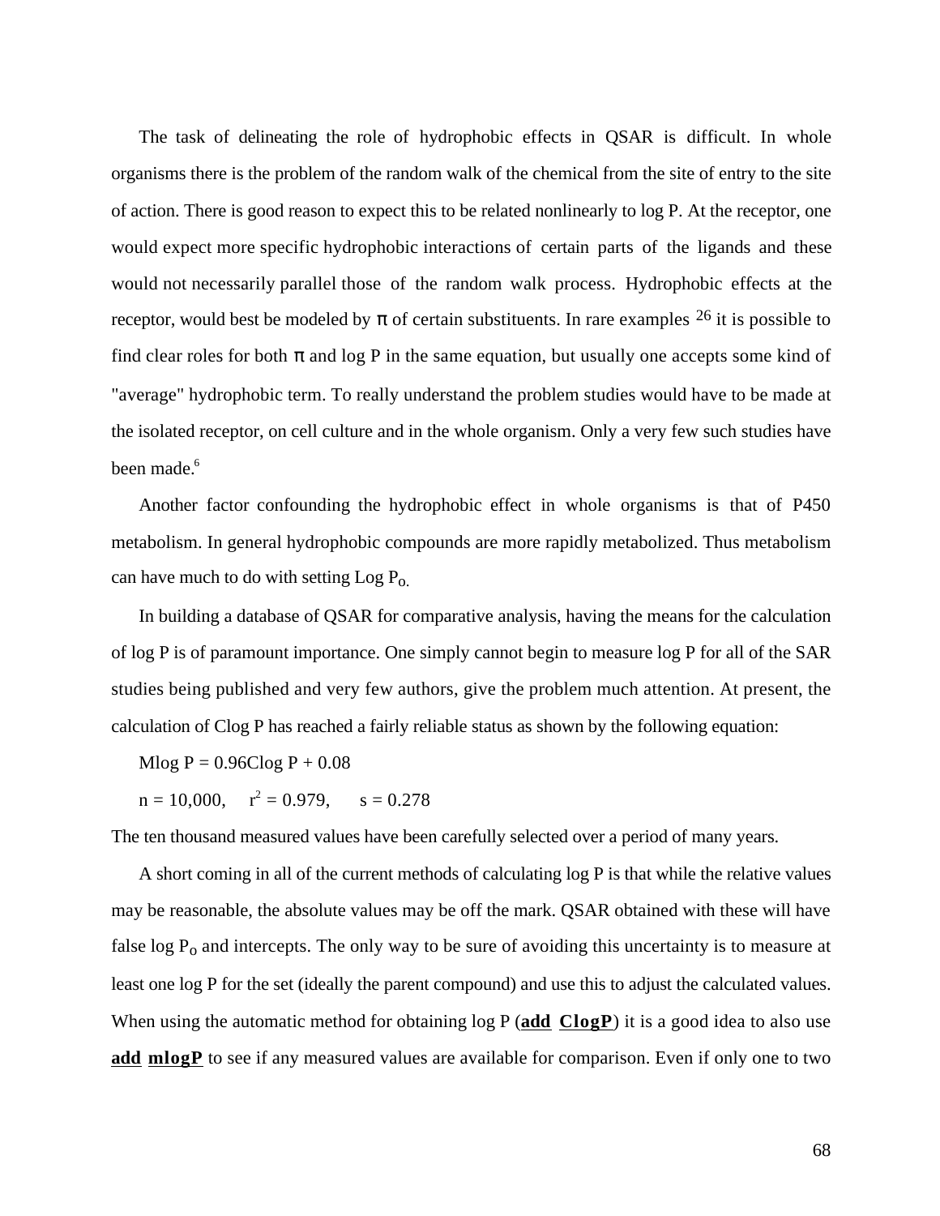The task of delineating the role of hydrophobic effects in QSAR is difficult. In whole organisms there is the problem of the random walk of the chemical from the site of entry to the site of action. There is good reason to expect this to be related nonlinearly to log P. At the receptor, one would expect more specific hydrophobic interactions of certain parts of the ligands and these would not necessarily parallel those of the random walk process. Hydrophobic effects at the receptor, would best be modeled by $\pi$ of certain substituents. In rare examples [26] it is possible to find clear roles for both $\pi$ and log P in the same equation, but usually one accepts some kind of "average" hydrophobic term. To really understand the problem studies would have to be made at the isolated receptor, on cell culture and in the whole organism. Only a very few such studies have been made.[6]

Another factor confounding the hydrophobic effect in whole organisms is that of P450 metabolism. In general hydrophobic compounds are more rapidly metabolized. Thus metabolism can have much to do with setting Log $P_o$.

In building a database of QSAR for comparative analysis, having the means for the calculation of log P is of paramount importance. One simply cannot begin to measure log P for all of the SAR studies being published and very few authors, give the problem much attention. At present, the calculation of Clog P has reached a fairly reliable status as shown by the following equation:

$$\text{Mlog P} = 0.96\text{Clog P} + 0.08$$

$n = 10{,}000$, $r^2 = 0.979$, $s = 0.278$

The ten thousand measured values have been carefully selected over a period of many years.

A short coming in all of the current methods of calculating log P is that while the relative values may be reasonable, the absolute values may be off the mark. QSAR obtained with these will have false log $P_o$ and intercepts. The only way to be sure of avoiding this uncertainty is to measure at least one log P for the set (ideally the parent compound) and use this to adjust the calculated values. When using the automatic method for obtaining log P (**add ClogP**) it is a good idea to also use **add mlogP** to see if any measured values are available for comparison. Even if only one to two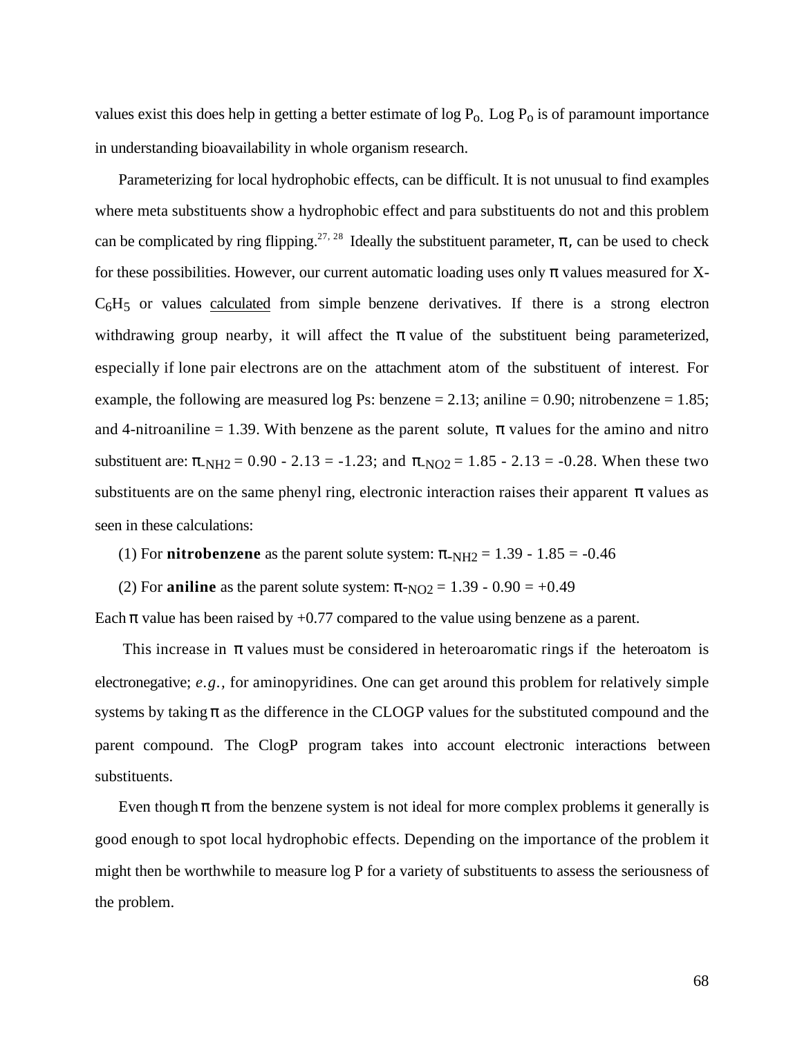values exist this does help in getting a better estimate of log $P_o$. Log $P_o$ is of paramount importance in understanding bioavailability in whole organism research.

Parameterizing for local hydrophobic effects, can be difficult. It is not unusual to find examples where meta substituents show a hydrophobic effect and para substituents do not and this problem can be complicated by ring flipping.[27, 28] Ideally the substituent parameter, $\pi$, can be used to check for these possibilities. However, our current automatic loading uses only $\pi$ values measured for X-$C_6H_5$ or values calculated from simple benzene derivatives. If there is a strong electron withdrawing group nearby, it will affect the $\pi$ value of the substituent being parameterized, especially if lone pair electrons are on the attachment atom of the substituent of interest. For example, the following are measured log Ps: benzene = 2.13; aniline = 0.90; nitrobenzene = 1.85; and 4-nitroaniline = 1.39. With benzene as the parent solute, $\pi$ values for the amino and nitro substituent are: $\pi_{-NH2} = 0.90 - 2.13 = -1.23$; and $\pi_{-NO2} = 1.85 - 2.13 = -0.28$. When these two substituents are on the same phenyl ring, electronic interaction raises their apparent $\pi$ values as seen in these calculations:

(1) For **nitrobenzene** as the parent solute system: $\pi_{-NH2} = 1.39 - 1.85 = -0.46$

(2) For **aniline** as the parent solute system: $\pi_{-NO2} = 1.39 - 0.90 = +0.49$

Each $\pi$ value has been raised by +0.77 compared to the value using benzene as a parent.

This increase in $\pi$ values must be considered in heteroaromatic rings if the heteroatom is electronegative; *e.g.*, for aminopyridines. One can get around this problem for relatively simple systems by taking $\pi$ as the difference in the CLOGP values for the substituted compound and the parent compound. The ClogP program takes into account electronic interactions between substituents.

Even though $\pi$ from the benzene system is not ideal for more complex problems it generally is good enough to spot local hydrophobic effects. Depending on the importance of the problem it might then be worthwhile to measure log P for a variety of substituents to assess the seriousness of the problem.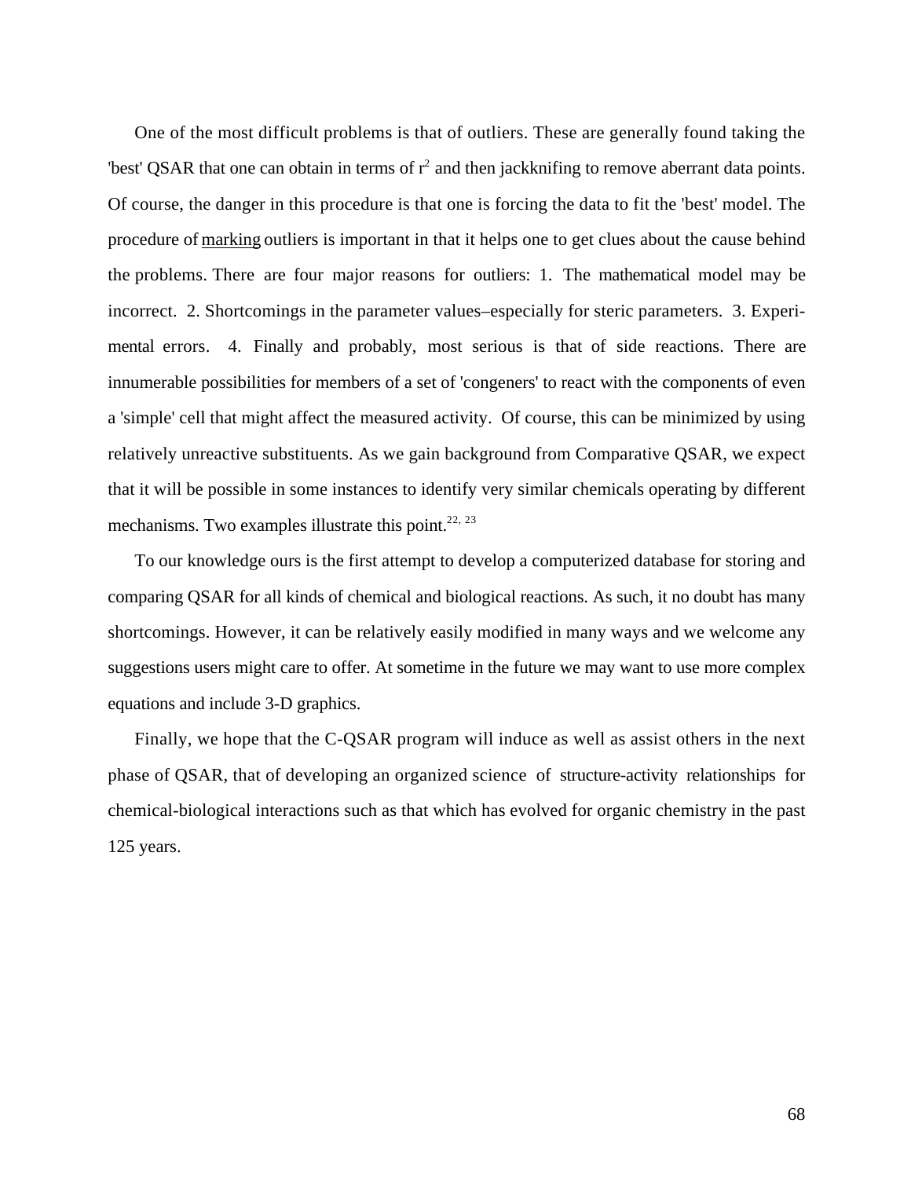One of the most difficult problems is that of outliers. These are generally found taking the 'best' QSAR that one can obtain in terms of $r^2$ and then jackknifing to remove aberrant data points. Of course, the danger in this procedure is that one is forcing the data to fit the 'best' model. The procedure of marking outliers is important in that it helps one to get clues about the cause behind the problems. There are four major reasons for outliers: 1. The mathematical model may be incorrect. 2. Shortcomings in the parameter values–especially for steric parameters. 3. Experimental errors. 4. Finally and probably, most serious is that of side reactions. There are innumerable possibilities for members of a set of 'congeners' to react with the components of even a 'simple' cell that might affect the measured activity. Of course, this can be minimized by using relatively unreactive substituents. As we gain background from Comparative QSAR, we expect that it will be possible in some instances to identify very similar chemicals operating by different mechanisms. Two examples illustrate this point.[22, 23]

To our knowledge ours is the first attempt to develop a computerized database for storing and comparing QSAR for all kinds of chemical and biological reactions. As such, it no doubt has many shortcomings. However, it can be relatively easily modified in many ways and we welcome any suggestions users might care to offer. At sometime in the future we may want to use more complex equations and include 3-D graphics.

Finally, we hope that the C-QSAR program will induce as well as assist others in the next phase of QSAR, that of developing an organized science of structure-activity relationships for chemical-biological interactions such as that which has evolved for organic chemistry in the past 125 years.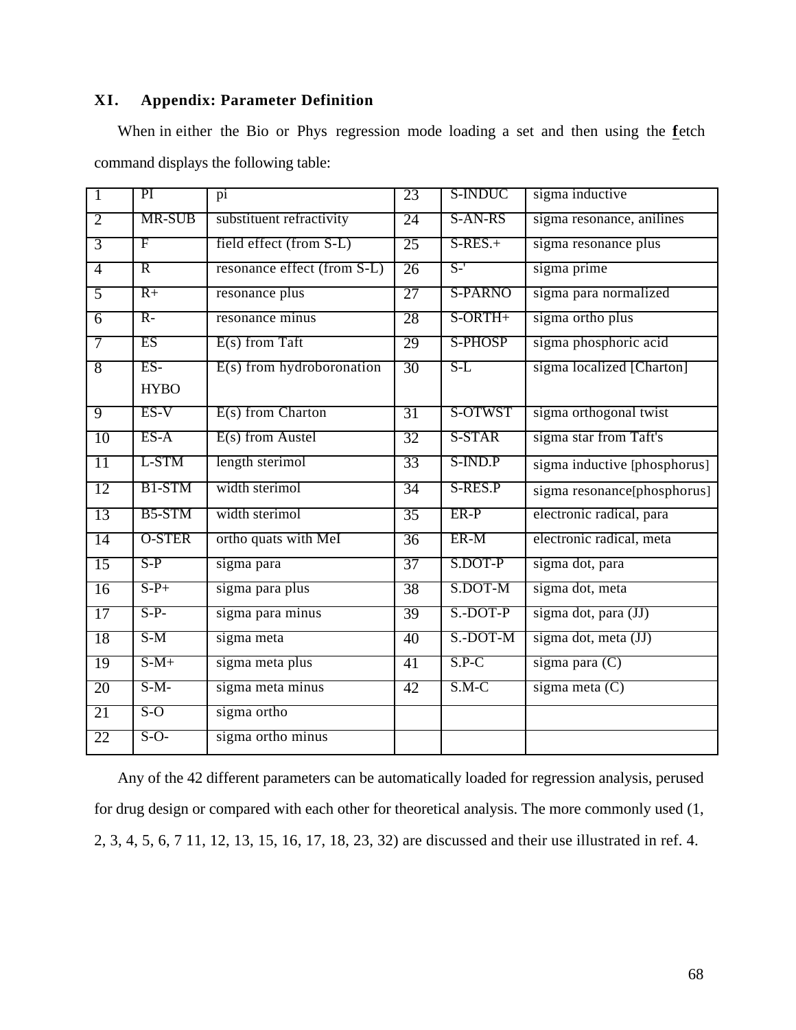## XI. Appendix: Parameter Definition

When in either the Bio or Phys regression mode loading a set and then using the **f**etch command displays the following table:

| 1 | PI | pi | 23 | S-INDUC | sigma inductive |
|---|---|---|---|---|---|
| 2 | MR-SUB | substituent refractivity | 24 | S-AN-RS | sigma resonance, anilines |
| 3 | F | field effect (from S-L) | 25 | S-RES.+ | sigma resonance plus |
| 4 | R | resonance effect (from S-L) | 26 | S-' | sigma prime |
| 5 | R+ | resonance plus | 27 | S-PARNO | sigma para normalized |
| 6 | R- | resonance minus | 28 | S-ORTH+ | sigma ortho plus |
| 7 | ES | E(s) from Taft | 29 | S-PHOSP | sigma phosphoric acid |
| 8 | ES-HYBO | E(s) from hydroboronation | 30 | S-L | sigma localized [Charton] |
| 9 | ES-V | E(s) from Charton | 31 | S-OTWST | sigma orthogonal twist |
| 10 | ES-A | E(s) from Austel | 32 | S-STAR | sigma star from Taft's |
| 11 | L-STM | length sterimol | 33 | S-IND.P | sigma inductive [phosphorus] |
| 12 | B1-STM | width sterimol | 34 | S-RES.P | sigma resonance[phosphorus] |
| 13 | B5-STM | width sterimol | 35 | ER-P | electronic radical, para |
| 14 | O-STER | ortho quats with MeI | 36 | ER-M | electronic radical, meta |
| 15 | S-P | sigma para | 37 | S.DOT-P | sigma dot, para |
| 16 | S-P+ | sigma para plus | 38 | S.DOT-M | sigma dot, meta |
| 17 | S-P- | sigma para minus | 39 | S.-DOT-P | sigma dot, para (JJ) |
| 18 | S-M | sigma meta | 40 | S.-DOT-M | sigma dot, meta (JJ) |
| 19 | S-M+ | sigma meta plus | 41 | S.P-C | sigma para (C) |
| 20 | S-M- | sigma meta minus | 42 | S.M-C | sigma meta (C) |
| 21 | S-O | sigma ortho | | | |
| 22 | S-O- | sigma ortho minus | | | |

Any of the 42 different parameters can be automatically loaded for regression analysis, perused for drug design or compared with each other for theoretical analysis. The more commonly used (1, 2, 3, 4, 5, 6, 7 11, 12, 13, 15, 16, 17, 18, 23, 32) are discussed and their use illustrated in ref. 4.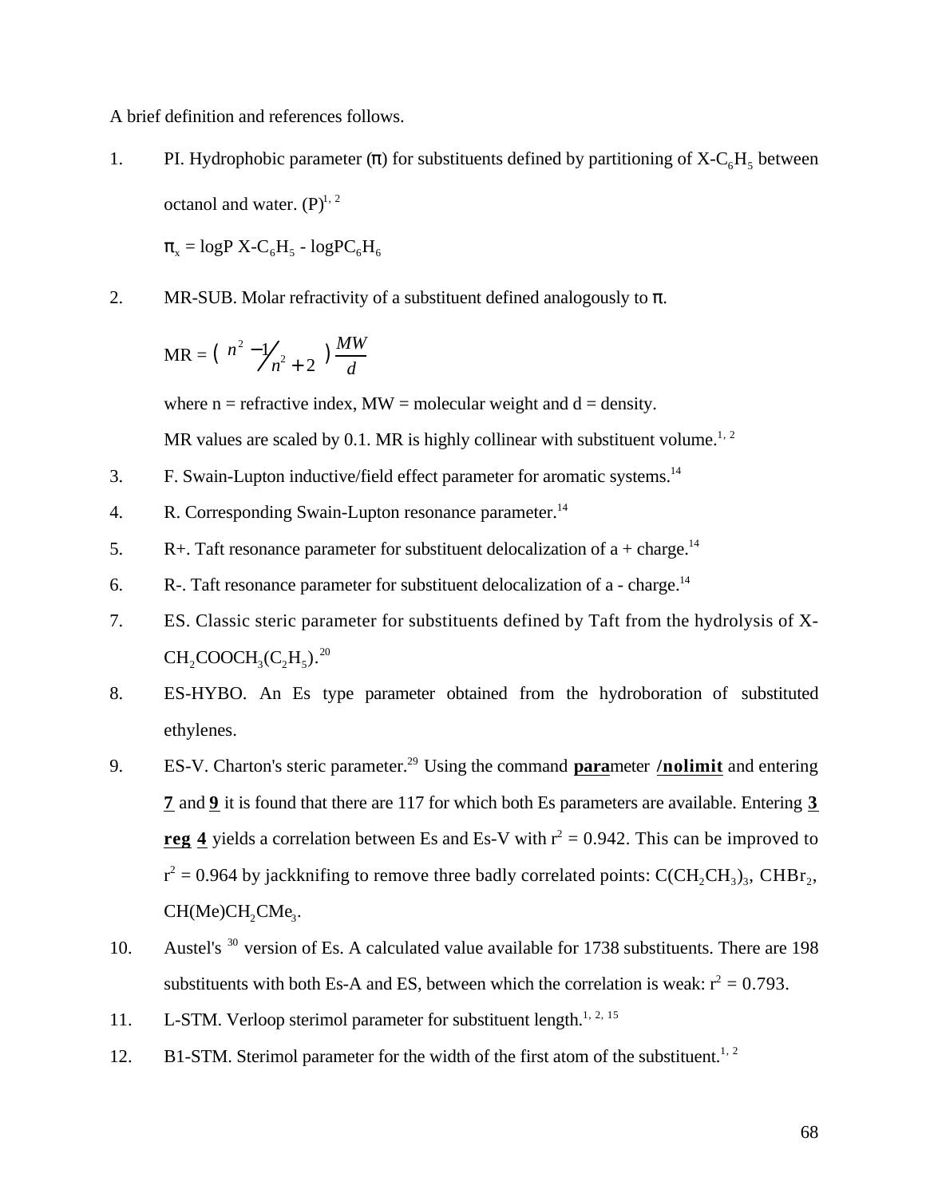A brief definition and references follows.

1. PI. Hydrophobic parameter (π) for substituents defined by partitioning of X-$C_6H_5$ between octanol and water. (P)[1, 2]

   $\pi_x = \log P\ X\text{-}C_6H_5 - \log P C_6H_6$

2. MR-SUB. Molar refractivity of a substituent defined analogously to π.

   $$MR = \left( \frac{n^2 - 1}{n^2 + 2} \right) \frac{MW}{d}$$

   where n = refractive index, MW = molecular weight and d = density.

   MR values are scaled by 0.1. MR is highly collinear with substituent volume.[1, 2]

3. F. Swain-Lupton inductive/field effect parameter for aromatic systems.[14]

4. R. Corresponding Swain-Lupton resonance parameter.[14]

5. R+. Taft resonance parameter for substituent delocalization of a + charge.[14]

6. R-. Taft resonance parameter for substituent delocalization of a - charge.[14]

7. ES. Classic steric parameter for substituents defined by Taft from the hydrolysis of X-$CH_2COOCH_3(C_2H_5)$.[20]

8. ES-HYBO. An Es type parameter obtained from the hydroboration of substituted ethylenes.

9. ES-V. Charton's steric parameter.[29] Using the command **para**meter **/nolimit** and entering **7** and **9** it is found that there are 117 for which both Es parameters are available. Entering **3 reg 4** yields a correlation between Es and Es-V with $r^2 = 0.942$. This can be improved to $r^2 = 0.964$ by jackknifing to remove three badly correlated points: $C(CH_2CH_3)_3$, $CHBr_2$, $CH(Me)CH_2CMe_3$.

10. Austel's [30] version of Es. A calculated value available for 1738 substituents. There are 198 substituents with both Es-A and ES, between which the correlation is weak: $r^2 = 0.793$.

11. L-STM. Verloop sterimol parameter for substituent length.[1, 2, 15]

12. B1-STM. Sterimol parameter for the width of the first atom of the substituent.[1, 2]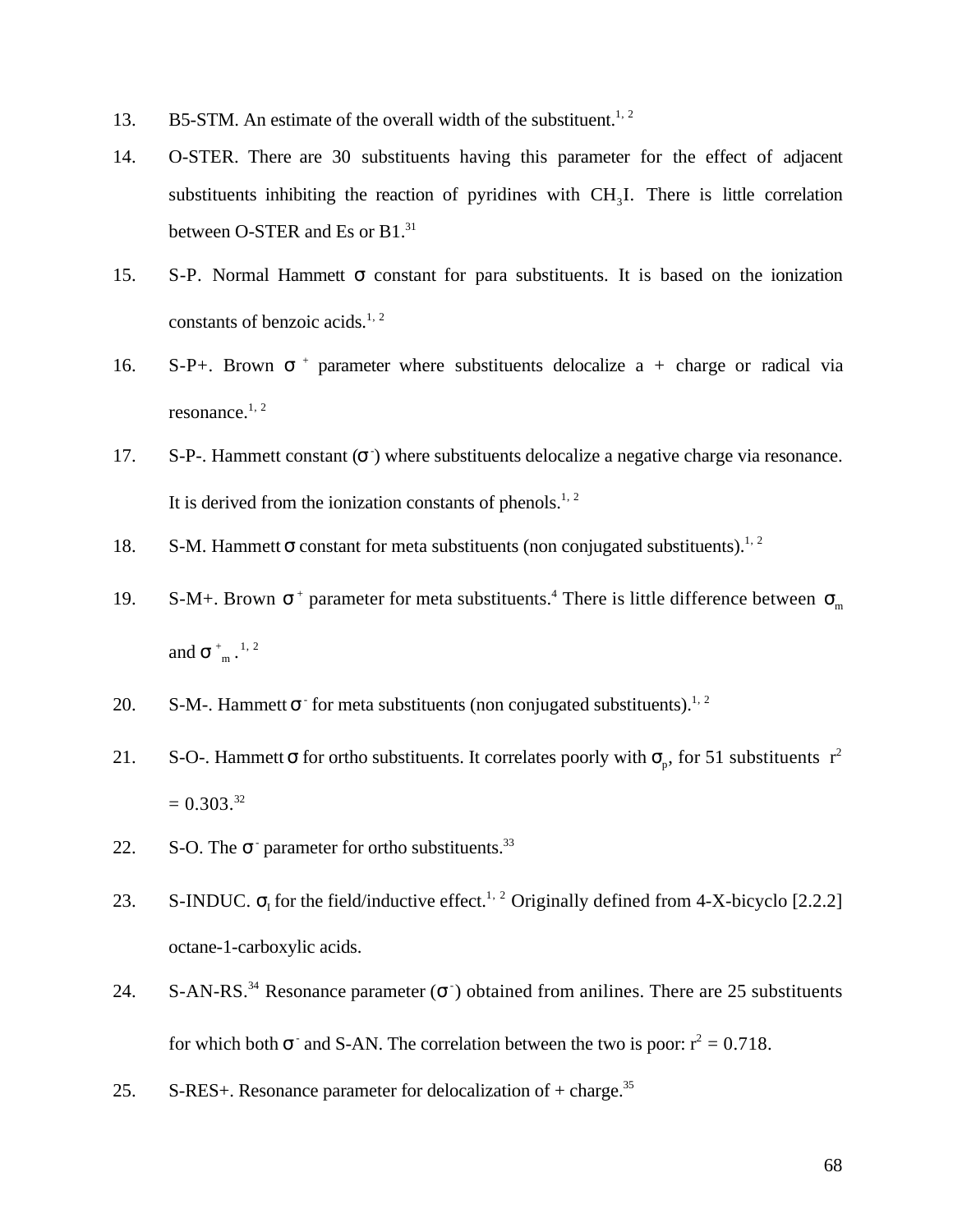13. B5-STM. An estimate of the overall width of the substituent.[1, 2]

14. O-STER. There are 30 substituents having this parameter for the effect of adjacent substituents inhibiting the reaction of pyridines with $CH_3I$. There is little correlation between O-STER and Es or B1.[31]

15. S-P. Normal Hammett $\sigma$ constant for para substituents. It is based on the ionization constants of benzoic acids.[1, 2]

16. S-P+. Brown $\sigma^+$ parameter where substituents delocalize a + charge or radical via resonance.[1, 2]

17. S-P-. Hammett constant ($\sigma^-$) where substituents delocalize a negative charge via resonance. It is derived from the ionization constants of phenols.[1, 2]

18. S-M. Hammett $\sigma$ constant for meta substituents (non conjugated substituents).[1, 2]

19. S-M+. Brown $\sigma^+$ parameter for meta substituents.[4] There is little difference between $\sigma_m$ and $\sigma^+_m$ .[1, 2]

20. S-M-. Hammett $\sigma^-$ for meta substituents (non conjugated substituents).[1, 2]

21. S-O-. Hammett $\sigma$ for ortho substituents. It correlates poorly with $\sigma_p$, for 51 substituents $r^2 = 0.303$.[32]

22. S-O. The $\sigma^-$ parameter for ortho substituents.[33]

23. S-INDUC. $\sigma_I$ for the field/inductive effect.[1, 2] Originally defined from 4-X-bicyclo [2.2.2] octane-1-carboxylic acids.

24. S-AN-RS.[34] Resonance parameter ($\sigma^-$) obtained from anilines. There are 25 substituents for which both $\sigma^-$ and S-AN. The correlation between the two is poor: $r^2 = 0.718$.

25. S-RES+. Resonance parameter for delocalization of + charge.[35]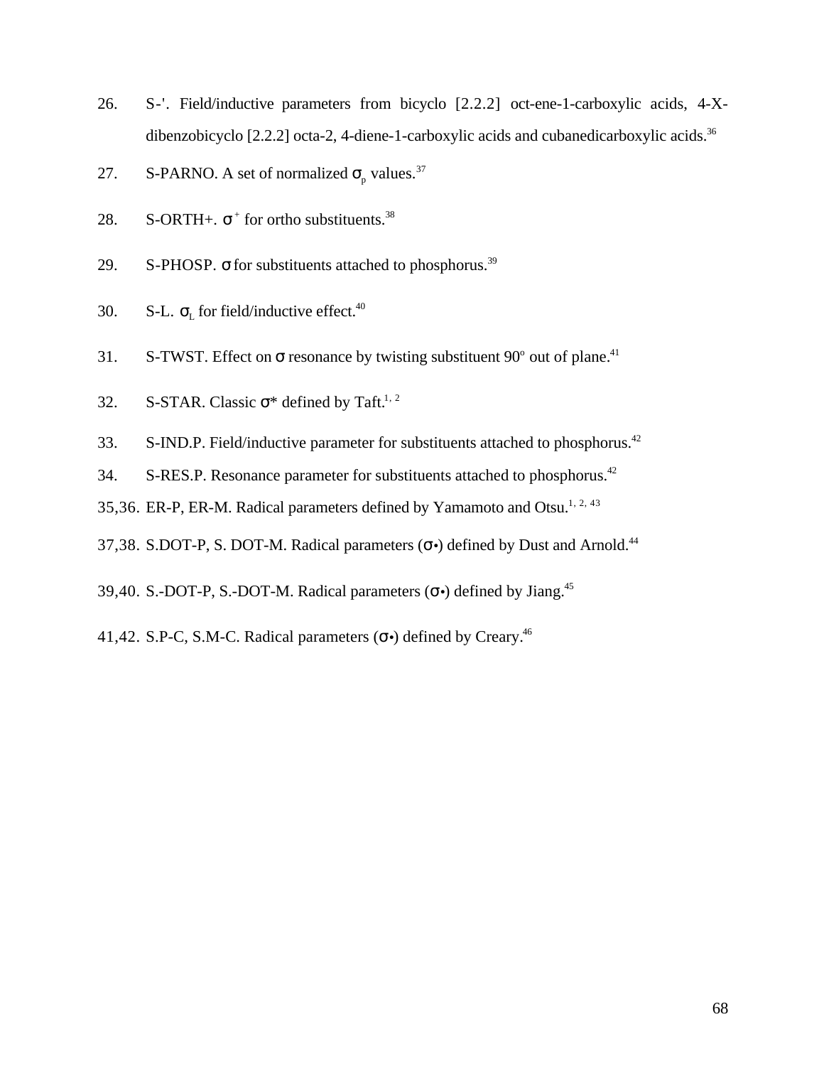26. S-'. Field/inductive parameters from bicyclo [2.2.2] oct-ene-1-carboxylic acids, 4-X-dibenzobicyclo [2.2.2] octa-2, 4-diene-1-carboxylic acids and cubanedicarboxylic acids.[36]

27. S-PARNO. A set of normalized $\sigma_p$ values.[37]

28. S-ORTH+. $\sigma^+$ for ortho substituents.[38]

29. S-PHOSP. $\sigma$ for substituents attached to phosphorus.[39]

30. S-L. $\sigma_L$ for field/inductive effect.[40]

31. S-TWST. Effect on $\sigma$ resonance by twisting substituent 90$^o$ out of plane.[41]

32. S-STAR. Classic $\sigma$* defined by Taft.[1, 2]

33. S-IND.P. Field/inductive parameter for substituents attached to phosphorus.[42]

34. S-RES.P. Resonance parameter for substituents attached to phosphorus.[42]

35,36. ER-P, ER-M. Radical parameters defined by Yamamoto and Otsu.[1, 2, 43]

37,38. S.DOT-P, S. DOT-M. Radical parameters ($\sigma$•) defined by Dust and Arnold.[44]

39,40. S.-DOT-P, S.-DOT-M. Radical parameters ($\sigma$•) defined by Jiang.[45]

41,42. S.P-C, S.M-C. Radical parameters ($\sigma$•) defined by Creary.[46]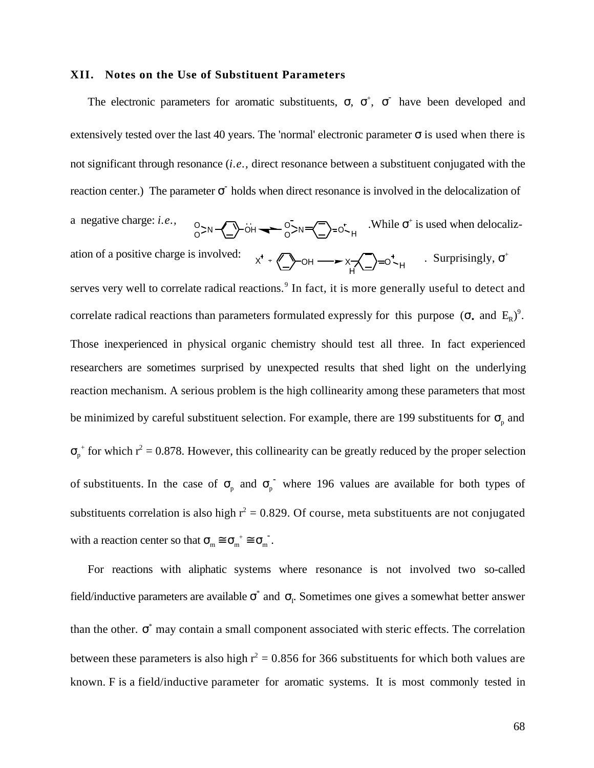### XII. Notes on the Use of Substituent Parameters

The electronic parameters for aromatic substituents, $\sigma$, $\sigma^+$, $\sigma^-$ have been developed and extensively tested over the last 40 years. The 'normal' electronic parameter $\sigma$ is used when there is not significant through resonance (*i.e.,* direct resonance between a substituent conjugated with the reaction center.) The parameter $\sigma^-$ holds when direct resonance is involved in the delocalization of a negative charge: *i.e.,* $O_2N{-}C_6H_4{-}\ddot{O}H \longleftrightarrow {}^{-}O_2N{=}C_6H_4{=}\overset{+}{O}H$ .While $\sigma^+$ is used when delocalization of a positive charge is involved: $X^+ + C_6H_5{-}OH \longrightarrow X(H)C_6H_5{=}\overset{+}{O}H$ . Surprisingly, $\sigma^+$ serves very well to correlate radical reactions.[9] In fact, it is more generally useful to detect and correlate radical reactions than parameters formulated expressly for this purpose ($\sigma_\bullet$ and $E_R$)[9]. Those inexperienced in physical organic chemistry should test all three. In fact experienced researchers are sometimes surprised by unexpected results that shed light on the underlying reaction mechanism. A serious problem is the high collinearity among these parameters that most be minimized by careful substituent selection. For example, there are 199 substituents for $\sigma_p$ and $\sigma_p^+$ for which $r^2 = 0.878$. However, this collinearity can be greatly reduced by the proper selection of substituents. In the case of $\sigma_p$ and $\sigma_p^-$ where 196 values are available for both types of substituents correlation is also high $r^2 = 0.829$. Of course, meta substituents are not conjugated with a reaction center so that $\sigma_m \cong \sigma_m^+ \cong \sigma_m^-$.

For reactions with aliphatic systems where resonance is not involved two so-called field/inductive parameters are available $\sigma^*$ and $\sigma_I$. Sometimes one gives a somewhat better answer than the other. $\sigma^*$ may contain a small component associated with steric effects. The correlation between these parameters is also high $r^2 = 0.856$ for 366 substituents for which both values are known. F is a field/inductive parameter for aromatic systems. It is most commonly tested in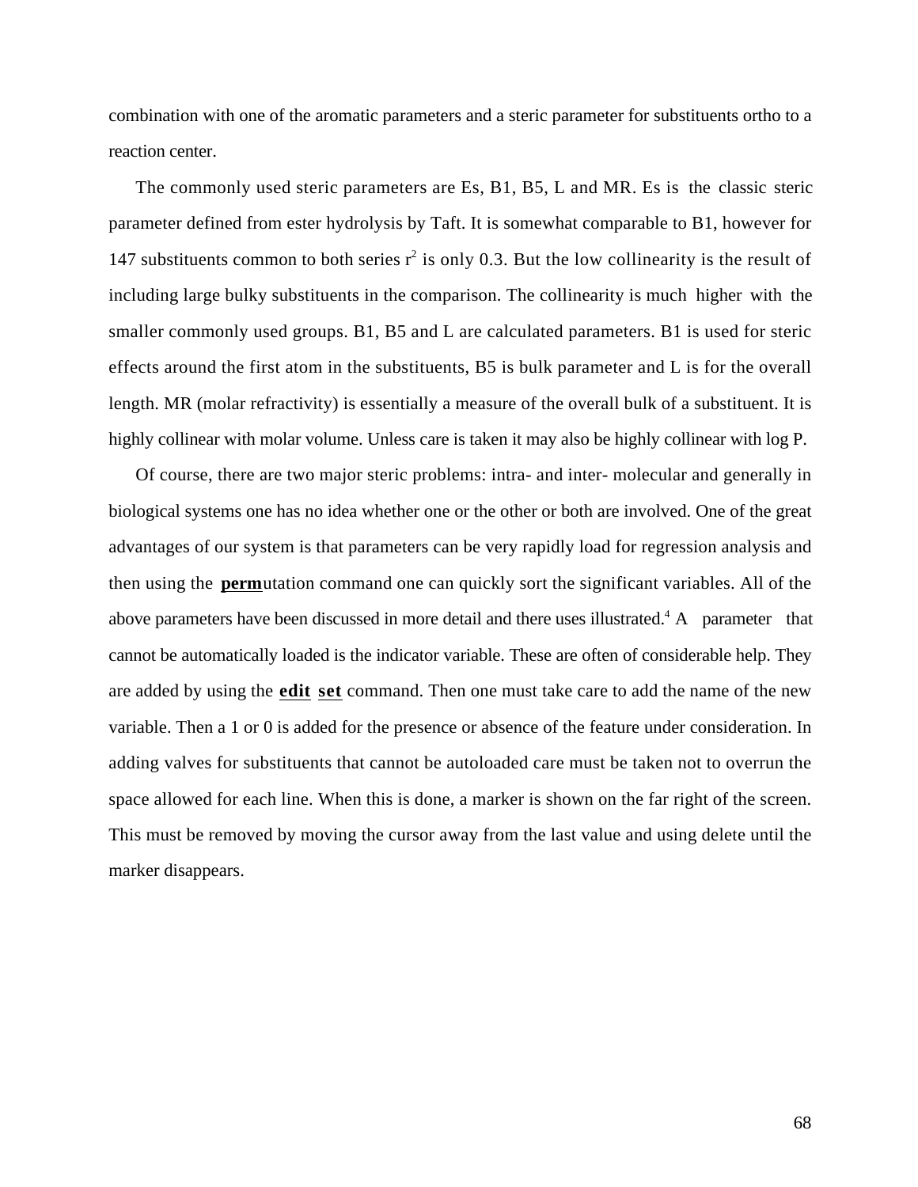combination with one of the aromatic parameters and a steric parameter for substituents ortho to a reaction center.

The commonly used steric parameters are Es, B1, B5, L and MR. Es is the classic steric parameter defined from ester hydrolysis by Taft. It is somewhat comparable to B1, however for 147 substituents common to both series $r^2$ is only 0.3. But the low collinearity is the result of including large bulky substituents in the comparison. The collinearity is much higher with the smaller commonly used groups. B1, B5 and L are calculated parameters. B1 is used for steric effects around the first atom in the substituents, B5 is bulk parameter and L is for the overall length. MR (molar refractivity) is essentially a measure of the overall bulk of a substituent. It is highly collinear with molar volume. Unless care is taken it may also be highly collinear with log P.

Of course, there are two major steric problems: intra- and inter- molecular and generally in biological systems one has no idea whether one or the other or both are involved. One of the great advantages of our system is that parameters can be very rapidly load for regression analysis and then using the **<u>perm</u>**utation command one can quickly sort the significant variables. All of the above parameters have been discussed in more detail and there uses illustrated.[4] A parameter that cannot be automatically loaded is the indicator variable. These are often of considerable help. They are added by using the **<u>edit</u>** **<u>set</u>** command. Then one must take care to add the name of the new variable. Then a 1 or 0 is added for the presence or absence of the feature under consideration. In adding valves for substituents that cannot be autoloaded care must be taken not to overrun the space allowed for each line. When this is done, a marker is shown on the far right of the screen. This must be removed by moving the cursor away from the last value and using delete until the marker disappears.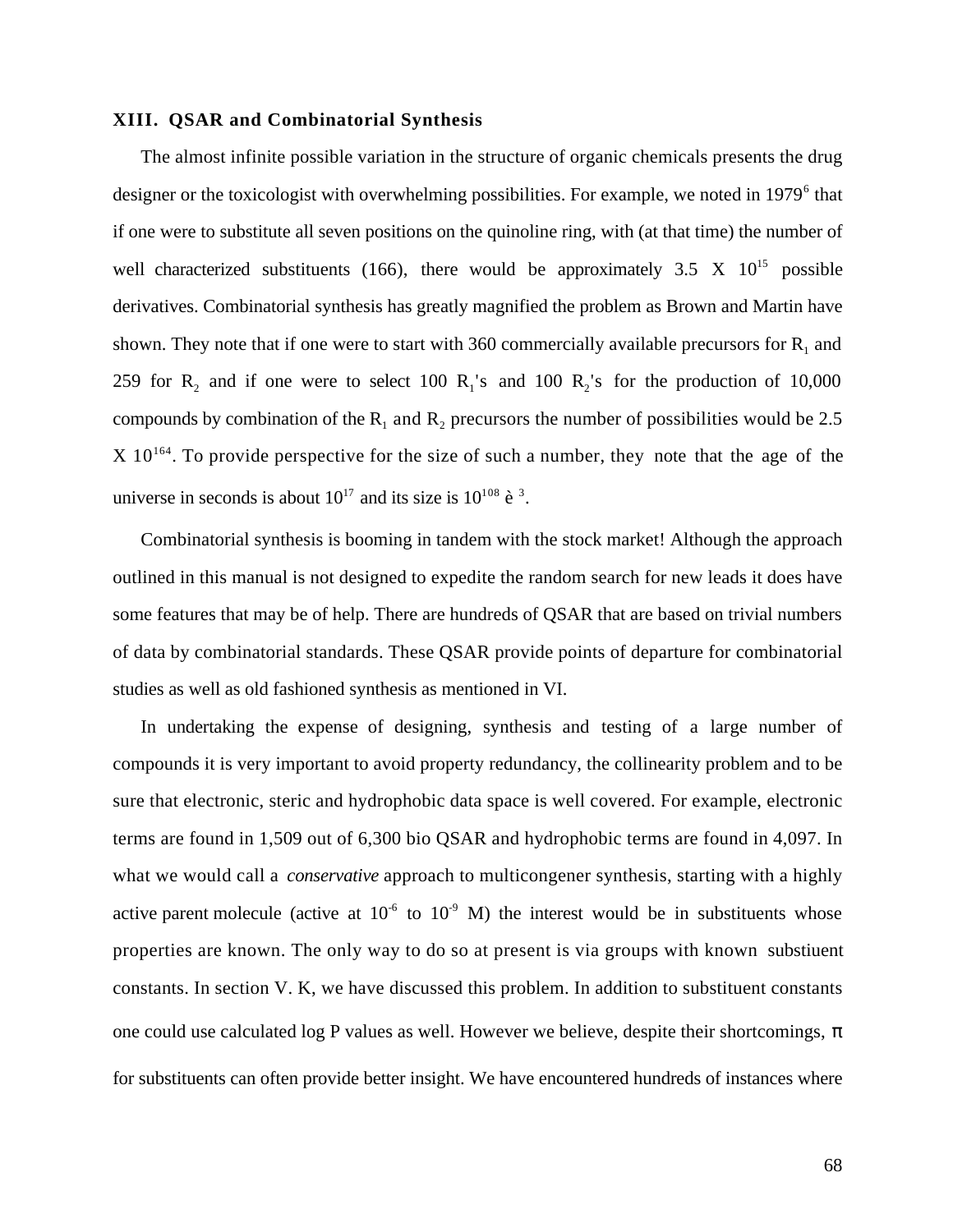## XIII. QSAR and Combinatorial Synthesis

The almost infinite possible variation in the structure of organic chemicals presents the drug designer or the toxicologist with overwhelming possibilities. For example, we noted in 1979[6] that if one were to substitute all seven positions on the quinoline ring, with (at that time) the number of well characterized substituents (166), there would be approximately 3.5 X $10^{15}$ possible derivatives. Combinatorial synthesis has greatly magnified the problem as Brown and Martin have shown. They note that if one were to start with 360 commercially available precursors for $R_1$ and 259 for $R_2$ and if one were to select 100 $R_1$'s and 100 $R_2$'s for the production of 10,000 compounds by combination of the $R_1$ and $R_2$ precursors the number of possibilities would be 2.5 X $10^{164}$. To provide perspective for the size of such a number, they note that the age of the universe in seconds is about $10^{17}$ and its size is $10^{108}$ è $^{3}$.

Combinatorial synthesis is booming in tandem with the stock market! Although the approach outlined in this manual is not designed to expedite the random search for new leads it does have some features that may be of help. There are hundreds of QSAR that are based on trivial numbers of data by combinatorial standards. These QSAR provide points of departure for combinatorial studies as well as old fashioned synthesis as mentioned in VI.

In undertaking the expense of designing, synthesis and testing of a large number of compounds it is very important to avoid property redundancy, the collinearity problem and to be sure that electronic, steric and hydrophobic data space is well covered. For example, electronic terms are found in 1,509 out of 6,300 bio QSAR and hydrophobic terms are found in 4,097. In what we would call a *conservative* approach to multicongener synthesis, starting with a highly active parent molecule (active at $10^{-6}$ to $10^{-9}$ M) the interest would be in substituents whose properties are known. The only way to do so at present is via groups with known substiuent constants. In section V. K, we have discussed this problem. In addition to substituent constants one could use calculated log P values as well. However we believe, despite their shortcomings, $\pi$ for substituents can often provide better insight. We have encountered hundreds of instances where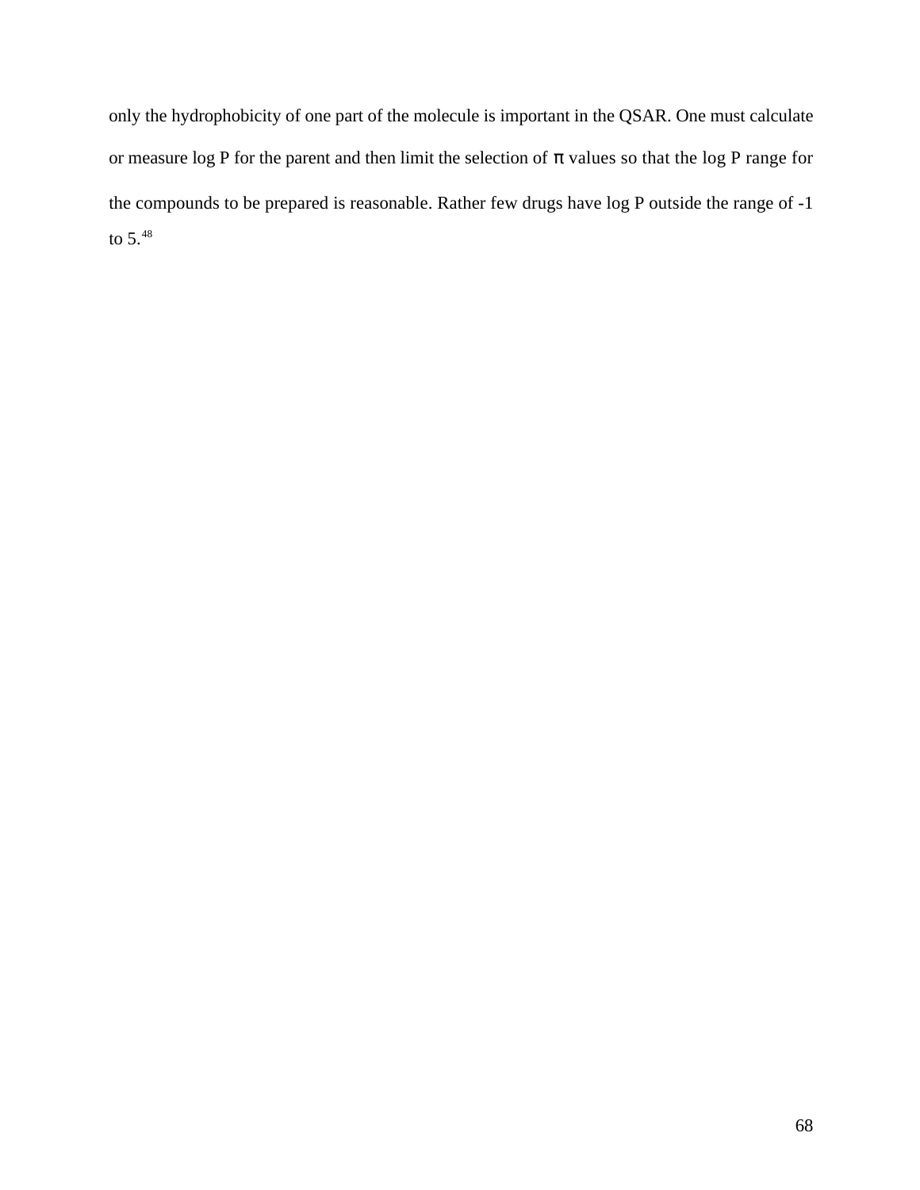only the hydrophobicity of one part of the molecule is important in the QSAR. One must calculate or measure log P for the parent and then limit the selection of $\pi$ values so that the log P range for the compounds to be prepared is reasonable. Rather few drugs have log P outside the range of -1 to 5.[48]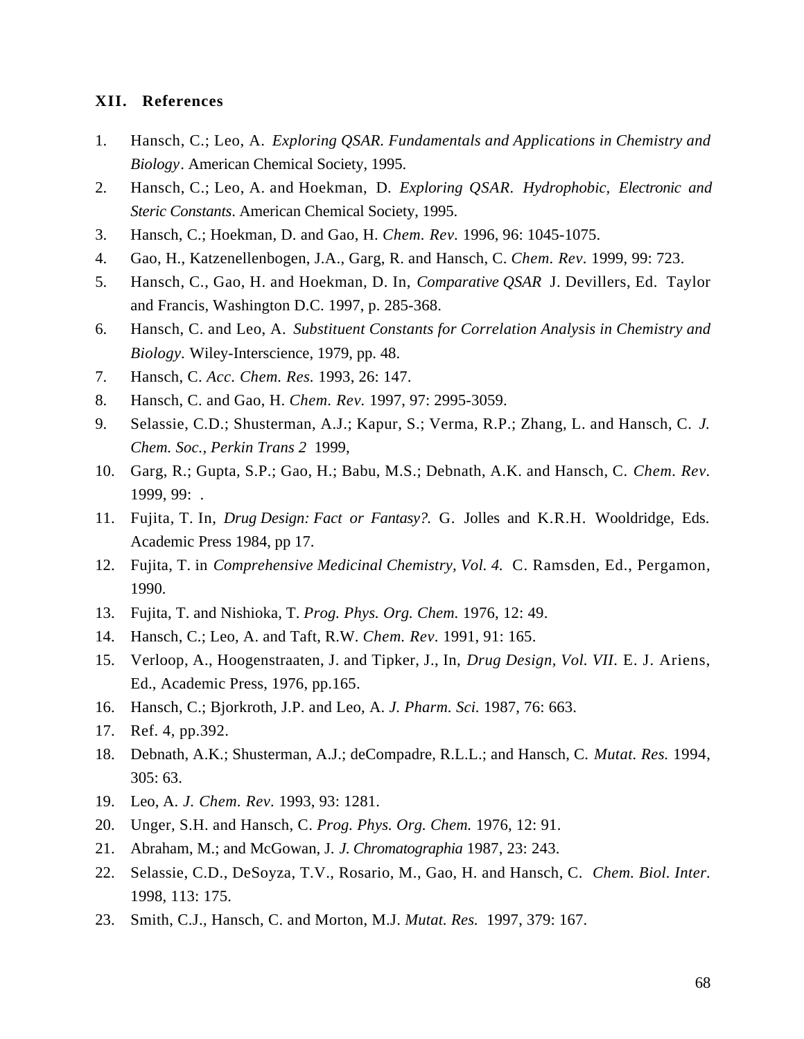## XII. References

1. Hansch, C.; Leo, A. *Exploring QSAR. Fundamentals and Applications in Chemistry and Biology*. American Chemical Society, 1995.
2. Hansch, C.; Leo, A. and Hoekman, D. *Exploring QSAR. Hydrophobic, Electronic and Steric Constants*. American Chemical Society, 1995.
3. Hansch, C.; Hoekman, D. and Gao, H. *Chem. Rev.* 1996, 96: 1045-1075.
4. Gao, H., Katzenellenbogen, J.A., Garg, R. and Hansch, C. *Chem. Rev.* 1999, 99: 723.
5. Hansch, C., Gao, H. and Hoekman, D. In, *Comparative QSAR* J. Devillers, Ed. Taylor and Francis, Washington D.C. 1997, p. 285-368.
6. Hansch, C. and Leo, A. *Substituent Constants for Correlation Analysis in Chemistry and Biology.* Wiley-Interscience, 1979, pp. 48.
7. Hansch, C. *Acc. Chem. Res.* 1993, 26: 147.
8. Hansch, C. and Gao, H. *Chem. Rev.* 1997, 97: 2995-3059.
9. Selassie, C.D.; Shusterman, A.J.; Kapur, S.; Verma, R.P.; Zhang, L. and Hansch, C. *J. Chem. Soc., Perkin Trans 2* 1999,
10. Garg, R.; Gupta, S.P.; Gao, H.; Babu, M.S.; Debnath, A.K. and Hansch, C. *Chem. Rev.* 1999, 99: .
11. Fujita, T. In, *Drug Design: Fact or Fantasy?.* G. Jolles and K.R.H. Wooldridge, Eds. Academic Press 1984, pp 17.
12. Fujita, T. in *Comprehensive Medicinal Chemistry, Vol. 4.* C. Ramsden, Ed., Pergamon, 1990.
13. Fujita, T. and Nishioka, T. *Prog. Phys. Org. Chem.* 1976, 12: 49.
14. Hansch, C.; Leo, A. and Taft, R.W. *Chem. Rev.* 1991, 91: 165.
15. Verloop, A., Hoogenstraaten, J. and Tipker, J., In, *Drug Design, Vol. VII.* E. J. Ariens, Ed., Academic Press, 1976, pp.165.
16. Hansch, C.; Bjorkroth, J.P. and Leo, A. *J. Pharm. Sci.* 1987, 76: 663.
17. Ref. 4, pp.392.
18. Debnath, A.K.; Shusterman, A.J.; deCompadre, R.L.L.; and Hansch, C. *Mutat. Res.* 1994, 305: 63.
19. Leo, A. *J. Chem. Rev.* 1993, 93: 1281.
20. Unger, S.H. and Hansch, C. *Prog. Phys. Org. Chem.* 1976, 12: 91.
21. Abraham, M.; and McGowan, J. *J. Chromatographia* 1987, 23: 243.
22. Selassie, C.D., DeSoyza, T.V., Rosario, M., Gao, H. and Hansch, C. *Chem. Biol. Inter.* 1998, 113: 175.
23. Smith, C.J., Hansch, C. and Morton, M.J. *Mutat. Res.* 1997, 379: 167.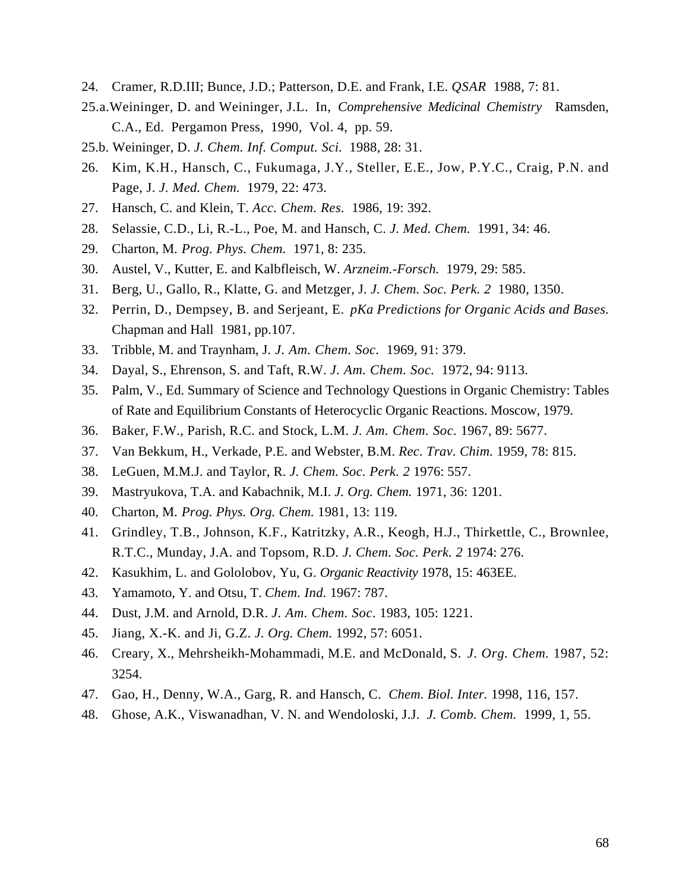24. Cramer, R.D.III; Bunce, J.D.; Patterson, D.E. and Frank, I.E. *QSAR* 1988, 7: 81.

25.a. Weininger, D. and Weininger, J.L. In, *Comprehensive Medicinal Chemistry* Ramsden, C.A., Ed. Pergamon Press, 1990, Vol. 4, pp. 59.

25.b. Weininger, D. *J. Chem. Inf. Comput. Sci.* 1988, 28: 31.

26. Kim, K.H., Hansch, C., Fukumaga, J.Y., Steller, E.E., Jow, P.Y.C., Craig, P.N. and Page, J. *J. Med. Chem.* 1979, 22: 473.

27. Hansch, C. and Klein, T. *Acc. Chem. Res.* 1986, 19: 392.

28. Selassie, C.D., Li, R.-L., Poe, M. and Hansch, C. *J. Med. Chem.* 1991, 34: 46.

29. Charton, M. *Prog. Phys. Chem.* 1971, 8: 235.

30. Austel, V., Kutter, E. and Kalbfleisch, W. *Arzneim.-Forsch.* 1979, 29: 585.

31. Berg, U., Gallo, R., Klatte, G. and Metzger, J. *J. Chem. Soc. Perk. 2* 1980, 1350.

32. Perrin, D., Dempsey, B. and Serjeant, E. *pKa Predictions for Organic Acids and Bases.* Chapman and Hall 1981, pp.107.

33. Tribble, M. and Traynham, J. *J. Am. Chem. Soc.* 1969, 91: 379.

34. Dayal, S., Ehrenson, S. and Taft, R.W. *J. Am. Chem. Soc.* 1972, 94: 9113.

35. Palm, V., Ed. Summary of Science and Technology Questions in Organic Chemistry: Tables of Rate and Equilibrium Constants of Heterocyclic Organic Reactions. Moscow, 1979.

36. Baker, F.W., Parish, R.C. and Stock, L.M. *J. Am. Chem. Soc.* 1967, 89: 5677.

37. Van Bekkum, H., Verkade, P.E. and Webster, B.M. *Rec. Trav. Chim.* 1959, 78: 815.

38. LeGuen, M.M.J. and Taylor, R. *J. Chem. Soc. Perk. 2* 1976: 557.

39. Mastryukova, T.A. and Kabachnik, M.I. *J. Org. Chem.* 1971, 36: 1201.

40. Charton, M. *Prog. Phys. Org. Chem.* 1981, 13: 119.

41. Grindley, T.B., Johnson, K.F., Katritzky, A.R., Keogh, H.J., Thirkettle, C., Brownlee, R.T.C., Munday, J.A. and Topsom, R.D. *J. Chem. Soc. Perk. 2* 1974: 276.

42. Kasukhim, L. and Gololobov, Yu, G. *Organic Reactivity* 1978, 15: 463EE.

43. Yamamoto, Y. and Otsu, T. *Chem. Ind.* 1967: 787.

44. Dust, J.M. and Arnold, D.R. *J. Am. Chem. Soc.* 1983, 105: 1221.

45. Jiang, X.-K. and Ji, G.Z. *J. Org. Chem.* 1992, 57: 6051.

46. Creary, X., Mehrsheikh-Mohammadi, M.E. and McDonald, S. *J. Org. Chem.* 1987, 52: 3254.

47. Gao, H., Denny, W.A., Garg, R. and Hansch, C. *Chem. Biol. Inter.* 1998, 116, 157.

48. Ghose, A.K., Viswanadhan, V. N. and Wendoloski, J.J. *J. Comb. Chem.* 1999, 1, 55.